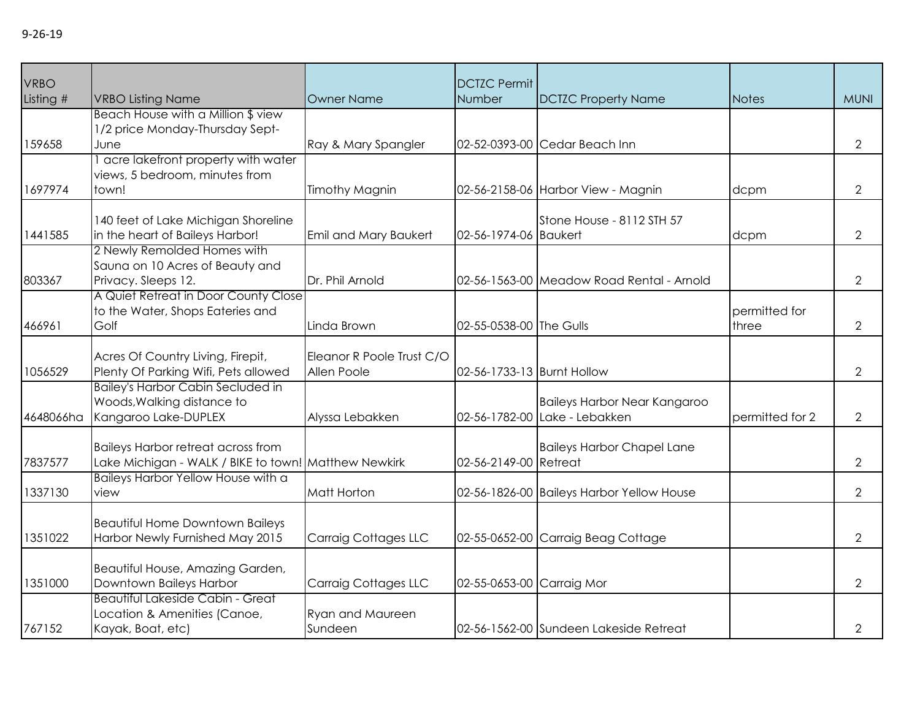9-26-19

| VRBO Listing # | VRBO Listing Name | Owner Name | DCTZC Permit Number | DCTZC Property Name | Notes | MUNI |
|---|---|---|---|---|---|---|
| 159658 | Beach House with a Million $ view 1/2 price Monday-Thursday Sept-June | Ray & Mary Spangler | 02-52-0393-00 | Cedar Beach Inn | | 2 |
| 1697974 | 1 acre lakefront property with water views, 5 bedroom, minutes from town! | Timothy Magnin | 02-56-2158-06 | Harbor View - Magnin | dcpm | 2 |
| 1441585 | 140 feet of Lake Michigan Shoreline in the heart of Baileys Harbor! | Emil and Mary Baukert | 02-56-1974-06 | Stone House - 8112 STH 57 Baukert | dcpm | 2 |
| 803367 | 2 Newly Remolded Homes with Sauna on 10 Acres of Beauty and Privacy. Sleeps 12. | Dr. Phil Arnold | 02-56-1563-00 | Meadow Road Rental - Arnold | | 2 |
| 466961 | A Quiet Retreat in Door County Close to the Water, Shops Eateries and Golf | Linda Brown | 02-55-0538-00 | The Gulls | permitted for three | 2 |
| 1056529 | Acres Of Country Living, Firepit, Plenty Of Parking Wifi, Pets allowed | Eleanor R Poole Trust C/O Allen Poole | 02-56-1733-13 | Burnt Hollow | | 2 |
| 4648066ha | Bailey's Harbor Cabin Secluded in Woods,Walking distance to Kangaroo Lake-DUPLEX | Alyssa Lebakken | 02-56-1782-00 | Baileys Harbor Near Kangaroo Lake - Lebakken | permitted for 2 | 2 |
| 7837577 | Baileys Harbor retreat across from Lake Michigan - WALK / BIKE to town! | Matthew Newkirk | 02-56-2149-00 | Baileys Harbor Chapel Lane Retreat | | 2 |
| 1337130 | Baileys Harbor Yellow House with a view | Matt Horton | 02-56-1826-00 | Baileys Harbor Yellow House | | 2 |
| 1351022 | Beautiful Home Downtown Baileys Harbor Newly Furnished May 2015 | Carraig Cottages LLC | 02-55-0652-00 | Carraig Beag Cottage | | 2 |
| 1351000 | Beautiful House, Amazing Garden, Downtown Baileys Harbor | Carraig Cottages LLC | 02-55-0653-00 | Carraig Mor | | 2 |
| 767152 | Beautiful Lakeside Cabin - Great Location & Amenities (Canoe, Kayak, Boat, etc) | Ryan and Maureen Sundeen | 02-56-1562-00 | Sundeen Lakeside Retreat | | 2 |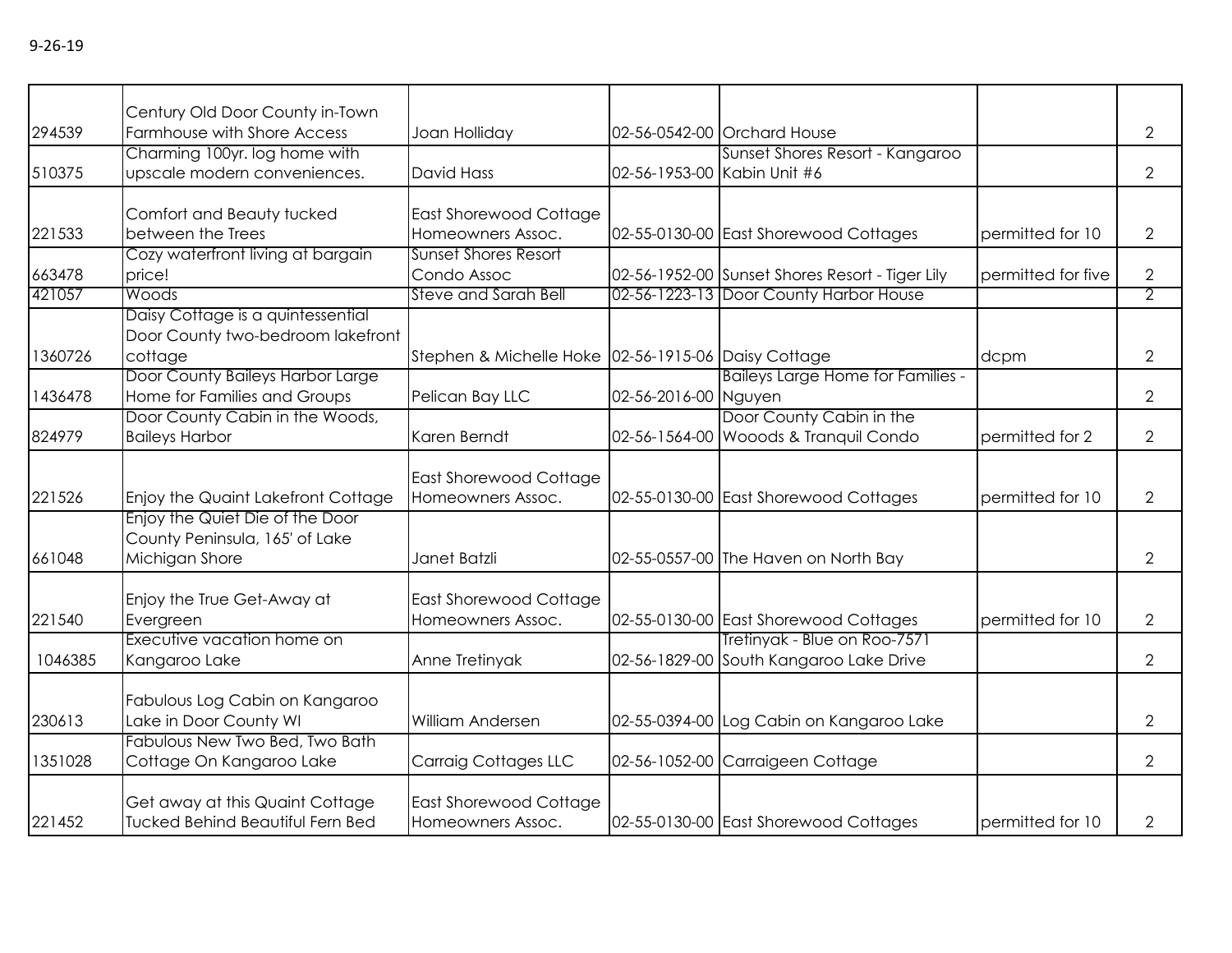9-26-19

| | | | | | | |
|---|---|---|---|---|---|---|
| 294539 | Century Old Door County in-Town Farmhouse with Shore Access | Joan Holliday | 02-56-0542-00 | Orchard House | | 2 |
| 510375 | Charming 100yr. log home with upscale modern conveniences. | David Hass | 02-56-1953-00 | Sunset Shores Resort - Kangaroo Kabin Unit #6 | | 2 |
| 221533 | Comfort and Beauty tucked between the Trees | East Shorewood Cottage Homeowners Assoc. | 02-55-0130-00 | East Shorewood Cottages | permitted for 10 | 2 |
| 663478 | Cozy waterfront living at bargain price! | Sunset Shores Resort Condo Assoc | 02-56-1952-00 | Sunset Shores Resort - Tiger Lily | permitted for five | 2 |
| 421057 | Woods | Steve and Sarah Bell | 02-56-1223-13 | Door County Harbor House | | 2 |
| 1360726 | Daisy Cottage is a quintessential Door County two-bedroom lakefront cottage | Stephen & Michelle Hoke | 02-56-1915-06 | Daisy Cottage | dcpm | 2 |
| 1436478 | Door County Baileys Harbor Large Home for Families and Groups | Pelican Bay LLC | 02-56-2016-00 | Baileys Large Home for Families - Nguyen | | 2 |
| 824979 | Door County Cabin in the Woods, Baileys Harbor | Karen Berndt | 02-56-1564-00 | Door County Cabin in the Wooods & Tranquil Condo | permitted for 2 | 2 |
| 221526 | Enjoy the Quaint Lakefront Cottage | East Shorewood Cottage Homeowners Assoc. | 02-55-0130-00 | East Shorewood Cottages | permitted for 10 | 2 |
| 661048 | Enjoy the Quiet Die of the Door County Peninsula, 165' of Lake Michigan Shore | Janet Batzli | 02-55-0557-00 | The Haven on North Bay | | 2 |
| 221540 | Enjoy the True Get-Away at Evergreen | East Shorewood Cottage Homeowners Assoc. | 02-55-0130-00 | East Shorewood Cottages | permitted for 10 | 2 |
| 1046385 | Executive vacation home on Kangaroo Lake | Anne Tretinyak | 02-56-1829-00 | Tretinyak - Blue on Roo-7571 South Kangaroo Lake Drive | | 2 |
| 230613 | Fabulous Log Cabin on Kangaroo Lake in Door County WI | William Andersen | 02-55-0394-00 | Log Cabin on Kangaroo Lake | | 2 |
| 1351028 | Fabulous New Two Bed, Two Bath Cottage On Kangaroo Lake | Carraig Cottages LLC | 02-56-1052-00 | Carraigeen Cottage | | 2 |
| 221452 | Get away at this Quaint Cottage Tucked Behind Beautiful Fern Bed | East Shorewood Cottage Homeowners Assoc. | 02-55-0130-00 | East Shorewood Cottages | permitted for 10 | 2 |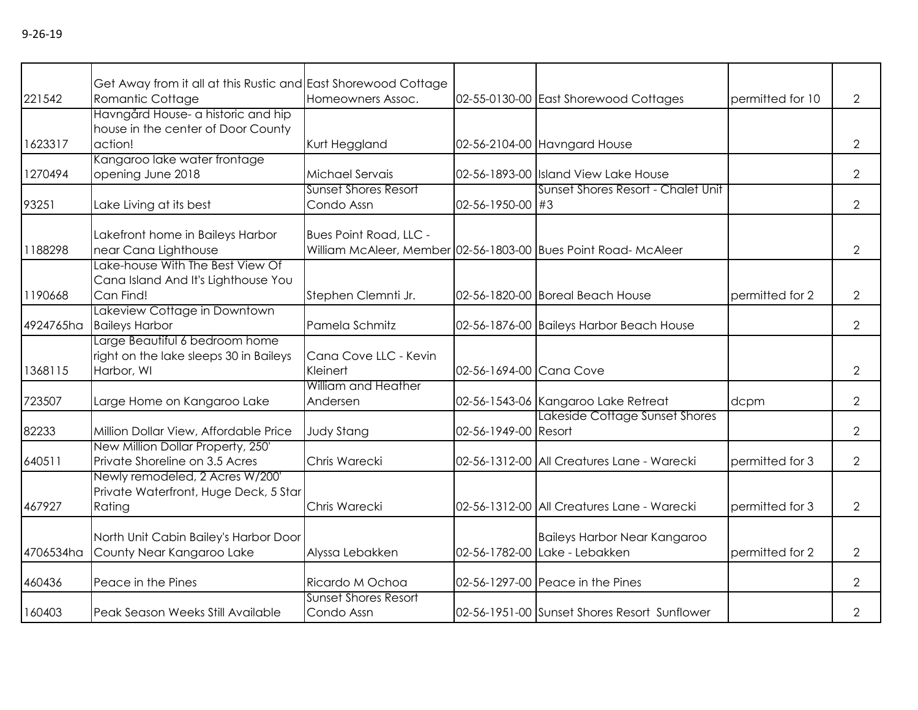9-26-19

| | | | | | | |
|---|---|---|---|---|---|---|
| 221542 | Get Away from it all at this Rustic and Romantic Cottage | East Shorewood Cottage Homeowners Assoc. | 02-55-0130-00 | East Shorewood Cottages | permitted for 10 | 2 |
| 1623317 | Havngård House- a historic and hip house in the center of Door County action! | Kurt Heggland | 02-56-2104-00 | Havngard House | | 2 |
| 1270494 | Kangaroo lake water frontage opening June 2018 | Michael Servais | 02-56-1893-00 | Island View Lake House | | 2 |
| 93251 | Lake Living at its best | Sunset Shores Resort Condo Assn | 02-56-1950-00 | Sunset Shores Resort - Chalet Unit #3 | | 2 |
| 1188298 | Lakefront home in Baileys Harbor near Cana Lighthouse | Bues Point Road, LLC - William McAleer, Member | 02-56-1803-00 | Bues Point Road- McAleer | | 2 |
| 1190668 | Lake-house With The Best View Of Cana Island And It's Lighthouse You Can Find! | Stephen Clemnti Jr. | 02-56-1820-00 | Boreal Beach House | permitted for 2 | 2 |
| 4924765ha | Lakeview Cottage in Downtown Baileys Harbor | Pamela Schmitz | 02-56-1876-00 | Baileys Harbor Beach House | | 2 |
| 1368115 | Large Beautiful 6 bedroom home right on the lake sleeps 30 in Baileys Harbor, WI | Cana Cove LLC - Kevin Kleinert | 02-56-1694-00 | Cana Cove | | 2 |
| 723507 | Large Home on Kangaroo Lake | William and Heather Andersen | 02-56-1543-06 | Kangaroo Lake Retreat | dcpm | 2 |
| 82233 | Million Dollar View, Affordable Price | Judy Stang | 02-56-1949-00 | Lakeside Cottage Sunset Shores Resort | | 2 |
| 640511 | New Million Dollar Property, 250' Private Shoreline on 3.5 Acres | Chris Warecki | 02-56-1312-00 | All Creatures Lane - Warecki | permitted for 3 | 2 |
| 467927 | Newly remodeled, 2 Acres W/200' Private Waterfront, Huge Deck, 5 Star Rating | Chris Warecki | 02-56-1312-00 | All Creatures Lane - Warecki | permitted for 3 | 2 |
| 4706534ha | North Unit Cabin Bailey's Harbor Door County Near Kangaroo Lake | Alyssa Lebakken | 02-56-1782-00 | Baileys Harbor Near Kangaroo Lake - Lebakken | permitted for 2 | 2 |
| 460436 | Peace in the Pines | Ricardo M Ochoa | 02-56-1297-00 | Peace in the Pines | | 2 |
| 160403 | Peak Season Weeks Still Available | Sunset Shores Resort Condo Assn | 02-56-1951-00 | Sunset Shores Resort Sunflower | | 2 |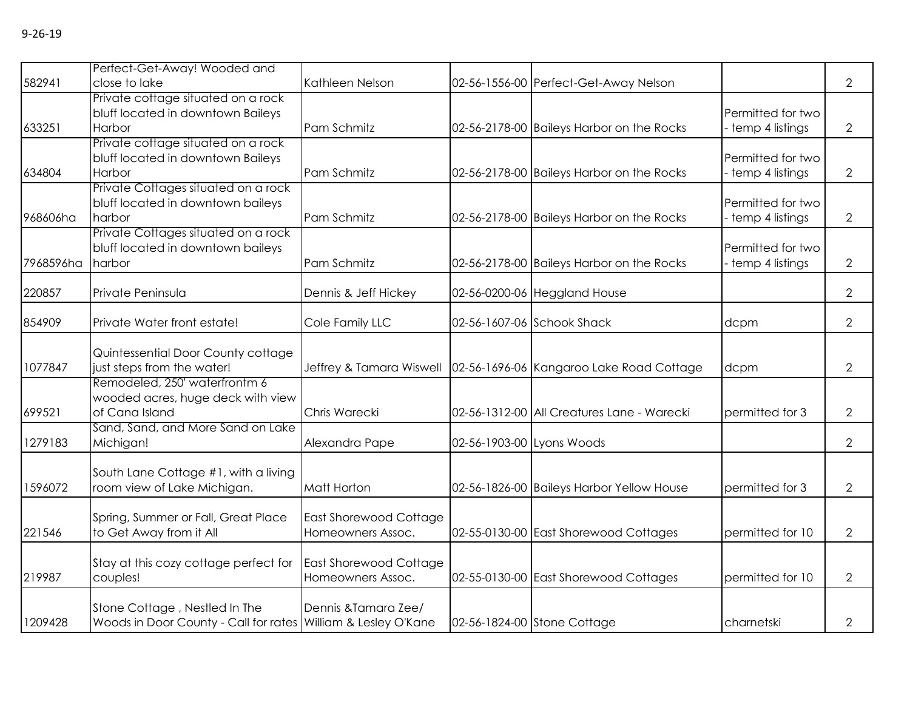9-26-19

| | | | | | | |
|---|---|---|---|---|---|---|
| 582941 | Perfect-Get-Away! Wooded and close to lake | Kathleen Nelson | 02-56-1556-00 | Perfect-Get-Away Nelson | | 2 |
| 633251 | Private cottage situated on a rock bluff located in downtown Baileys Harbor | Pam Schmitz | 02-56-2178-00 | Baileys Harbor on the Rocks | Permitted for two - temp 4 listings | 2 |
| 634804 | Private cottage situated on a rock bluff located in downtown Baileys Harbor | Pam Schmitz | 02-56-2178-00 | Baileys Harbor on the Rocks | Permitted for two - temp 4 listings | 2 |
| 968606ha | Private Cottages situated on a rock bluff located in downtown baileys harbor | Pam Schmitz | 02-56-2178-00 | Baileys Harbor on the Rocks | Permitted for two - temp 4 listings | 2 |
| 7968596ha | Private Cottages situated on a rock bluff located in downtown baileys harbor | Pam Schmitz | 02-56-2178-00 | Baileys Harbor on the Rocks | Permitted for two - temp 4 listings | 2 |
| 220857 | Private Peninsula | Dennis & Jeff Hickey | 02-56-0200-06 | Heggland House | | 2 |
| 854909 | Private Water front estate! | Cole Family LLC | 02-56-1607-06 | Schook Shack | dcpm | 2 |
| 1077847 | Quintessential Door County cottage just steps from the water! | Jeffrey & Tamara Wiswell | 02-56-1696-06 | Kangaroo Lake Road Cottage | dcpm | 2 |
| 699521 | Remodeled, 250' waterfrontm 6 wooded acres, huge deck with view of Cana Island | Chris Warecki | 02-56-1312-00 | All Creatures Lane - Warecki | permitted for 3 | 2 |
| 1279183 | Sand, Sand, and More Sand on Lake Michigan! | Alexandra Pape | 02-56-1903-00 | Lyons Woods | | 2 |
| 1596072 | South Lane Cottage #1, with a living room view of Lake Michigan. | Matt Horton | 02-56-1826-00 | Baileys Harbor Yellow House | permitted for 3 | 2 |
| 221546 | Spring, Summer or Fall, Great Place to Get Away from it All | East Shorewood Cottage Homeowners Assoc. | 02-55-0130-00 | East Shorewood Cottages | permitted for 10 | 2 |
| 219987 | Stay at this cozy cottage perfect for couples! | East Shorewood Cottage Homeowners Assoc. | 02-55-0130-00 | East Shorewood Cottages | permitted for 10 | 2 |
| 1209428 | Stone Cottage , Nestled In The Woods in Door County - Call for rates | Dennis &Tamara Zee/ William & Lesley O'Kane | 02-56-1824-00 | Stone Cottage | charnetski | 2 |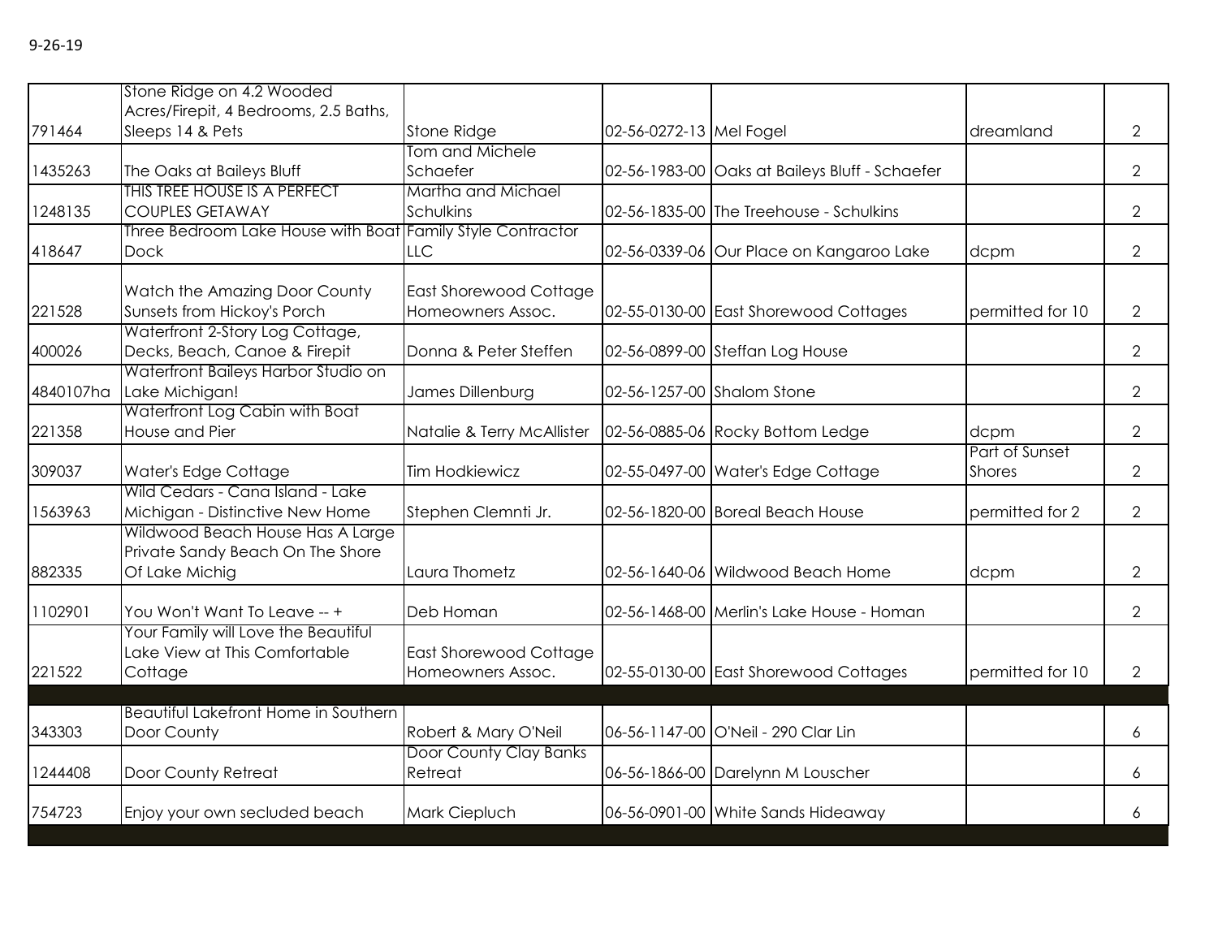9-26-19

| | | | | | | |
|---|---|---|---|---|---|---|
| 791464 | Stone Ridge on 4.2 Wooded Acres/Firepit, 4 Bedrooms, 2.5 Baths, Sleeps 14 & Pets | Stone Ridge | 02-56-0272-13 | Mel Fogel | dreamland | 2 |
| 1435263 | The Oaks at Baileys Bluff | Tom and Michele Schaefer | 02-56-1983-00 | Oaks at Baileys Bluff - Schaefer | | 2 |
| 1248135 | THIS TREE HOUSE IS A PERFECT COUPLES GETAWAY | Martha and Michael Schulkins | 02-56-1835-00 | The Treehouse - Schulkins | | 2 |
| 418647 | Three Bedroom Lake House with Boat Dock | Family Style Contractor LLC | 02-56-0339-06 | Our Place on Kangaroo Lake | dcpm | 2 |
| 221528 | Watch the Amazing Door County Sunsets from Hickoy's Porch | East Shorewood Cottage Homeowners Assoc. | 02-55-0130-00 | East Shorewood Cottages | permitted for 10 | 2 |
| 400026 | Waterfront 2-Story Log Cottage, Decks, Beach, Canoe & Firepit | Donna & Peter Steffen | 02-56-0899-00 | Steffan Log House | | 2 |
| 4840107ha | Waterfront Baileys Harbor Studio on Lake Michigan! | James Dillenburg | 02-56-1257-00 | Shalom Stone | | 2 |
| 221358 | Waterfront Log Cabin with Boat House and Pier | Natalie & Terry McAllister | 02-56-0885-06 | Rocky Bottom Ledge | dcpm | 2 |
| 309037 | Water's Edge Cottage | Tim Hodkiewicz | 02-55-0497-00 | Water's Edge Cottage | Part of Sunset Shores | 2 |
| 1563963 | Wild Cedars - Cana Island - Lake Michigan - Distinctive New Home | Stephen Clemnti Jr. | 02-56-1820-00 | Boreal Beach House | permitted for 2 | 2 |
| 882335 | Wildwood Beach House Has A Large Private Sandy Beach On The Shore Of Lake Michig | Laura Thometz | 02-56-1640-06 | Wildwood Beach Home | dcpm | 2 |
| 1102901 | You Won't Want To Leave -- + | Deb Homan | 02-56-1468-00 | Merlin's Lake House - Homan | | 2 |
| 221522 | Your Family will Love the Beautiful Lake View at This Comfortable Cottage | East Shorewood Cottage Homeowners Assoc. | 02-55-0130-00 | East Shorewood Cottages | permitted for 10 | 2 |
| | | | | | | |
| 343303 | Beautiful Lakefront Home in Southern Door County | Robert & Mary O'Neil | 06-56-1147-00 | O'Neil - 290 Clar Lin | | 6 |
| 1244408 | Door County Retreat | Door County Clay Banks Retreat | 06-56-1866-00 | Darelynn M Louscher | | 6 |
| 754723 | Enjoy your own secluded beach | Mark Ciepluch | 06-56-0901-00 | White Sands Hideaway | | 6 |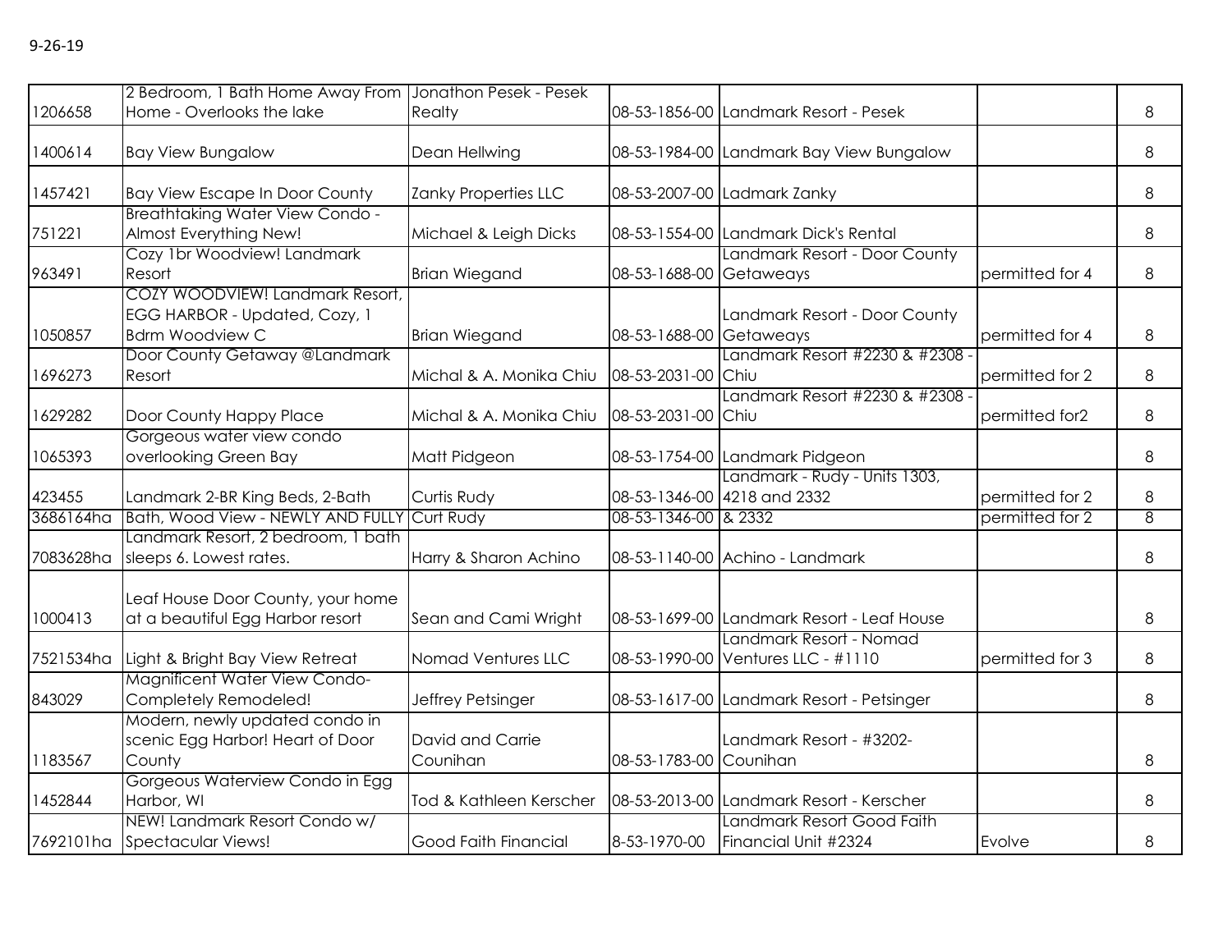9-26-19

| | | | | | | |
|---|---|---|---|---|---|---|
| 1206658 | 2 Bedroom, 1 Bath Home Away From Home - Overlooks the lake | Jonathon Pesek - Pesek Realty | 08-53-1856-00 | Landmark Resort - Pesek | | 8 |
| 1400614 | Bay View Bungalow | Dean Hellwing | 08-53-1984-00 | Landmark Bay View Bungalow | | 8 |
| 1457421 | Bay View Escape In Door County | Zanky Properties LLC | 08-53-2007-00 | Ladmark Zanky | | 8 |
| 751221 | Breathtaking Water View Condo - Almost Everything New! | Michael & Leigh Dicks | 08-53-1554-00 | Landmark Dick's Rental | | 8 |
| 963491 | Cozy 1br Woodview! Landmark Resort | Brian Wiegand | 08-53-1688-00 | Landmark Resort - Door County Getaweays | permitted for 4 | 8 |
| 1050857 | COZY WOODVIEW! Landmark Resort, EGG HARBOR - Updated, Cozy, 1 Bdrm Woodview C | Brian Wiegand | 08-53-1688-00 | Landmark Resort - Door County Getaweays | permitted for 4 | 8 |
| 1696273 | Door County Getaway @Landmark Resort | Michal & A. Monika Chiu | 08-53-2031-00 | Landmark Resort #2230 & #2308 - Chiu | permitted for 2 | 8 |
| 1629282 | Door County Happy Place | Michal & A. Monika Chiu | 08-53-2031-00 | Landmark Resort #2230 & #2308 - Chiu | permitted for2 | 8 |
| 1065393 | Gorgeous water view condo overlooking Green Bay | Matt Pidgeon | 08-53-1754-00 | Landmark Pidgeon | | 8 |
| 423455 | Landmark 2-BR King Beds, 2-Bath | Curtis Rudy | 08-53-1346-00 | Landmark - Rudy - Units 1303, 4218 and 2332 | permitted for 2 | 8 |
| 3686164ha | Bath, Wood View - NEWLY AND FULLY | Curt Rudy | 08-53-1346-00 | & 2332 | permitted for 2 | 8 |
| 7083628ha | Landmark Resort, 2 bedroom, 1 bath sleeps 6. Lowest rates. | Harry & Sharon Achino | 08-53-1140-00 | Achino - Landmark | | 8 |
| 1000413 | Leaf House Door County, your home at a beautiful Egg Harbor resort | Sean and Cami Wright | 08-53-1699-00 | Landmark Resort - Leaf House | | 8 |
| 7521534ha | Light & Bright Bay View Retreat | Nomad Ventures LLC | 08-53-1990-00 | Landmark Resort - Nomad Ventures LLC - #1110 | permitted for 3 | 8 |
| 843029 | Magnificent Water View Condo- Completely Remodeled! | Jeffrey Petsinger | 08-53-1617-00 | Landmark Resort - Petsinger | | 8 |
| 1183567 | Modern, newly updated condo in scenic Egg Harbor! Heart of Door County | David and Carrie Counihan | 08-53-1783-00 | Landmark Resort - #3202- Counihan | | 8 |
| 1452844 | Gorgeous Waterview Condo in Egg Harbor, WI | Tod & Kathleen Kerscher | 08-53-2013-00 | Landmark Resort - Kerscher | | 8 |
| 7692101ha | NEW! Landmark Resort Condo w/ Spectacular Views! | Good Faith Financial | 8-53-1970-00 | Landmark Resort Good Faith Financial Unit #2324 | Evolve | 8 |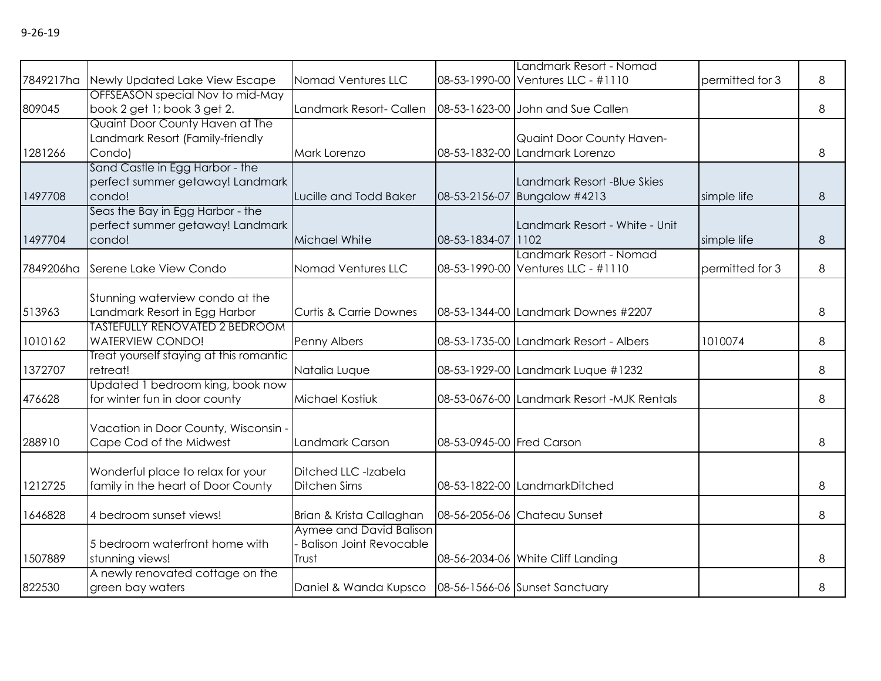9-26-19

| | | | | | | |
|---|---|---|---|---|---|---|
| 7849217ha | Newly Updated Lake View Escape | Nomad Ventures LLC | 08-53-1990-00 | Landmark Resort - Nomad Ventures LLC - #1110 | permitted for 3 | 8 |
| 809045 | OFFSEASON special Nov to mid-May book 2 get 1; book 3 get 2. | Landmark Resort- Callen | 08-53-1623-00 | John and Sue Callen | | 8 |
| 1281266 | Quaint Door County Haven at The Landmark Resort (Family-friendly Condo) | Mark Lorenzo | 08-53-1832-00 | Quaint Door County Haven- Landmark Lorenzo | | 8 |
| 1497708 | Sand Castle in Egg Harbor - the perfect summer getaway! Landmark condo! | Lucille and Todd Baker | 08-53-2156-07 | Landmark Resort -Blue Skies Bungalow #4213 | simple life | 8 |
| 1497704 | Seas the Bay in Egg Harbor - the perfect summer getaway! Landmark condo! | Michael White | 08-53-1834-07 | Landmark Resort - White - Unit 1102 | simple life | 8 |
| 7849206ha | Serene Lake View Condo | Nomad Ventures LLC | 08-53-1990-00 | Landmark Resort - Nomad Ventures LLC - #1110 | permitted for 3 | 8 |
| 513963 | Stunning waterview condo at the Landmark Resort in Egg Harbor | Curtis & Carrie Downes | 08-53-1344-00 | Landmark Downes #2207 | | 8 |
| 1010162 | TASTEFULLY RENOVATED 2 BEDROOM WATERVIEW CONDO! | Penny Albers | 08-53-1735-00 | Landmark Resort - Albers | 1010074 | 8 |
| 1372707 | Treat yourself staying at this romantic retreat! | Natalia Luque | 08-53-1929-00 | Landmark Luque #1232 | | 8 |
| 476628 | Updated 1 bedroom king, book now for winter fun in door county | Michael Kostiuk | 08-53-0676-00 | Landmark Resort -MJK Rentals | | 8 |
| 288910 | Vacation in Door County, Wisconsin - Cape Cod of the Midwest | Landmark Carson | 08-53-0945-00 | Fred Carson | | 8 |
| 1212725 | Wonderful place to relax for your family in the heart of Door County | Ditched LLC -Izabela Ditchen Sims | 08-53-1822-00 | LandmarkDitched | | 8 |
| 1646828 | 4 bedroom sunset views! | Brian & Krista Callaghan | 08-56-2056-06 | Chateau Sunset | | 8 |
| 1507889 | 5 bedroom waterfront home with stunning views! | Aymee and David Balison - Balison Joint Revocable Trust | 08-56-2034-06 | White Cliff Landing | | 8 |
| 822530 | A newly renovated cottage on the green bay waters | Daniel & Wanda Kupsco | 08-56-1566-06 | Sunset Sanctuary | | 8 |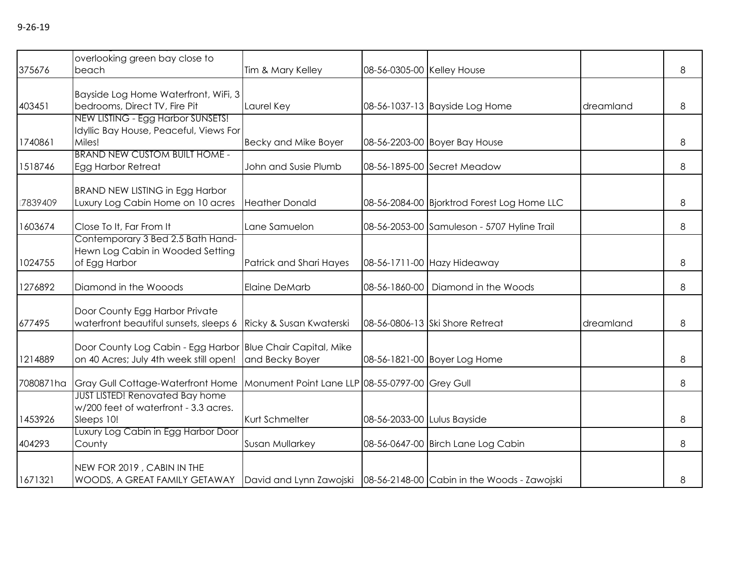9-26-19

| | | | | | | |
|---|---|---|---|---|---|---|
| 375676 | overlooking green bay close to beach | Tim & Mary Kelley | 08-56-0305-00 | Kelley House | | 8 |
| 403451 | Bayside Log Home Waterfront, WiFi, 3 bedrooms, Direct TV, Fire Pit | Laurel Key | 08-56-1037-13 | Bayside Log Home | dreamland | 8 |
| 1740861 | NEW LISTING - Egg Harbor SUNSETS! Idyllic Bay House, Peaceful, Views For Miles! | Becky and Mike Boyer | 08-56-2203-00 | Boyer Bay House | | 8 |
| 1518746 | BRAND NEW CUSTOM BUILT HOME - Egg Harbor Retreat | John and Susie Plumb | 08-56-1895-00 | Secret Meadow | | 8 |
| 7839409 | BRAND NEW LISTING in Egg Harbor Luxury Log Cabin Home on 10 acres | Heather Donald | 08-56-2084-00 | Bjorktrod Forest Log Home LLC | | 8 |
| 1603674 | Close To It, Far From It | Lane Samuelon | 08-56-2053-00 | Samuleson - 5707 Hyline Trail | | 8 |
| 1024755 | Contemporary 3 Bed 2.5 Bath Hand-Hewn Log Cabin in Wooded Setting of Egg Harbor | Patrick and Shari Hayes | 08-56-1711-00 | Hazy Hideaway | | 8 |
| 1276892 | Diamond in the Wooods | Elaine DeMarb | 08-56-1860-00 | Diamond in the Woods | | 8 |
| 677495 | Door County Egg Harbor Private waterfront beautiful sunsets, sleeps 6 | Ricky & Susan Kwaterski | 08-56-0806-13 | Ski Shore Retreat | dreamland | 8 |
| 1214889 | Door County Log Cabin - Egg Harbor on 40 Acres; July 4th week still open! | Blue Chair Capital, Mike and Becky Boyer | 08-56-1821-00 | Boyer Log Home | | 8 |
| 7080871ha | Gray Gull Cottage-Waterfront Home | Monument Point Lane LLP | 08-55-0797-00 | Grey Gull | | 8 |
| 1453926 | JUST LISTED! Renovated Bay home w/200 feet of waterfront - 3.3 acres. Sleeps 10! | Kurt Schmelter | 08-56-2033-00 | Lulus Bayside | | 8 |
| 404293 | Luxury Log Cabin in Egg Harbor Door County | Susan Mullarkey | 08-56-0647-00 | Birch Lane Log Cabin | | 8 |
| 1671321 | NEW FOR 2019 , CABIN IN THE WOODS, A GREAT FAMILY GETAWAY | David and Lynn Zawojski | 08-56-2148-00 | Cabin in the Woods - Zawojski | | 8 |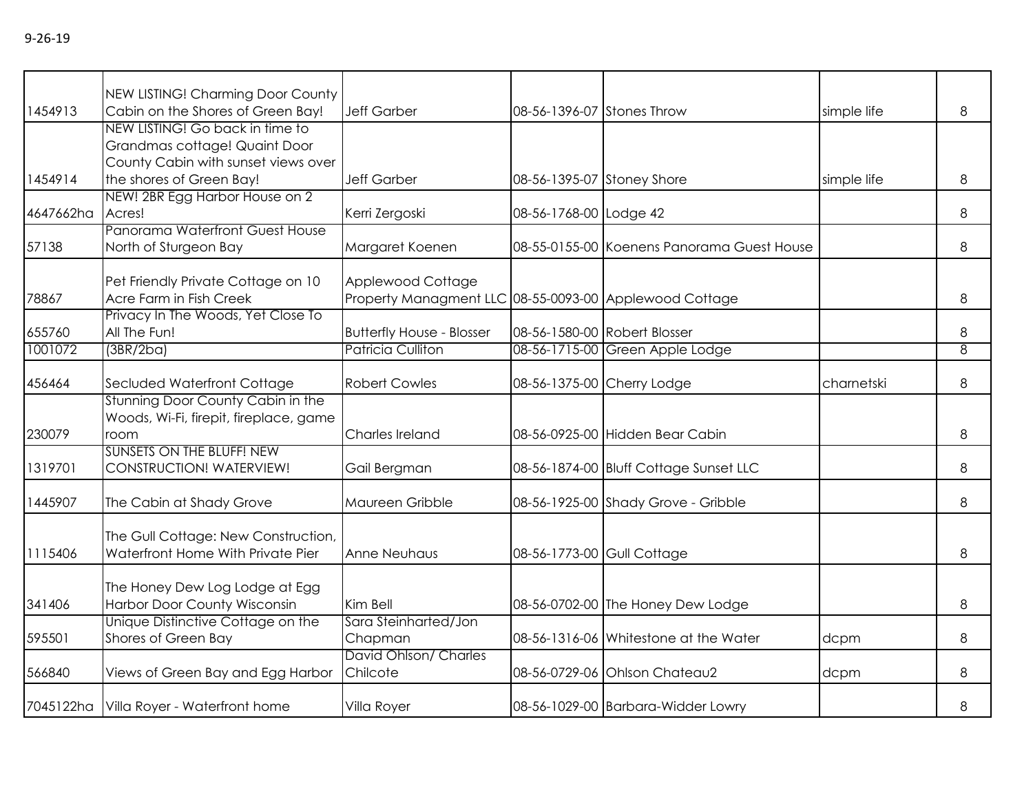9-26-19

| | | | | | | |
|---|---|---|---|---|---|---|
| 1454913 | NEW LISTING! Charming Door County Cabin on the Shores of Green Bay! | Jeff Garber | 08-56-1396-07 | Stones Throw | simple life | 8 |
| 1454914 | NEW LISTING! Go back in time to Grandmas cottage! Quaint Door County Cabin with sunset views over the shores of Green Bay! | Jeff Garber | 08-56-1395-07 | Stoney Shore | simple life | 8 |
| 4647662ha | NEW! 2BR Egg Harbor House on 2 Acres! | Kerri Zergoski | 08-56-1768-00 | Lodge 42 | | 8 |
| 57138 | Panorama Waterfront Guest House North of Sturgeon Bay | Margaret Koenen | 08-55-0155-00 | Koenens Panorama Guest House | | 8 |
| 78867 | Pet Friendly Private Cottage on 10 Acre Farm in Fish Creek | Applewood Cottage Property Managment LLC | 08-55-0093-00 | Applewood Cottage | | 8 |
| 655760 | Privacy In The Woods, Yet Close To All The Fun! | Butterfly House - Blosser | 08-56-1580-00 | Robert Blosser | | 8 |
| 1001072 | (3BR/2ba) | Patricia Culliton | 08-56-1715-00 | Green Apple Lodge | | 8 |
| 456464 | Secluded Waterfront Cottage | Robert Cowles | 08-56-1375-00 | Cherry Lodge | charnetski | 8 |
| 230079 | Stunning Door County Cabin in the Woods, Wi-Fi, firepit, fireplace, game room | Charles Ireland | 08-56-0925-00 | Hidden Bear Cabin | | 8 |
| 1319701 | SUNSETS ON THE BLUFF! NEW CONSTRUCTION! WATERVIEW! | Gail Bergman | 08-56-1874-00 | Bluff Cottage Sunset LLC | | 8 |
| 1445907 | The Cabin at Shady Grove | Maureen Gribble | 08-56-1925-00 | Shady Grove - Gribble | | 8 |
| 1115406 | The Gull Cottage: New Construction, Waterfront Home With Private Pier | Anne Neuhaus | 08-56-1773-00 | Gull Cottage | | 8 |
| 341406 | The Honey Dew Log Lodge at Egg Harbor Door County Wisconsin | Kim Bell | 08-56-0702-00 | The Honey Dew Lodge | | 8 |
| 595501 | Unique Distinctive Cottage on the Shores of Green Bay | Sara Steinharted/Jon Chapman | 08-56-1316-06 | Whitestone at the Water | dcpm | 8 |
| 566840 | Views of Green Bay and Egg Harbor | David Ohlson/ Charles Chilcote | 08-56-0729-06 | Ohlson Chateau2 | dcpm | 8 |
| 7045122ha | Villa Royer - Waterfront home | Villa Royer | 08-56-1029-00 | Barbara-Widder Lowry | | 8 |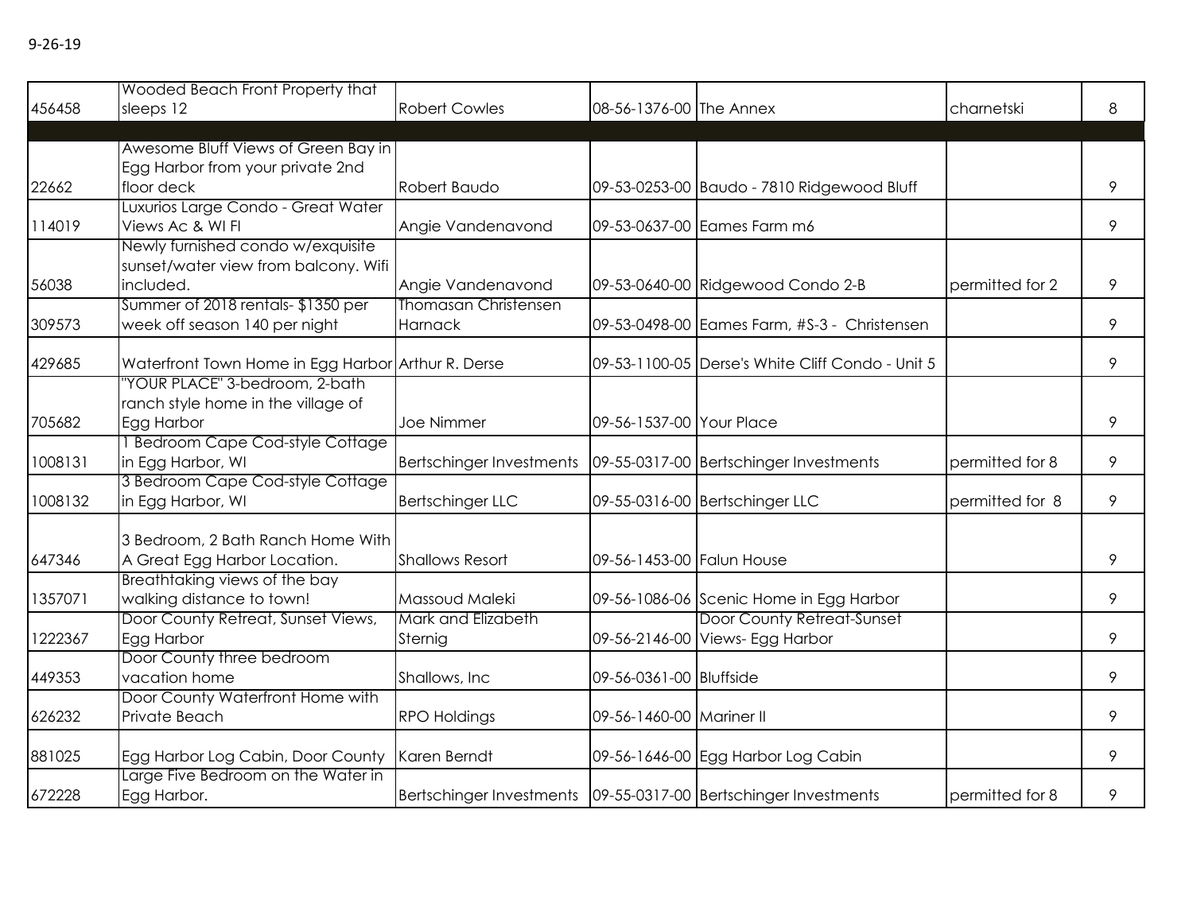9-26-19

| | | | | | | |
|---|---|---|---|---|---|---|
| 456458 | Wooded Beach Front Property that sleeps 12 | Robert Cowles | 08-56-1376-00 | The Annex | charnetski | 8 |
| | | | | | | |
| 22662 | Awesome Bluff Views of Green Bay in Egg Harbor from your private 2nd floor deck | Robert Baudo | 09-53-0253-00 | Baudo - 7810 Ridgewood Bluff | | 9 |
| 114019 | Luxurios Large Condo - Great Water Views Ac & WI FI | Angie Vandenavond | 09-53-0637-00 | Eames Farm m6 | | 9 |
| 56038 | Newly furnished condo w/exquisite sunset/water view from balcony. Wifi included. | Angie Vandenavond | 09-53-0640-00 | Ridgewood Condo 2-B | permitted for 2 | 9 |
| 309573 | Summer of 2018 rentals- $1350 per week off season 140 per night | Thomasan Christensen Harnack | 09-53-0498-00 | Eames Farm, #S-3 - Christensen | | 9 |
| 429685 | Waterfront Town Home in Egg Harbor | Arthur R. Derse | 09-53-1100-05 | Derse's White Cliff Condo - Unit 5 | | 9 |
| 705682 | "YOUR PLACE" 3-bedroom, 2-bath ranch style home in the village of Egg Harbor | Joe Nimmer | 09-56-1537-00 | Your Place | | 9 |
| 1008131 | 1 Bedroom Cape Cod-style Cottage in Egg Harbor, WI | Bertschinger Investments | 09-55-0317-00 | Bertschinger Investments | permitted for 8 | 9 |
| 1008132 | 3 Bedroom Cape Cod-style Cottage in Egg Harbor, WI | Bertschinger LLC | 09-55-0316-00 | Bertschinger LLC | permitted for 8 | 9 |
| 647346 | 3 Bedroom, 2 Bath Ranch Home With A Great Egg Harbor Location. | Shallows Resort | 09-56-1453-00 | Falun House | | 9 |
| 1357071 | Breathtaking views of the bay walking distance to town! | Massoud Maleki | 09-56-1086-06 | Scenic Home in Egg Harbor | | 9 |
| 1222367 | Door County Retreat, Sunset Views, Egg Harbor | Mark and Elizabeth Sternig | 09-56-2146-00 | Door County Retreat-Sunset Views- Egg Harbor | | 9 |
| 449353 | Door County three bedroom vacation home | Shallows, Inc | 09-56-0361-00 | Bluffside | | 9 |
| 626232 | Door County Waterfront Home with Private Beach | RPO Holdings | 09-56-1460-00 | Mariner II | | 9 |
| 881025 | Egg Harbor Log Cabin, Door County | Karen Berndt | 09-56-1646-00 | Egg Harbor Log Cabin | | 9 |
| 672228 | Large Five Bedroom on the Water in Egg Harbor. | Bertschinger Investments | 09-55-0317-00 | Bertschinger Investments | permitted for 8 | 9 |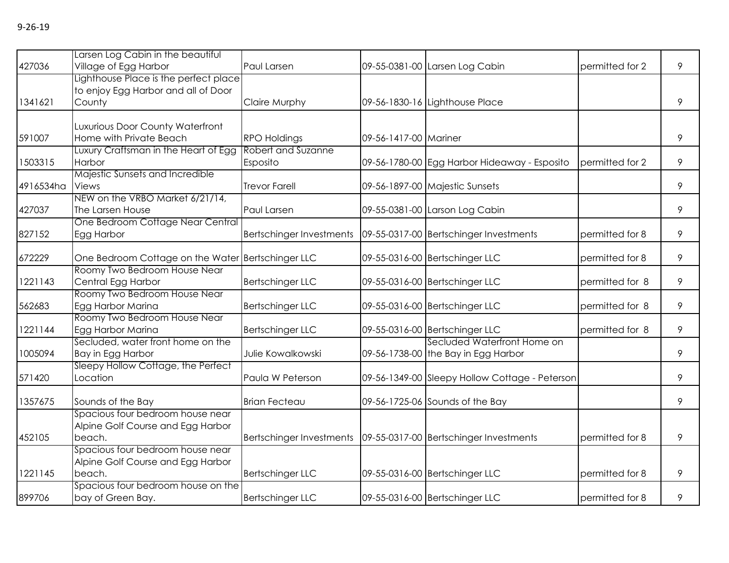9-26-19

| | | | | | | |
|---|---|---|---|---|---|---|
| 427036 | Larsen Log Cabin in the beautiful Village of Egg Harbor | Paul Larsen | 09-55-0381-00 | Larsen Log Cabin | permitted for 2 | 9 |
| 1341621 | Lighthouse Place is the perfect place to enjoy Egg Harbor and all of Door County | Claire Murphy | 09-56-1830-16 | Lighthouse Place | | 9 |
| 591007 | Luxurious Door County Waterfront Home with Private Beach | RPO Holdings | 09-56-1417-00 | Mariner | | 9 |
| 1503315 | Luxury Craftsman in the Heart of Egg Harbor | Robert and Suzanne Esposito | 09-56-1780-00 | Egg Harbor Hideaway - Esposito | permitted for 2 | 9 |
| 4916534ha | Majestic Sunsets and Incredible Views | Trevor Farell | 09-56-1897-00 | Majestic Sunsets | | 9 |
| 427037 | NEW on the VRBO Market 6/21/14, The Larsen House | Paul Larsen | 09-55-0381-00 | Larson Log Cabin | | 9 |
| 827152 | One Bedroom Cottage Near Central Egg Harbor | Bertschinger Investments | 09-55-0317-00 | Bertschinger Investments | permitted for 8 | 9 |
| 672229 | One Bedroom Cottage on the Water | Bertschinger LLC | 09-55-0316-00 | Bertschinger LLC | permitted for 8 | 9 |
| 1221143 | Roomy Two Bedroom House Near Central Egg Harbor | Bertschinger LLC | 09-55-0316-00 | Bertschinger LLC | permitted for 8 | 9 |
| 562683 | Roomy Two Bedroom House Near Egg Harbor Marina | Bertschinger LLC | 09-55-0316-00 | Bertschinger LLC | permitted for 8 | 9 |
| 1221144 | Roomy Two Bedroom House Near Egg Harbor Marina | Bertschinger LLC | 09-55-0316-00 | Bertschinger LLC | permitted for 8 | 9 |
| 1005094 | Secluded, water front home on the Bay in Egg Harbor | Julie Kowalkowski | 09-56-1738-00 | Secluded Waterfront Home on the Bay in Egg Harbor | | 9 |
| 571420 | Sleepy Hollow Cottage, the Perfect Location | Paula W Peterson | 09-56-1349-00 | Sleepy Hollow Cottage - Peterson | | 9 |
| 1357675 | Sounds of the Bay | Brian Fecteau | 09-56-1725-06 | Sounds of the Bay | | 9 |
| 452105 | Spacious four bedroom house near Alpine Golf Course and Egg Harbor beach. | Bertschinger Investments | 09-55-0317-00 | Bertschinger Investments | permitted for 8 | 9 |
| 1221145 | Spacious four bedroom house near Alpine Golf Course and Egg Harbor beach. | Bertschinger LLC | 09-55-0316-00 | Bertschinger LLC | permitted for 8 | 9 |
| 899706 | Spacious four bedroom house on the bay of Green Bay. | Bertschinger LLC | 09-55-0316-00 | Bertschinger LLC | permitted for 8 | 9 |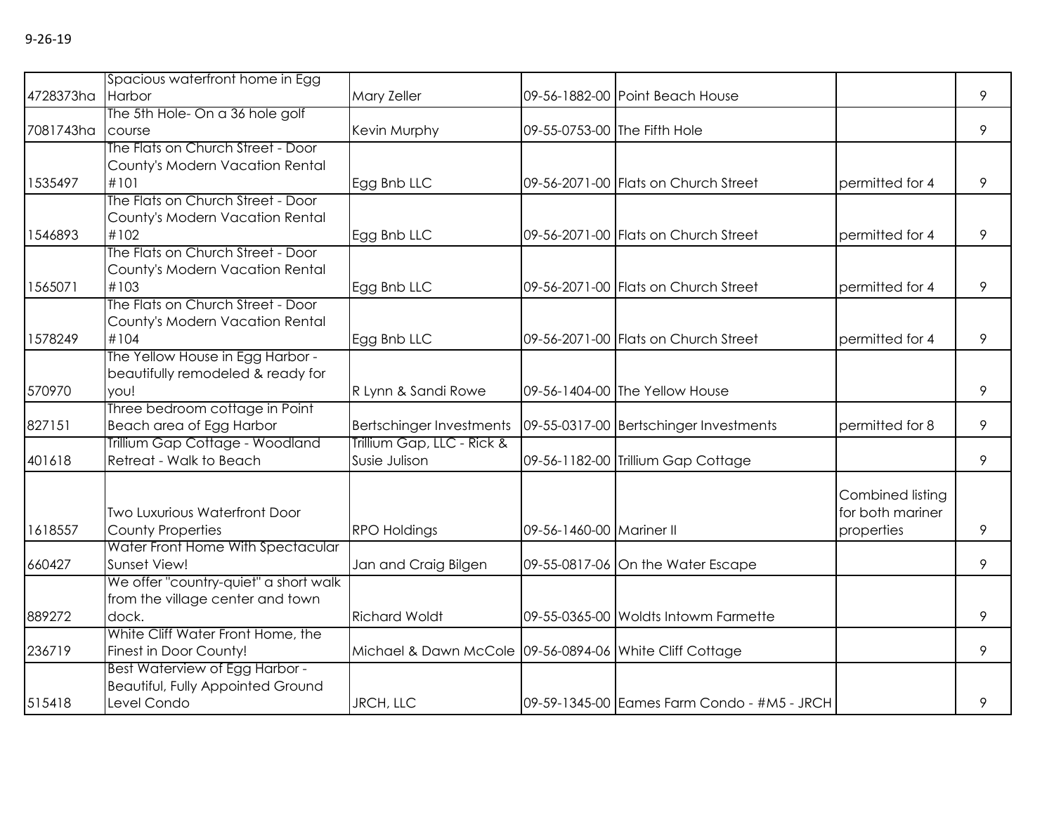9-26-19

| | | | | | | |
|---|---|---|---|---|---|---|
| 4728373ha | Spacious waterfront home in Egg Harbor | Mary Zeller | 09-56-1882-00 | Point Beach House | | 9 |
| 7081743ha | The 5th Hole- On a 36 hole golf course | Kevin Murphy | 09-55-0753-00 | The Fifth Hole | | 9 |
| 1535497 | The Flats on Church Street - Door County's Modern Vacation Rental #101 | Egg Bnb LLC | 09-56-2071-00 | Flats on Church Street | permitted for 4 | 9 |
| 1546893 | The Flats on Church Street - Door County's Modern Vacation Rental #102 | Egg Bnb LLC | 09-56-2071-00 | Flats on Church Street | permitted for 4 | 9 |
| 1565071 | The Flats on Church Street - Door County's Modern Vacation Rental #103 | Egg Bnb LLC | 09-56-2071-00 | Flats on Church Street | permitted for 4 | 9 |
| 1578249 | The Flats on Church Street - Door County's Modern Vacation Rental #104 | Egg Bnb LLC | 09-56-2071-00 | Flats on Church Street | permitted for 4 | 9 |
| 570970 | The Yellow House in Egg Harbor - beautifully remodeled & ready for you! | R Lynn & Sandi Rowe | 09-56-1404-00 | The Yellow House | | 9 |
| 827151 | Three bedroom cottage in Point Beach area of Egg Harbor | Bertschinger Investments | 09-55-0317-00 | Bertschinger Investments | permitted for 8 | 9 |
| 401618 | Trillium Gap Cottage - Woodland Retreat - Walk to Beach | Trillium Gap, LLC - Rick & Susie Julison | 09-56-1182-00 | Trillium Gap Cottage | | 9 |
| 1618557 | Two Luxurious Waterfront Door County Properties | RPO Holdings | 09-56-1460-00 | Mariner II | Combined listing for both mariner properties | 9 |
| 660427 | Water Front Home With Spectacular Sunset View! | Jan and Craig Bilgen | 09-55-0817-06 | On the Water Escape | | 9 |
| 889272 | We offer "country-quiet" a short walk from the village center and town dock. | Richard Woldt | 09-55-0365-00 | Woldts Intowm Farmette | | 9 |
| 236719 | White Cliff Water Front Home, the Finest in Door County! | Michael & Dawn McCole | 09-56-0894-06 | White Cliff Cottage | | 9 |
| 515418 | Best Waterview of Egg Harbor - Beautiful, Fully Appointed Ground Level Condo | JRCH, LLC | 09-59-1345-00 | Eames Farm Condo - #M5 - JRCH | | 9 |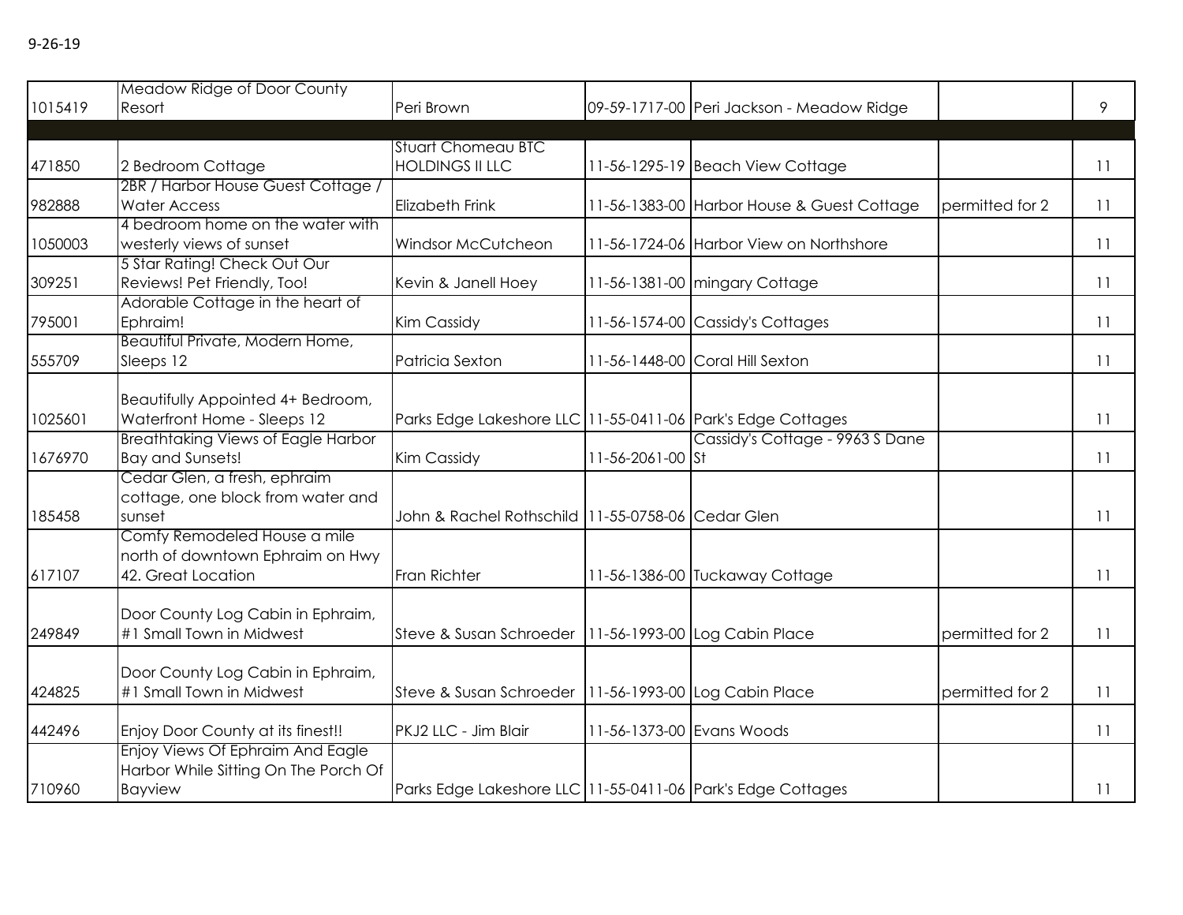9-26-19

| | | | | | | |
|---|---|---|---|---|---|---|
| 1015419 | Meadow Ridge of Door County Resort | Peri Brown | 09-59-1717-00 | Peri Jackson - Meadow Ridge | | 9 |
| | | | | | | |
| 471850 | 2 Bedroom Cottage | Stuart Chomeau BTC HOLDINGS II LLC | 11-56-1295-19 | Beach View Cottage | | 11 |
| 982888 | 2BR / Harbor House Guest Cottage / Water Access | Elizabeth Frink | 11-56-1383-00 | Harbor House & Guest Cottage | permitted for 2 | 11 |
| 1050003 | 4 bedroom home on the water with westerly views of sunset | Windsor McCutcheon | 11-56-1724-06 | Harbor View on Northshore | | 11 |
| 309251 | 5 Star Rating! Check Out Our Reviews! Pet Friendly, Too! | Kevin & Janell Hoey | 11-56-1381-00 | mingary Cottage | | 11 |
| 795001 | Adorable Cottage in the heart of Ephraim! | Kim Cassidy | 11-56-1574-00 | Cassidy's Cottages | | 11 |
| 555709 | Beautiful Private, Modern Home, Sleeps 12 | Patricia Sexton | 11-56-1448-00 | Coral Hill Sexton | | 11 |
| 1025601 | Beautifully Appointed 4+ Bedroom, Waterfront Home - Sleeps 12 | Parks Edge Lakeshore LLC | 11-55-0411-06 | Park's Edge Cottages | | 11 |
| 1676970 | Breathtaking Views of Eagle Harbor Bay and Sunsets! | Kim Cassidy | 11-56-2061-00 | Cassidy's Cottage - 9963 S Dane St | | 11 |
| 185458 | Cedar Glen, a fresh, ephraim cottage, one block from water and sunset | John & Rachel Rothschild | 11-55-0758-06 | Cedar Glen | | 11 |
| 617107 | Comfy Remodeled House a mile north of downtown Ephraim on Hwy 42. Great Location | Fran Richter | 11-56-1386-00 | Tuckaway Cottage | | 11 |
| 249849 | Door County Log Cabin in Ephraim, #1 Small Town in Midwest | Steve & Susan Schroeder | 11-56-1993-00 | Log Cabin Place | permitted for 2 | 11 |
| 424825 | Door County Log Cabin in Ephraim, #1 Small Town in Midwest | Steve & Susan Schroeder | 11-56-1993-00 | Log Cabin Place | permitted for 2 | 11 |
| 442496 | Enjoy Door County at its finest!! | PKJ2 LLC - Jim Blair | 11-56-1373-00 | Evans Woods | | 11 |
| 710960 | Enjoy Views Of Ephraim And Eagle Harbor While Sitting On The Porch Of Bayview | Parks Edge Lakeshore LLC | 11-55-0411-06 | Park's Edge Cottages | | 11 |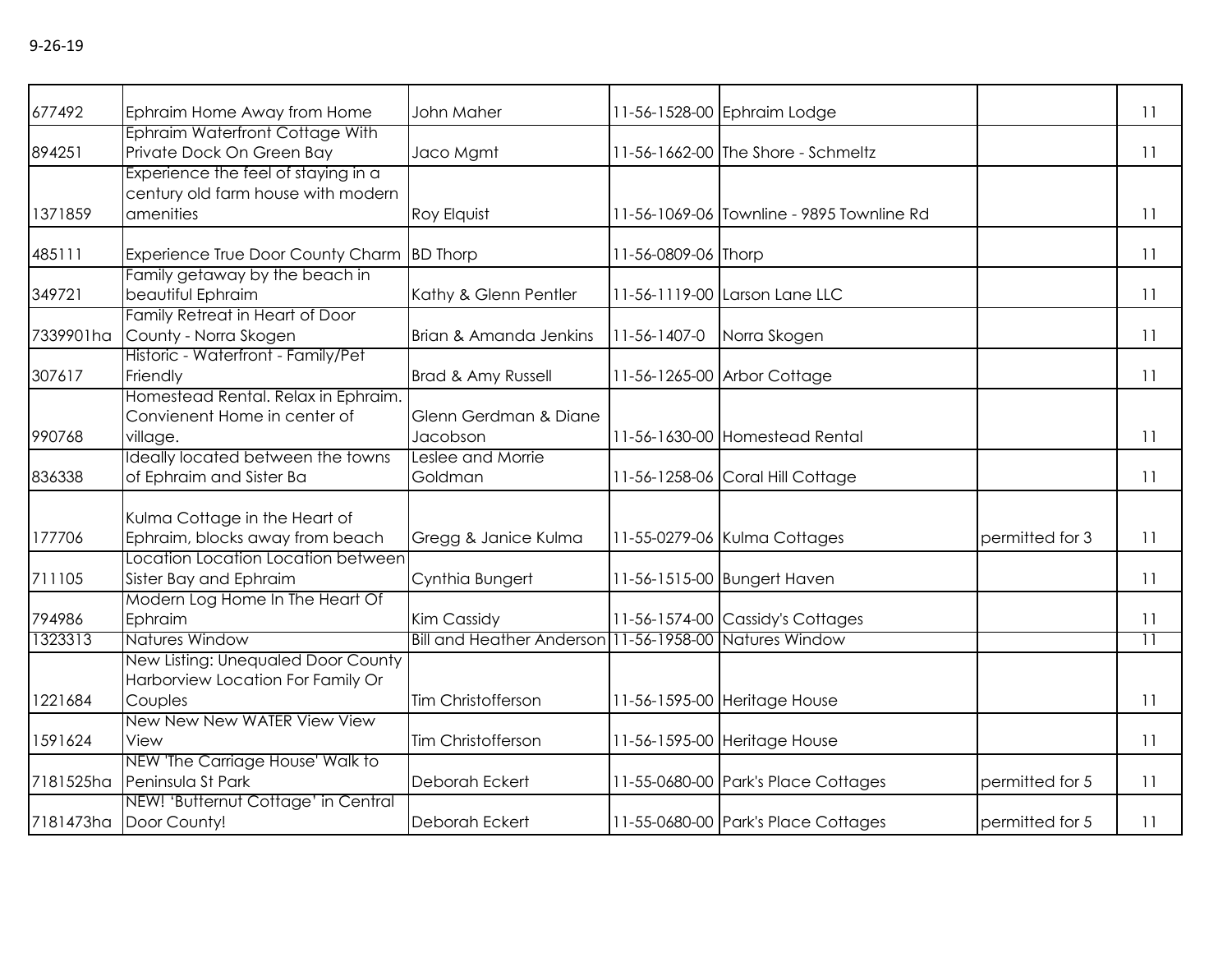9-26-19

| | | | | | | |
|---|---|---|---|---|---|---|
| 677492 | Ephraim Home Away from Home | John Maher | 11-56-1528-00 | Ephraim Lodge | | 11 |
| 894251 | Ephraim Waterfront Cottage With Private Dock On Green Bay | Jaco Mgmt | 11-56-1662-00 | The Shore - Schmeltz | | 11 |
| 1371859 | Experience the feel of staying in a century old farm house with modern amenities | Roy Elquist | 11-56-1069-06 | Townline - 9895 Townline Rd | | 11 |
| 485111 | Experience True Door County Charm | BD Thorp | 11-56-0809-06 | Thorp | | 11 |
| 349721 | Family getaway by the beach in beautiful Ephraim | Kathy & Glenn Pentler | 11-56-1119-00 | Larson Lane LLC | | 11 |
| 7339901ha | Family Retreat in Heart of Door County - Norra Skogen | Brian & Amanda Jenkins | 11-56-1407-0 | Norra Skogen | | 11 |
| 307617 | Historic - Waterfront - Family/Pet Friendly | Brad & Amy Russell | 11-56-1265-00 | Arbor Cottage | | 11 |
| 990768 | Homestead Rental. Relax in Ephraim. Convienent Home in center of village. | Glenn Gerdman & Diane Jacobson | 11-56-1630-00 | Homestead Rental | | 11 |
| 836338 | Ideally located between the towns of Ephraim and Sister Ba | Leslee and Morrie Goldman | 11-56-1258-06 | Coral Hill Cottage | | 11 |
| 177706 | Kulma Cottage in the Heart of Ephraim, blocks away from beach | Gregg & Janice Kulma | 11-55-0279-06 | Kulma Cottages | permitted for 3 | 11 |
| 711105 | Location Location Location between Sister Bay and Ephraim | Cynthia Bungert | 11-56-1515-00 | Bungert Haven | | 11 |
| 794986 | Modern Log Home In The Heart Of Ephraim | Kim Cassidy | 11-56-1574-00 | Cassidy's Cottages | | 11 |
| 1323313 | Natures Window | Bill and Heather Anderson | 11-56-1958-00 | Natures Window | | 11 |
| 1221684 | New Listing: Unequaled Door County Harborview Location For Family Or Couples | Tim Christofferson | 11-56-1595-00 | Heritage House | | 11 |
| 1591624 | New New New WATER View View View | Tim Christofferson | 11-56-1595-00 | Heritage House | | 11 |
| 7181525ha | NEW 'The Carriage House' Walk to Peninsula St Park | Deborah Eckert | 11-55-0680-00 | Park's Place Cottages | permitted for 5 | 11 |
| 7181473ha | NEW! 'Butternut Cottage' in Central Door County! | Deborah Eckert | 11-55-0680-00 | Park's Place Cottages | permitted for 5 | 11 |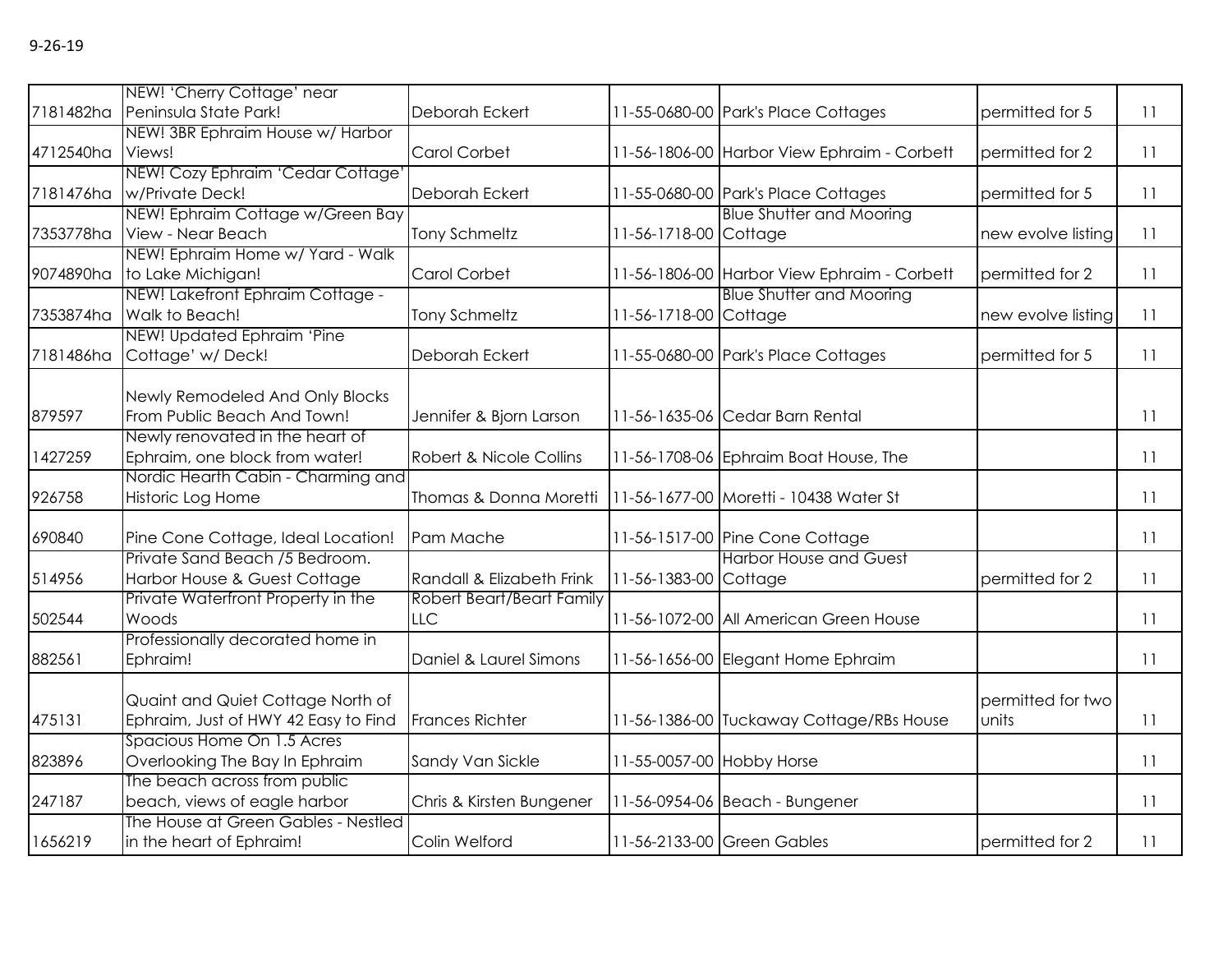9-26-19

| | | | | | | |
|---|---|---|---|---|---|---|
| 7181482ha | NEW! 'Cherry Cottage' near Peninsula State Park! | Deborah Eckert | 11-55-0680-00 | Park's Place Cottages | permitted for 5 | 11 |
| 4712540ha | NEW! 3BR Ephraim House w/ Harbor Views! | Carol Corbet | 11-56-1806-00 | Harbor View Ephraim - Corbett | permitted for 2 | 11 |
| 7181476ha | NEW! Cozy Ephraim 'Cedar Cottage' w/Private Deck! | Deborah Eckert | 11-55-0680-00 | Park's Place Cottages | permitted for 5 | 11 |
| 7353778ha | NEW! Ephraim Cottage w/Green Bay View - Near Beach | Tony Schmeltz | 11-56-1718-00 | Blue Shutter and Mooring Cottage | new evolve listing | 11 |
| 9074890ha | NEW! Ephraim Home w/ Yard - Walk to Lake Michigan! | Carol Corbet | 11-56-1806-00 | Harbor View Ephraim - Corbett | permitted for 2 | 11 |
| 7353874ha | NEW! Lakefront Ephraim Cottage - Walk to Beach! | Tony Schmeltz | 11-56-1718-00 | Blue Shutter and Mooring Cottage | new evolve listing | 11 |
| 7181486ha | NEW! Updated Ephraim 'Pine Cottage' w/ Deck! | Deborah Eckert | 11-55-0680-00 | Park's Place Cottages | permitted for 5 | 11 |
| 879597 | Newly Remodeled And Only Blocks From Public Beach And Town! | Jennifer & Bjorn Larson | 11-56-1635-06 | Cedar Barn Rental | | 11 |
| 1427259 | Newly renovated in the heart of Ephraim, one block from water! | Robert & Nicole Collins | 11-56-1708-06 | Ephraim Boat House, The | | 11 |
| 926758 | Nordic Hearth Cabin - Charming and Historic Log Home | Thomas & Donna Moretti | 11-56-1677-00 | Moretti - 10438 Water St | | 11 |
| 690840 | Pine Cone Cottage, Ideal Location! | Pam Mache | 11-56-1517-00 | Pine Cone Cottage | | 11 |
| 514956 | Private Sand Beach /5 Bedroom. Harbor House & Guest Cottage | Randall & Elizabeth Frink | 11-56-1383-00 | Harbor House and Guest Cottage | permitted for 2 | 11 |
| 502544 | Private Waterfront Property in the Woods | Robert Beart/Beart Family LLC | 11-56-1072-00 | All American Green House | | 11 |
| 882561 | Professionally decorated home in Ephraim! | Daniel & Laurel Simons | 11-56-1656-00 | Elegant Home Ephraim | | 11 |
| 475131 | Quaint and Quiet Cottage North of Ephraim, Just of HWY 42 Easy to Find | Frances Richter | 11-56-1386-00 | Tuckaway Cottage/RBs House | permitted for two units | 11 |
| 823896 | Spacious Home On 1.5 Acres Overlooking The Bay In Ephraim | Sandy Van Sickle | 11-55-0057-00 | Hobby Horse | | 11 |
| 247187 | The beach across from public beach, views of eagle harbor | Chris & Kirsten Bungener | 11-56-0954-06 | Beach - Bungener | | 11 |
| 1656219 | The House at Green Gables - Nestled in the heart of Ephraim! | Colin Welford | 11-56-2133-00 | Green Gables | permitted for 2 | 11 |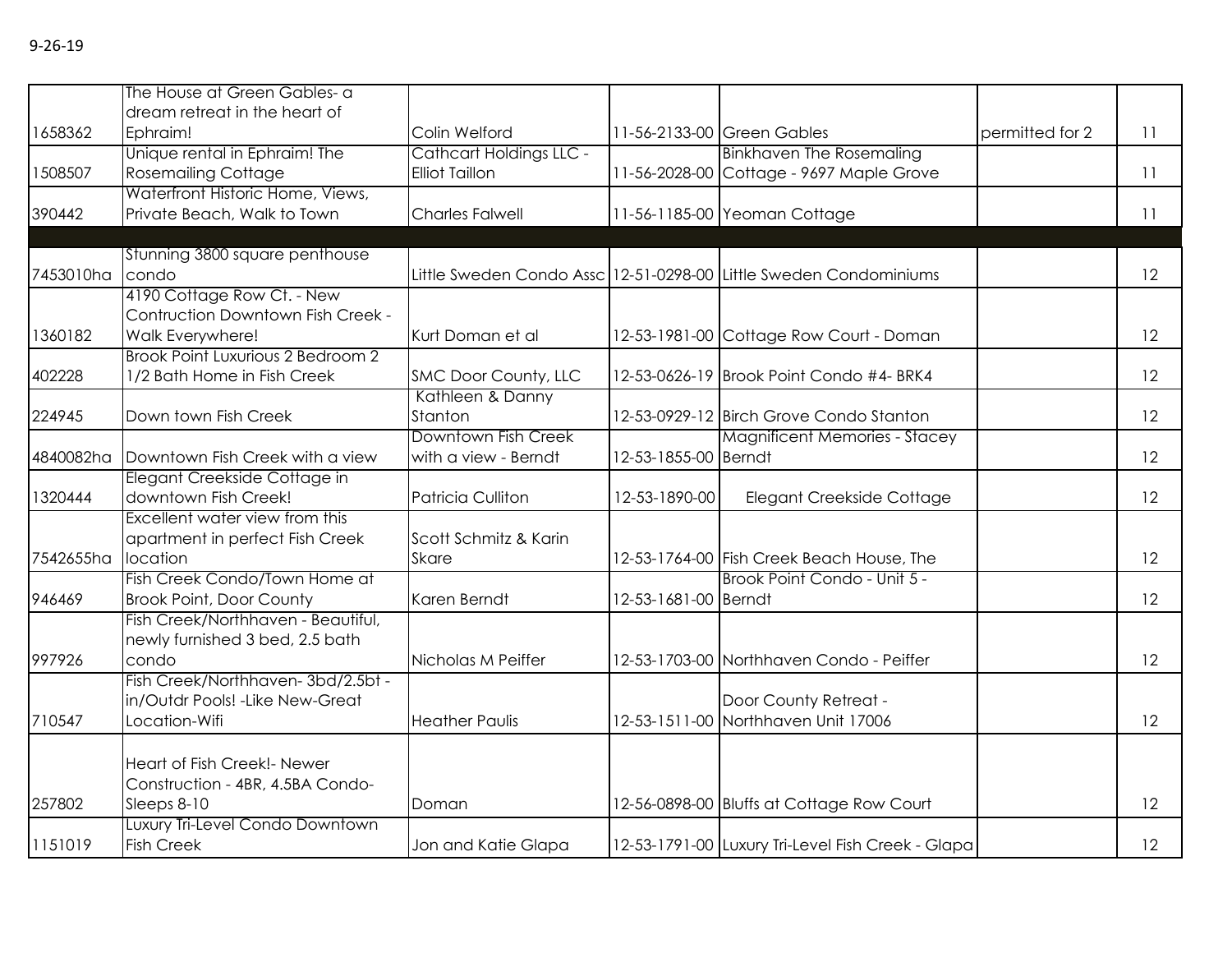9-26-19

| | | | | | | |
|---|---|---|---|---|---|---|
| 1658362 | The House at Green Gables- a dream retreat in the heart of Ephraim! | Colin Welford | 11-56-2133-00 | Green Gables | permitted for 2 | 11 |
| 1508507 | Unique rental in Ephraim! The Rosemailing Cottage | Cathcart Holdings LLC - Elliot Taillon | 11-56-2028-00 | Binkhaven The Rosemaling Cottage - 9697 Maple Grove | | 11 |
| 390442 | Waterfront Historic Home, Views, Private Beach, Walk to Town | Charles Falwell | 11-56-1185-00 | Yeoman Cottage | | 11 |
| | | | | | | |
| 7453010ha | Stunning 3800 square penthouse condo | Little Sweden Condo Assc | 12-51-0298-00 | Little Sweden Condominiums | | 12 |
| 1360182 | 4190 Cottage Row Ct. - New Contruction Downtown Fish Creek - Walk Everywhere! | Kurt Doman et al | 12-53-1981-00 | Cottage Row Court - Doman | | 12 |
| 402228 | Brook Point Luxurious 2 Bedroom 2 1/2 Bath Home in Fish Creek | SMC Door County, LLC | 12-53-0626-19 | Brook Point Condo #4- BRK4 | | 12 |
| 224945 | Down town Fish Creek | Kathleen & Danny Stanton | 12-53-0929-12 | Birch Grove Condo Stanton | | 12 |
| 4840082ha | Downtown Fish Creek with a view | Downtown Fish Creek with a view - Berndt | 12-53-1855-00 | Magnificent Memories - Stacey Berndt | | 12 |
| 1320444 | Elegant Creekside Cottage in downtown Fish Creek! | Patricia Culliton | 12-53-1890-00 | Elegant Creekside Cottage | | 12 |
| 7542655ha | Excellent water view from this apartment in perfect Fish Creek location | Scott Schmitz & Karin Skare | 12-53-1764-00 | Fish Creek Beach House, The | | 12 |
| 946469 | Fish Creek Condo/Town Home at Brook Point, Door County | Karen Berndt | 12-53-1681-00 | Brook Point Condo - Unit 5 - Berndt | | 12 |
| 997926 | Fish Creek/Northhaven - Beautiful, newly furnished 3 bed, 2.5 bath condo | Nicholas M Peiffer | 12-53-1703-00 | Northhaven Condo - Peiffer | | 12 |
| 710547 | Fish Creek/Northhaven- 3bd/2.5bt - in/Outdr Pools! -Like New-Great Location-Wifi | Heather Paulis | 12-53-1511-00 | Door County Retreat - Northhaven Unit 17006 | | 12 |
| 257802 | Heart of Fish Creek!- Newer Construction - 4BR, 4.5BA Condo-Sleeps 8-10 | Doman | 12-56-0898-00 | Bluffs at Cottage Row Court | | 12 |
| 1151019 | Luxury Tri-Level Condo Downtown Fish Creek | Jon and Katie Glapa | 12-53-1791-00 | Luxury Tri-Level Fish Creek - Glapa | | 12 |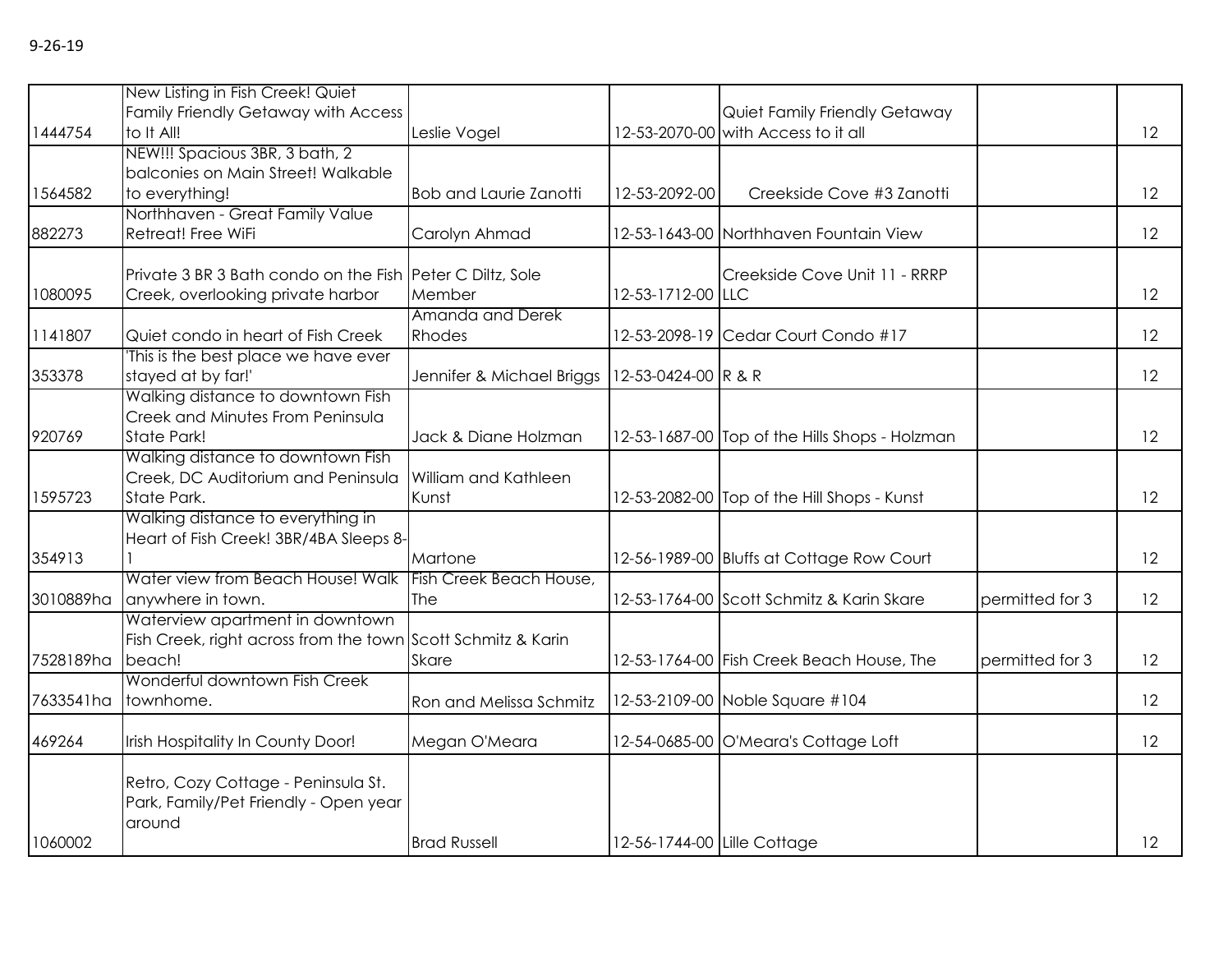9-26-19

| | | | | | | |
|---|---|---|---|---|---|---|
| 1444754 | New Listing in Fish Creek! Quiet Family Friendly Getaway with Access to It All! | Leslie Vogel | 12-53-2070-00 | Quiet Family Friendly Getaway with Access to it all | | 12 |
| 1564582 | NEW!!! Spacious 3BR, 3 bath, 2 balconies on Main Street! Walkable to everything! | Bob and Laurie Zanotti | 12-53-2092-00 | Creekside Cove #3 Zanotti | | 12 |
| 882273 | Northhaven - Great Family Value Retreat! Free WiFi | Carolyn Ahmad | 12-53-1643-00 | Northhaven Fountain View | | 12 |
| 1080095 | Private 3 BR 3 Bath condo on the Fish Creek, overlooking private harbor | Peter C Diltz, Sole Member | 12-53-1712-00 | Creekside Cove Unit 11 - RRRP LLC | | 12 |
| 1141807 | Quiet condo in heart of Fish Creek | Amanda and Derek Rhodes | 12-53-2098-19 | Cedar Court Condo #17 | | 12 |
| 353378 | 'This is the best place we have ever stayed at by far!' | Jennifer & Michael Briggs | 12-53-0424-00 | R & R | | 12 |
| 920769 | Walking distance to downtown Fish Creek and Minutes From Peninsula State Park! | Jack & Diane Holzman | 12-53-1687-00 | Top of the Hills Shops - Holzman | | 12 |
| 1595723 | Walking distance to downtown Fish Creek, DC Auditorium and Peninsula State Park. | William and Kathleen Kunst | 12-53-2082-00 | Top of the Hill Shops - Kunst | | 12 |
| 354913 | Walking distance to everything in Heart of Fish Creek! 3BR/4BA Sleeps 8-1 | Martone | 12-56-1989-00 | Bluffs at Cottage Row Court | | 12 |
| 3010889ha | Water view from Beach House! Walk anywhere in town. | Fish Creek Beach House, The | 12-53-1764-00 | Scott Schmitz & Karin Skare | permitted for 3 | 12 |
| 7528189ha | Waterview apartment in downtown Fish Creek, right across from the town beach! | Scott Schmitz & Karin Skare | 12-53-1764-00 | Fish Creek Beach House, The | permitted for 3 | 12 |
| 7633541ha | Wonderful downtown Fish Creek townhome. | Ron and Melissa Schmitz | 12-53-2109-00 | Noble Square #104 | | 12 |
| 469264 | Irish Hospitality In County Door! | Megan O'Meara | 12-54-0685-00 | O'Meara's Cottage Loft | | 12 |
| 1060002 | Retro, Cozy Cottage - Peninsula St. Park, Family/Pet Friendly - Open year around | Brad Russell | 12-56-1744-00 | Lille Cottage | | 12 |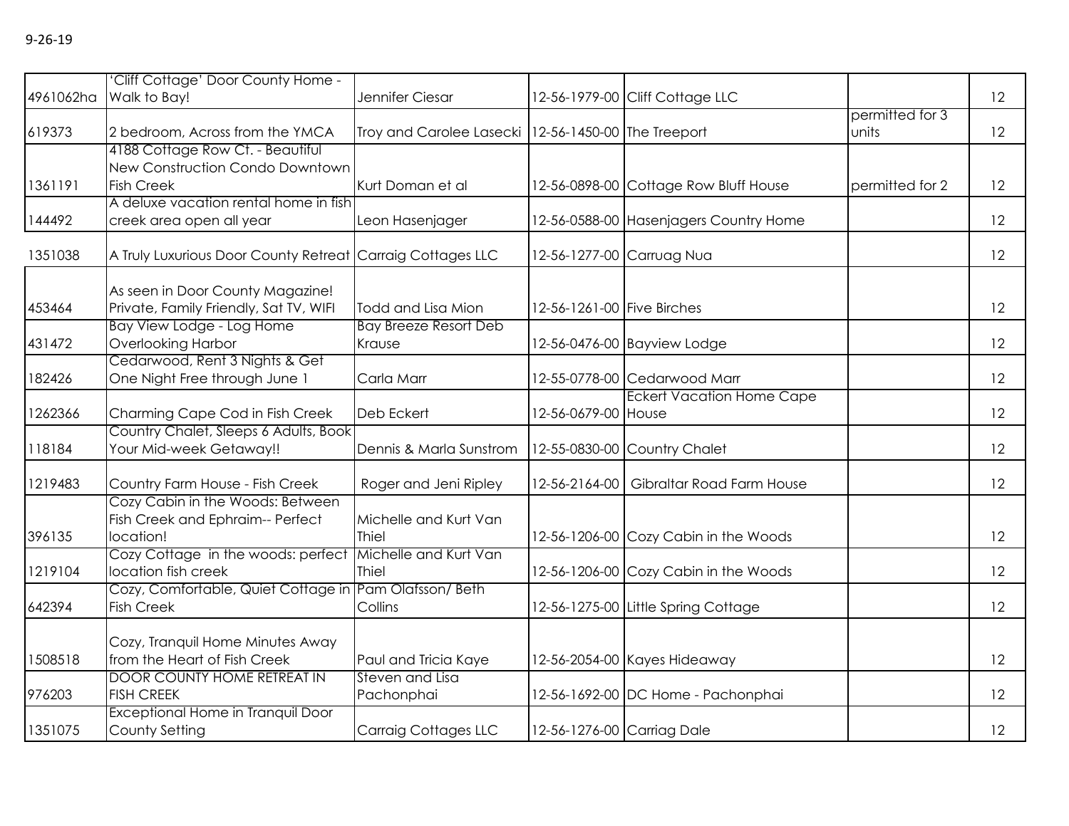9-26-19

| | | | | | | |
|---|---|---|---|---|---|---|
| 4961062ha | 'Cliff Cottage' Door County Home - Walk to Bay! | Jennifer Ciesar | 12-56-1979-00 | Cliff Cottage LLC | | 12 |
| 619373 | 2 bedroom, Across from the YMCA | Troy and Carolee Lasecki | 12-56-1450-00 | The Treeport | permitted for 3 units | 12 |
| 1361191 | 4188 Cottage Row Ct. - Beautiful New Construction Condo Downtown Fish Creek | Kurt Doman et al | 12-56-0898-00 | Cottage Row Bluff House | permitted for 2 | 12 |
| 144492 | A deluxe vacation rental home in fish creek area open all year | Leon Hasenjager | 12-56-0588-00 | Hasenjagers Country Home | | 12 |
| 1351038 | A Truly Luxurious Door County Retreat | Carraig Cottages LLC | 12-56-1277-00 | Carruag Nua | | 12 |
| 453464 | As seen in Door County Magazine! Private, Family Friendly, Sat TV, WIFI | Todd and Lisa Mion | 12-56-1261-00 | Five Birches | | 12 |
| 431472 | Bay View Lodge - Log Home Overlooking Harbor | Bay Breeze Resort Deb Krause | 12-56-0476-00 | Bayview Lodge | | 12 |
| 182426 | Cedarwood, Rent 3 Nights & Get One Night Free through June 1 | Carla Marr | 12-55-0778-00 | Cedarwood Marr | | 12 |
| 1262366 | Charming Cape Cod in Fish Creek | Deb Eckert | 12-56-0679-00 | Eckert Vacation Home Cape House | | 12 |
| 118184 | Country Chalet, Sleeps 6 Adults, Book Your Mid-week Getaway!! | Dennis & Marla Sunstrom | 12-55-0830-00 | Country Chalet | | 12 |
| 1219483 | Country Farm House - Fish Creek | Roger and Jeni Ripley | 12-56-2164-00 | Gibraltar Road Farm House | | 12 |
| 396135 | Cozy Cabin in the Woods: Between Fish Creek and Ephraim-- Perfect location! | Michelle and Kurt Van Thiel | 12-56-1206-00 | Cozy Cabin in the Woods | | 12 |
| 1219104 | Cozy Cottage in the woods: perfect location fish creek | Michelle and Kurt Van Thiel | 12-56-1206-00 | Cozy Cabin in the Woods | | 12 |
| 642394 | Cozy, Comfortable, Quiet Cottage in Fish Creek | Pam Olafsson/ Beth Collins | 12-56-1275-00 | Little Spring Cottage | | 12 |
| 1508518 | Cozy, Tranquil Home Minutes Away from the Heart of Fish Creek | Paul and Tricia Kaye | 12-56-2054-00 | Kayes Hideaway | | 12 |
| 976203 | DOOR COUNTY HOME RETREAT IN FISH CREEK | Steven and Lisa Pachonphai | 12-56-1692-00 | DC Home - Pachonphai | | 12 |
| 1351075 | Exceptional Home in Tranquil Door County Setting | Carraig Cottages LLC | 12-56-1276-00 | Carriag Dale | | 12 |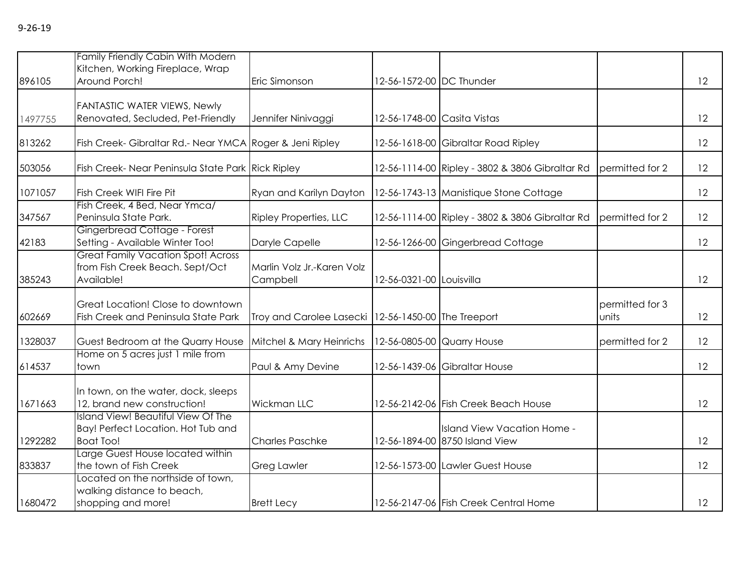9-26-19

| | | | | | | |
|---|---|---|---|---|---|---|
| 896105 | Family Friendly Cabin With Modern Kitchen, Working Fireplace, Wrap Around Porch! | Eric Simonson | 12-56-1572-00 | DC Thunder | | 12 |
| 1497755 | FANTASTIC WATER VIEWS, Newly Renovated, Secluded, Pet-Friendly | Jennifer Ninivaggi | 12-56-1748-00 | Casita Vistas | | 12 |
| 813262 | Fish Creek- Gibraltar Rd.- Near YMCA | Roger & Jeni Ripley | 12-56-1618-00 | Gibraltar Road Ripley | | 12 |
| 503056 | Fish Creek- Near Peninsula State Park | Rick Ripley | 12-56-1114-00 | Ripley - 3802 & 3806 Gibraltar Rd | permitted for 2 | 12 |
| 1071057 | Fish Creek WIFI Fire Pit | Ryan and Karilyn Dayton | 12-56-1743-13 | Manistique Stone Cottage | | 12 |
| 347567 | Fish Creek, 4 Bed, Near Ymca/ Peninsula State Park. | Ripley Properties, LLC | 12-56-1114-00 | Ripley - 3802 & 3806 Gibraltar Rd | permitted for 2 | 12 |
| 42183 | Gingerbread Cottage - Forest Setting - Available Winter Too! | Daryle Capelle | 12-56-1266-00 | Gingerbread Cottage | | 12 |
| 385243 | Great Family Vacation Spot! Across from Fish Creek Beach. Sept/Oct Available! | Marlin Volz Jr.-Karen Volz Campbell | 12-56-0321-00 | Louisvilla | | 12 |
| 602669 | Great Location! Close to downtown Fish Creek and Peninsula State Park | Troy and Carolee Lasecki | 12-56-1450-00 | The Treeport | permitted for 3 units | 12 |
| 1328037 | Guest Bedroom at the Quarry House | Mitchel & Mary Heinrichs | 12-56-0805-00 | Quarry House | permitted for 2 | 12 |
| 614537 | Home on 5 acres just 1 mile from town | Paul & Amy Devine | 12-56-1439-06 | Gibraltar House | | 12 |
| 1671663 | In town, on the water, dock, sleeps 12, brand new construction! | Wickman LLC | 12-56-2142-06 | Fish Creek Beach House | | 12 |
| 1292282 | Island View! Beautiful View Of The Bay! Perfect Location. Hot Tub and Boat Too! | Charles Paschke | 12-56-1894-00 | Island View Vacation Home - 8750 Island View | | 12 |
| 833837 | Large Guest House located within the town of Fish Creek | Greg Lawler | 12-56-1573-00 | Lawler Guest House | | 12 |
| 1680472 | Located on the northside of town, walking distance to beach, shopping and more! | Brett Lecy | 12-56-2147-06 | Fish Creek Central Home | | 12 |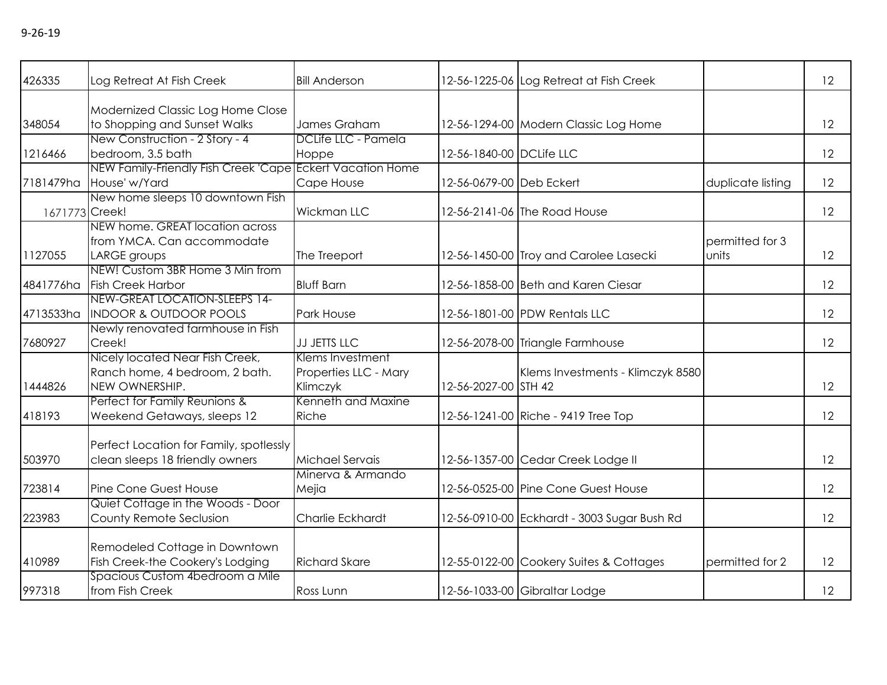9-26-19

| | | | | | | |
|---|---|---|---|---|---|---|
| 426335 | Log Retreat At Fish Creek | Bill Anderson | 12-56-1225-06 | Log Retreat at Fish Creek | | 12 |
| 348054 | Modernized Classic Log Home Close to Shopping and Sunset Walks | James Graham | 12-56-1294-00 | Modern Classic Log Home | | 12 |
| 1216466 | New Construction - 2 Story - 4 bedroom, 3.5 bath | DCLife LLC - Pamela Hoppe | 12-56-1840-00 | DCLife LLC | | 12 |
| 7181479ha | NEW Family-Friendly Fish Creek 'Cape House' w/Yard | Eckert Vacation Home Cape House | 12-56-0679-00 | Deb Eckert | duplicate listing | 12 |
| 1671773 | New home sleeps 10 downtown Fish Creek! | Wickman LLC | 12-56-2141-06 | The Road House | | 12 |
| 1127055 | NEW home. GREAT location across from YMCA. Can accommodate LARGE groups | The Treeport | 12-56-1450-00 | Troy and Carolee Lasecki | permitted for 3 units | 12 |
| 4841776ha | NEW! Custom 3BR Home 3 Min from Fish Creek Harbor | Bluff Barn | 12-56-1858-00 | Beth and Karen Ciesar | | 12 |
| 4713533ha | NEW-GREAT LOCATION-SLEEPS 14-INDOOR & OUTDOOR POOLS | Park House | 12-56-1801-00 | PDW Rentals LLC | | 12 |
| 7680927 | Newly renovated farmhouse in Fish Creek! | JJ JETTS LLC | 12-56-2078-00 | Triangle Farmhouse | | 12 |
| 1444826 | Nicely located Near Fish Creek, Ranch home, 4 bedroom, 2 bath. NEW OWNERSHIP. | Klems Investment Properties LLC - Mary Klimczyk | 12-56-2027-00 | Klems Investments - Klimczyk 8580 STH 42 | | 12 |
| 418193 | Perfect for Family Reunions & Weekend Getaways, sleeps 12 | Kenneth and Maxine Riche | 12-56-1241-00 | Riche - 9419 Tree Top | | 12 |
| 503970 | Perfect Location for Family, spotlessly clean sleeps 18 friendly owners | Michael Servais | 12-56-1357-00 | Cedar Creek Lodge II | | 12 |
| 723814 | Pine Cone Guest House | Minerva & Armando Mejia | 12-56-0525-00 | Pine Cone Guest House | | 12 |
| 223983 | Quiet Cottage in the Woods - Door County Remote Seclusion | Charlie Eckhardt | 12-56-0910-00 | Eckhardt - 3003 Sugar Bush Rd | | 12 |
| 410989 | Remodeled Cottage in Downtown Fish Creek-the Cookery's Lodging | Richard Skare | 12-55-0122-00 | Cookery Suites & Cottages | permitted for 2 | 12 |
| 997318 | Spacious Custom 4bedroom a Mile from Fish Creek | Ross Lunn | 12-56-1033-00 | Gibraltar Lodge | | 12 |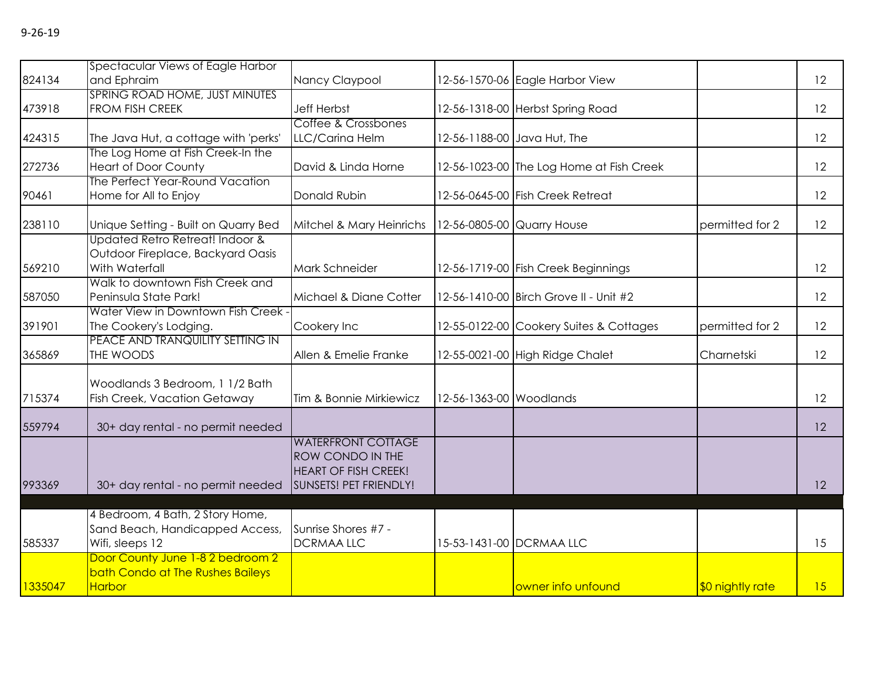9-26-19

| | | | | | | |
|---|---|---|---|---|---|---|
| 824134 | Spectacular Views of Eagle Harbor and Ephraim | Nancy Claypool | 12-56-1570-06 | Eagle Harbor View | | 12 |
| 473918 | SPRING ROAD HOME, JUST MINUTES FROM FISH CREEK | Jeff Herbst | 12-56-1318-00 | Herbst Spring Road | | 12 |
| 424315 | The Java Hut, a cottage with 'perks' | Coffee & Crossbones LLC/Carina Helm | 12-56-1188-00 | Java Hut, The | | 12 |
| 272736 | The Log Home at Fish Creek-In the Heart of Door County | David & Linda Horne | 12-56-1023-00 | The Log Home at Fish Creek | | 12 |
| 90461 | The Perfect Year-Round Vacation Home for All to Enjoy | Donald Rubin | 12-56-0645-00 | Fish Creek Retreat | | 12 |
| 238110 | Unique Setting - Built on Quarry Bed | Mitchel & Mary Heinrichs | 12-56-0805-00 | Quarry House | permitted for 2 | 12 |
| 569210 | Updated Retro Retreat! Indoor & Outdoor Fireplace, Backyard Oasis With Waterfall | Mark Schneider | 12-56-1719-00 | Fish Creek Beginnings | | 12 |
| 587050 | Walk to downtown Fish Creek and Peninsula State Park! | Michael & Diane Cotter | 12-56-1410-00 | Birch Grove II - Unit #2 | | 12 |
| 391901 | Water View in Downtown Fish Creek - The Cookery's Lodging. | Cookery Inc | 12-55-0122-00 | Cookery Suites & Cottages | permitted for 2 | 12 |
| 365869 | PEACE AND TRANQUILITY SETTING IN THE WOODS | Allen & Emelie Franke | 12-55-0021-00 | High Ridge Chalet | Charnetski | 12 |
| 715374 | Woodlands 3 Bedroom, 1 1/2 Bath Fish Creek, Vacation Getaway | Tim & Bonnie Mirkiewicz | 12-56-1363-00 | Woodlands | | 12 |
| 559794 | 30+ day rental - no permit needed | | | | | 12 |
| 993369 | 30+ day rental - no permit needed | WATERFRONT COTTAGE ROW CONDO IN THE HEART OF FISH CREEK! SUNSETS! PET FRIENDLY! | | | | 12 |
| | | | | | | |
| 585337 | 4 Bedroom, 4 Bath, 2 Story Home, Sand Beach, Handicapped Access, Wifi, sleeps 12 | Sunrise Shores #7 - DCRMAA LLC | 15-53-1431-00 | DCRMAA LLC | | 15 |
| 1335047 | Door County June 1-8 2 bedroom 2 bath Condo at The Rushes Baileys Harbor | | | owner info unfound | $0 nightly rate | 15 |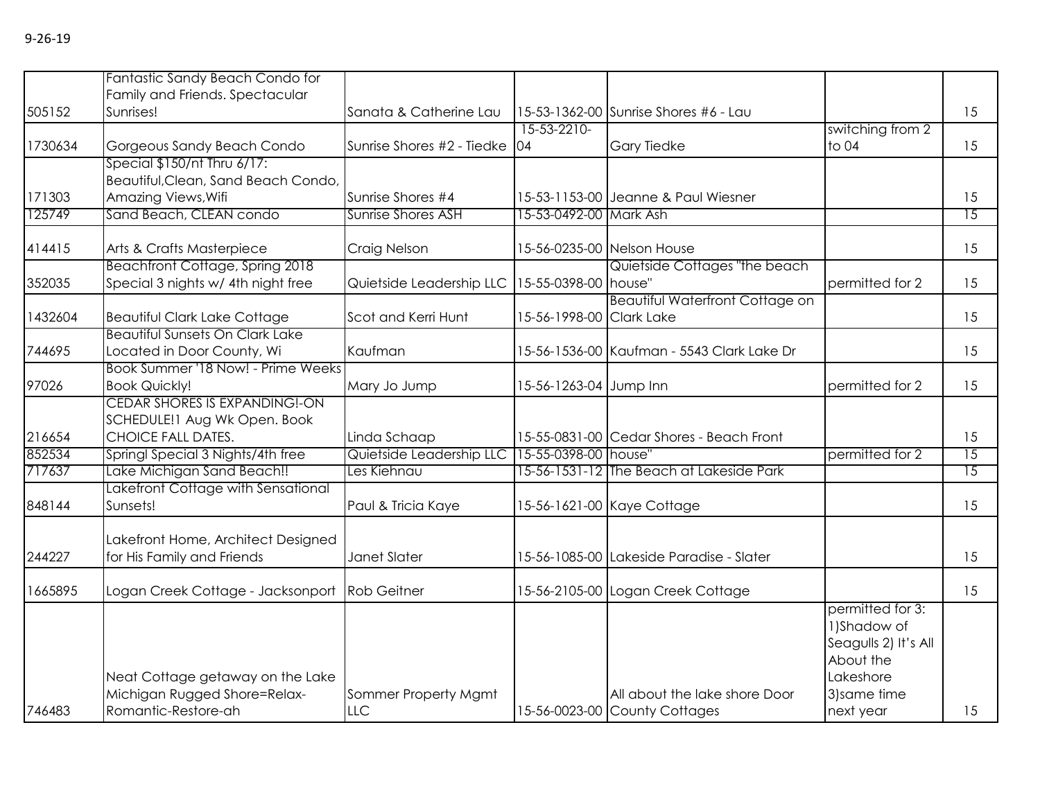9-26-19

| | | | | | | |
|---|---|---|---|---|---|---|
| 505152 | Fantastic Sandy Beach Condo for Family and Friends. Spectacular Sunrises! | Sanata & Catherine Lau | 15-53-1362-00 | Sunrise Shores #6 - Lau | | 15 |
| 1730634 | Gorgeous Sandy Beach Condo | Sunrise Shores #2 - Tiedke | 15-53-2210-04 | Gary Tiedke | switching from 2 to 04 | 15 |
| 171303 | Special $150/nt Thru 6/17: Beautiful,Clean, Sand Beach Condo, Amazing Views,Wifi | Sunrise Shores #4 | 15-53-1153-00 | Jeanne & Paul Wiesner | | 15 |
| 125749 | Sand Beach, CLEAN condo | Sunrise Shores ASH | 15-53-0492-00 | Mark Ash | | 15 |
| 414415 | Arts & Crafts Masterpiece | Craig Nelson | 15-56-0235-00 | Nelson House | | 15 |
| 352035 | Beachfront Cottage, Spring 2018 Special 3 nights w/ 4th night free | Quietside Leadership LLC | 15-55-0398-00 | Quietside Cottages "the beach house" | permitted for 2 | 15 |
| 1432604 | Beautiful Clark Lake Cottage | Scot and Kerri Hunt | 15-56-1998-00 | Beautiful Waterfront Cottage on Clark Lake | | 15 |
| 744695 | Beautiful Sunsets On Clark Lake Located in Door County, Wi | Kaufman | 15-56-1536-00 | Kaufman - 5543 Clark Lake Dr | | 15 |
| 97026 | Book Summer '18 Now! - Prime Weeks Book Quickly! | Mary Jo Jump | 15-56-1263-04 | Jump Inn | permitted for 2 | 15 |
| 216654 | CEDAR SHORES IS EXPANDING!-ON SCHEDULE!1 Aug Wk Open. Book CHOICE FALL DATES. | Linda Schaap | 15-55-0831-00 | Cedar Shores - Beach Front | | 15 |
| 852534 | Springl Special 3 Nights/4th free | Quietside Leadership LLC | 15-55-0398-00 | house" | permitted for 2 | 15 |
| 717637 | Lake Michigan Sand Beach!! | Les Kiehnau | 15-56-1531-12 | The Beach at Lakeside Park | | 15 |
| 848144 | Lakefront Cottage with Sensational Sunsets! | Paul & Tricia Kaye | 15-56-1621-00 | Kaye Cottage | | 15 |
| 244227 | Lakefront Home, Architect Designed for His Family and Friends | Janet Slater | 15-56-1085-00 | Lakeside Paradise - Slater | | 15 |
| 1665895 | Logan Creek Cottage - Jacksonport | Rob Geitner | 15-56-2105-00 | Logan Creek Cottage | | 15 |
| 746483 | Neat Cottage getaway on the Lake Michigan Rugged Shore=Relax-Romantic-Restore-ah | Sommer Property Mgmt LLC | 15-56-0023-00 | All about the lake shore Door County Cottages | permitted for 3: 1)Shadow of Seagulls 2) It's All About the Lakeshore 3)same time next year | 15 |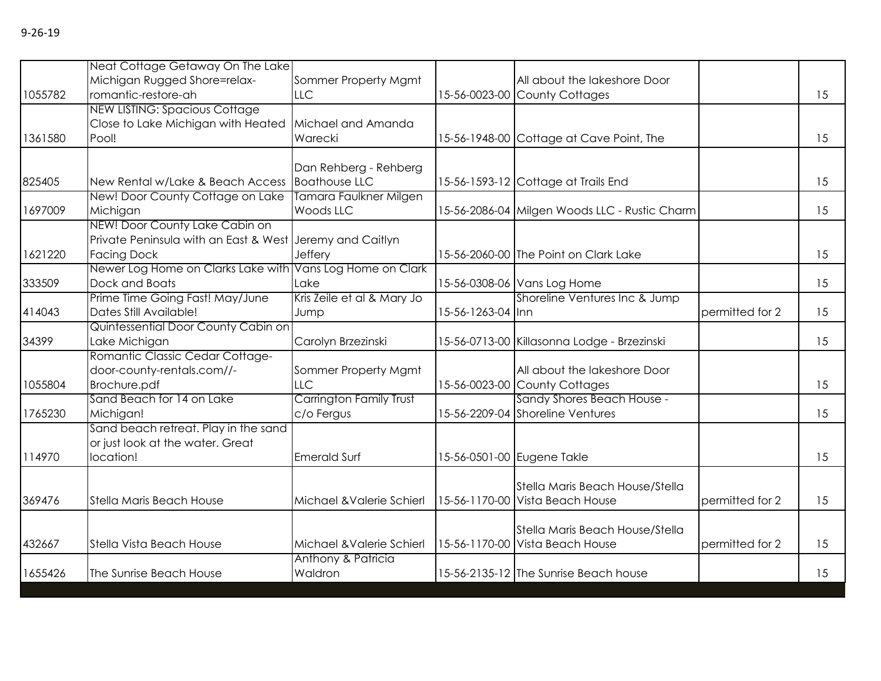9-26-19

| | | | | | | |
|---|---|---|---|---|---|---|
| 1055782 | Neat Cottage Getaway On The Lake Michigan Rugged Shore=relax-romantic-restore-ah | Sommer Property Mgmt LLC | 15-56-0023-00 | All about the lakeshore Door County Cottages | | 15 |
| 1361580 | NEW LISTING: Spacious Cottage Close to Lake Michigan with Heated Pool! | Michael and Amanda Warecki | 15-56-1948-00 | Cottage at Cave Point, The | | 15 |
| 825405 | New Rental w/Lake & Beach Access | Dan Rehberg - Rehberg Boathouse LLC | 15-56-1593-12 | Cottage at Trails End | | 15 |
| 1697009 | New! Door County Cottage on Lake Michigan | Tamara Faulkner Milgen Woods LLC | 15-56-2086-04 | Milgen Woods LLC - Rustic Charm | | 15 |
| 1621220 | NEW! Door County Lake Cabin on Private Peninsula with an East & West Facing Dock | Jeremy and Caitlyn Jeffery | 15-56-2060-00 | The Point on Clark Lake | | 15 |
| 333509 | Newer Log Home on Clarks Lake with Dock and Boats | Vans Log Home on Clark Lake | 15-56-0308-06 | Vans Log Home | | 15 |
| 414043 | Prime Time Going Fast! May/June Dates Still Available! | Kris Zeile et al & Mary Jo Jump | 15-56-1263-04 | Shoreline Ventures Inc & Jump Inn | permitted for 2 | 15 |
| 34399 | Quintessential Door County Cabin on Lake Michigan | Carolyn Brzezinski | 15-56-0713-00 | Killasonna Lodge - Brzezinski | | 15 |
| 1055804 | Romantic Classic Cedar Cottage-door-county-rentals.com//-Brochure.pdf | Sommer Property Mgmt LLC | 15-56-0023-00 | All about the lakeshore Door County Cottages | | 15 |
| 1765230 | Sand Beach for 14 on Lake Michigan! | Carrington Family Trust c/o Fergus | 15-56-2209-04 | Sandy Shores Beach House - Shoreline Ventures | | 15 |
| 114970 | Sand beach retreat. Play in the sand or just look at the water. Great location! | Emerald Surf | 15-56-0501-00 | Eugene Takle | | 15 |
| 369476 | Stella Maris Beach House | Michael &Valerie Schierl | 15-56-1170-00 | Stella Maris Beach House/Stella Vista Beach House | permitted for 2 | 15 |
| 432667 | Stella Vista Beach House | Michael &Valerie Schierl | 15-56-1170-00 | Stella Maris Beach House/Stella Vista Beach House | permitted for 2 | 15 |
| 1655426 | The Sunrise Beach House | Anthony & Patricia Waldron | 15-56-2135-12 | The Sunrise Beach house | | 15 |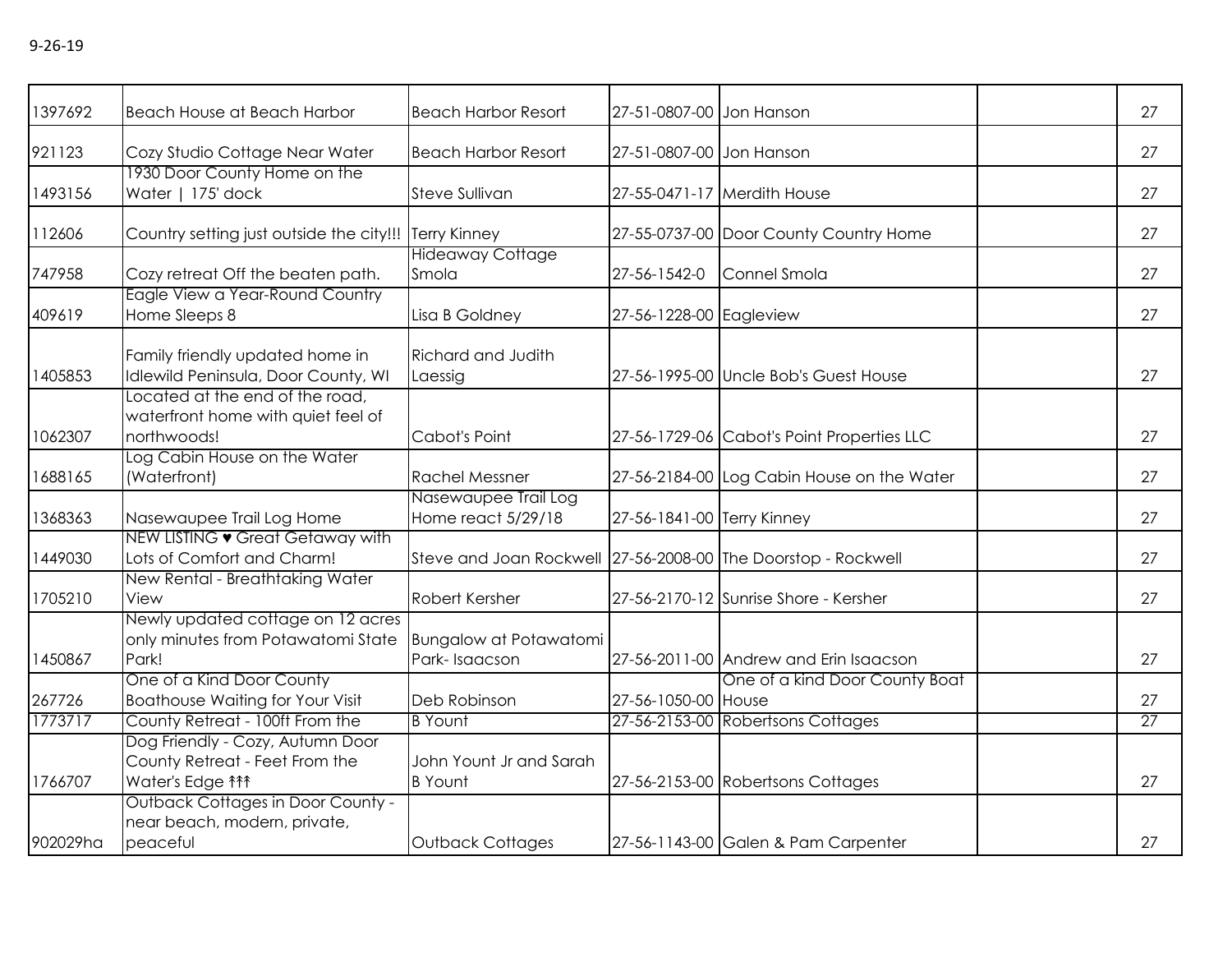9-26-19

| | | | | | | |
|---|---|---|---|---|---|---|
| 1397692 | Beach House at Beach Harbor | Beach Harbor Resort | 27-51-0807-00 | Jon Hanson | | 27 |
| 921123 | Cozy Studio Cottage Near Water | Beach Harbor Resort | 27-51-0807-00 | Jon Hanson | | 27 |
| 1493156 | 1930 Door County Home on the Water \| 175' dock | Steve Sullivan | 27-55-0471-17 | Merdith House | | 27 |
| 112606 | Country setting just outside the city!!! | Terry Kinney | 27-55-0737-00 | Door County Country Home | | 27 |
| 747958 | Cozy retreat Off the beaten path. | Hideaway Cottage Smola | 27-56-1542-0 | Connel Smola | | 27 |
| 409619 | Eagle View a Year-Round Country Home Sleeps 8 | Lisa B Goldney | 27-56-1228-00 | Eagleview | | 27 |
| 1405853 | Family friendly updated home in Idlewild Peninsula, Door County, WI | Richard and Judith Laessig | 27-56-1995-00 | Uncle Bob's Guest House | | 27 |
| 1062307 | Located at the end of the road, waterfront home with quiet feel of northwoods! | Cabot's Point | 27-56-1729-06 | Cabot's Point Properties LLC | | 27 |
| 1688165 | Log Cabin House on the Water (Waterfront) | Rachel Messner | 27-56-2184-00 | Log Cabin House on the Water | | 27 |
| 1368363 | Nasewaupee Trail Log Home | Nasewaupee Trail Log Home react 5/29/18 | 27-56-1841-00 | Terry Kinney | | 27 |
| 1449030 | NEW LISTING ♥ Great Getaway with Lots of Comfort and Charm! | Steve and Joan Rockwell | 27-56-2008-00 | The Doorstop - Rockwell | | 27 |
| 1705210 | New Rental - Breathtaking Water View | Robert Kersher | 27-56-2170-12 | Sunrise Shore - Kersher | | 27 |
| 1450867 | Newly updated cottage on 12 acres only minutes from Potawatomi State Park! | Bungalow at Potawatomi Park- Isaacson | 27-56-2011-00 | Andrew and Erin Isaacson | | 27 |
| 267726 | One of a Kind Door County Boathouse Waiting for Your Visit | Deb Robinson | 27-56-1050-00 | One of a kind Door County Boat House | | 27 |
| 1773717 | County Retreat - 100ft From the | B Yount | 27-56-2153-00 | Robertsons Cottages | | 27 |
| 1766707 | Dog Friendly - Cozy, Autumn Door County Retreat - Feet From the Water's Edge ↑↑↑ | John Yount Jr and Sarah B Yount | 27-56-2153-00 | Robertsons Cottages | | 27 |
| 902029ha | Outback Cottages in Door County - near beach, modern, private, peaceful | Outback Cottages | 27-56-1143-00 | Galen & Pam Carpenter | | 27 |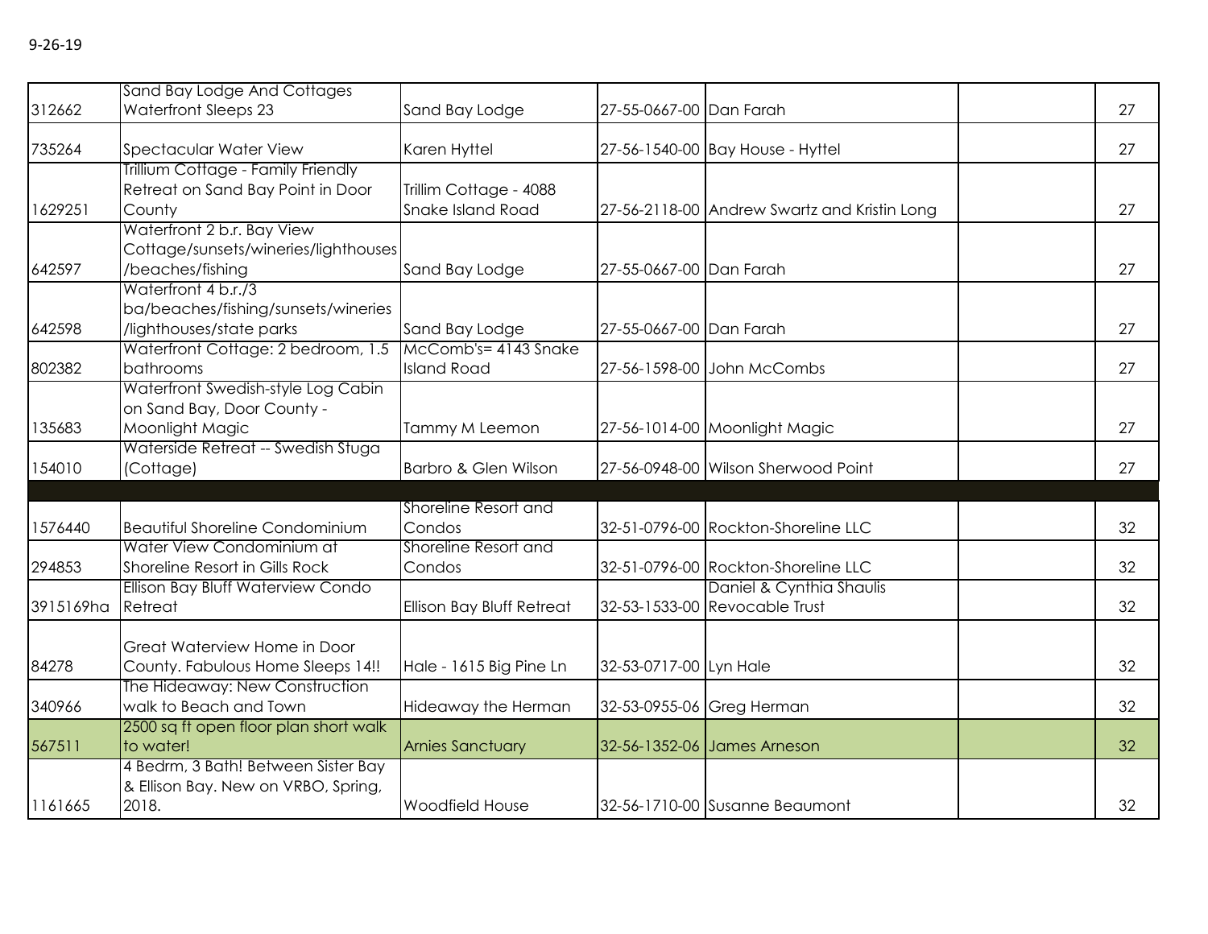9-26-19

| | | | | | | |
|---|---|---|---|---|---|---|
| 312662 | Sand Bay Lodge And Cottages Waterfront Sleeps 23 | Sand Bay Lodge | 27-55-0667-00 | Dan Farah | | 27 |
| 735264 | Spectacular Water View | Karen Hyttel | 27-56-1540-00 | Bay House - Hyttel | | 27 |
| 1629251 | Trillium Cottage - Family Friendly Retreat on Sand Bay Point in Door County | Trillim Cottage - 4088 Snake Island Road | 27-56-2118-00 | Andrew Swartz and Kristin Long | | 27 |
| 642597 | Waterfront 2 b.r. Bay View Cottage/sunsets/wineries/lighthouses/beaches/fishing | Sand Bay Lodge | 27-55-0667-00 | Dan Farah | | 27 |
| 642598 | Waterfront 4 b.r./3 ba/beaches/fishing/sunsets/wineries/lighthouses/state parks | Sand Bay Lodge | 27-55-0667-00 | Dan Farah | | 27 |
| 802382 | Waterfront Cottage: 2 bedroom, 1.5 bathrooms | McComb's= 4143 Snake Island Road | 27-56-1598-00 | John McCombs | | 27 |
| 135683 | Waterfront Swedish-style Log Cabin on Sand Bay, Door County - Moonlight Magic | Tammy M Leemon | 27-56-1014-00 | Moonlight Magic | | 27 |
| 154010 | Waterside Retreat -- Swedish Stuga (Cottage) | Barbro & Glen Wilson | 27-56-0948-00 | Wilson Sherwood Point | | 27 |
| | | | | | | |
| 1576440 | Beautiful Shoreline Condominium | Shoreline Resort and Condos | 32-51-0796-00 | Rockton-Shoreline LLC | | 32 |
| 294853 | Water View Condominium at Shoreline Resort in Gills Rock | Shoreline Resort and Condos | 32-51-0796-00 | Rockton-Shoreline LLC | | 32 |
| 3915169ha | Ellison Bay Bluff Waterview Condo Retreat | Ellison Bay Bluff Retreat | 32-53-1533-00 | Daniel & Cynthia Shaulis Revocable Trust | | 32 |
| 84278 | Great Waterview Home in Door County. Fabulous Home Sleeps 14!! | Hale - 1615 Big Pine Ln | 32-53-0717-00 | Lyn Hale | | 32 |
| 340966 | The Hideaway: New Construction walk to Beach and Town | Hideaway the Herman | 32-53-0955-06 | Greg Herman | | 32 |
| 567511 | 2500 sq ft open floor plan short walk to water! | Arnies Sanctuary | 32-56-1352-06 | James Arneson | | 32 |
| 1161665 | 4 Bedrm, 3 Bath! Between Sister Bay & Ellison Bay. New on VRBO, Spring, 2018. | Woodfield House | 32-56-1710-00 | Susanne Beaumont | | 32 |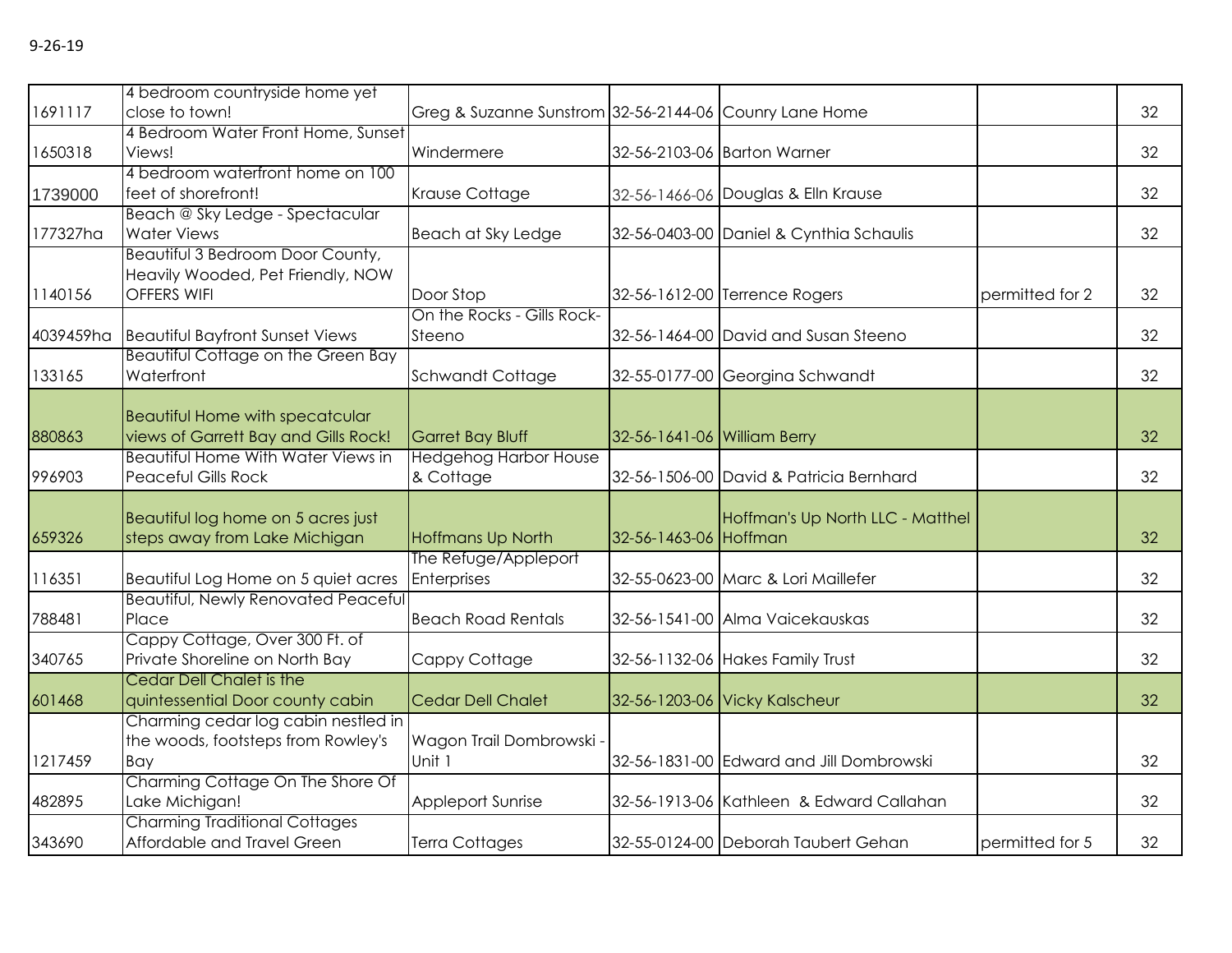9-26-19

| | | | | | | |
|---|---|---|---|---|---|---|
| 1691117 | 4 bedroom countryside home yet close to town! | Greg & Suzanne Sunstrom | 32-56-2144-06 | Couny Lane Home | | 32 |
| 1650318 | 4 Bedroom Water Front Home, Sunset Views! | Windermere | 32-56-2103-06 | Barton Warner | | 32 |
| 1739000 | 4 bedroom waterfront home on 100 feet of shorefront! | Krause Cottage | 32-56-1466-06 | Douglas & Elln Krause | | 32 |
| 177327ha | Beach @ Sky Ledge - Spectacular Water Views | Beach at Sky Ledge | 32-56-0403-00 | Daniel & Cynthia Schaulis | | 32 |
| 1140156 | Beautiful 3 Bedroom Door County, Heavily Wooded, Pet Friendly, NOW OFFERS WIFI | Door Stop | 32-56-1612-00 | Terrence Rogers | permitted for 2 | 32 |
| 4039459ha | Beautiful Bayfront Sunset Views | On the Rocks - Gills Rock-Steeno | 32-56-1464-00 | David and Susan Steeno | | 32 |
| 133165 | Beautiful Cottage on the Green Bay Waterfront | Schwandt Cottage | 32-55-0177-00 | Georgina Schwandt | | 32 |
| 880863 | Beautiful Home with specatcular views of Garrett Bay and Gills Rock! | Garret Bay Bluff | 32-56-1641-06 | William Berry | | 32 |
| 996903 | Beautiful Home With Water Views in Peaceful Gills Rock | Hedgehog Harbor House & Cottage | 32-56-1506-00 | David & Patricia Bernhard | | 32 |
| 659326 | Beautiful log home on 5 acres just steps away from Lake Michigan | Hoffmans Up North | 32-56-1463-06 | Hoffman's Up North LLC - Matthel Hoffman | | 32 |
| 116351 | Beautiful Log Home on 5 quiet acres | The Refuge/Appleport Enterprises | 32-55-0623-00 | Marc & Lori Maillefer | | 32 |
| 788481 | Beautiful, Newly Renovated Peaceful Place | Beach Road Rentals | 32-56-1541-00 | Alma Vaicekauskas | | 32 |
| 340765 | Cappy Cottage, Over 300 Ft. of Private Shoreline on North Bay | Cappy Cottage | 32-56-1132-06 | Hakes Family Trust | | 32 |
| 601468 | Cedar Dell Chalet is the quintessential Door county cabin | Cedar Dell Chalet | 32-56-1203-06 | Vicky Kalscheur | | 32 |
| 1217459 | Charming cedar log cabin nestled in the woods, footsteps from Rowley's Bay | Wagon Trail Dombrowski - Unit 1 | 32-56-1831-00 | Edward and Jill Dombrowski | | 32 |
| 482895 | Charming Cottage On The Shore Of Lake Michigan! | Appleport Sunrise | 32-56-1913-06 | Kathleen & Edward Callahan | | 32 |
| 343690 | Charming Traditional Cottages Affordable and Travel Green | Terra Cottages | 32-55-0124-00 | Deborah Taubert Gehan | permitted for 5 | 32 |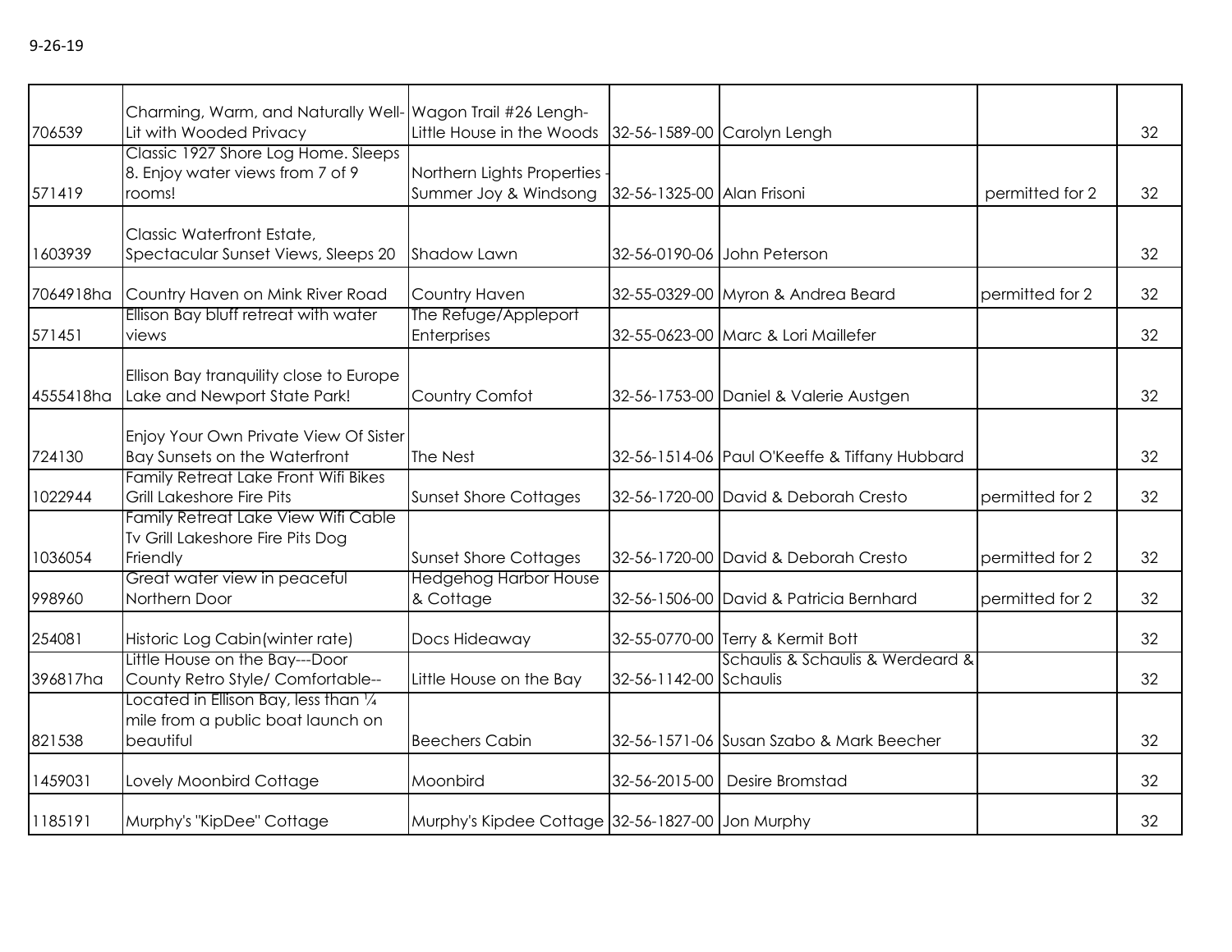9-26-19

| | | | | | | |
|---|---|---|---|---|---|---|
| 706539 | Charming, Warm, and Naturally Well-Lit with Wooded Privacy | Wagon Trail #26 Lengh-Little House in the Woods | 32-56-1589-00 | Carolyn Lengh | | 32 |
| 571419 | Classic 1927 Shore Log Home. Sleeps 8. Enjoy water views from 7 of 9 rooms! | Northern Lights Properties - Summer Joy & Windsong | 32-56-1325-00 | Alan Frisoni | permitted for 2 | 32 |
| 1603939 | Classic Waterfront Estate, Spectacular Sunset Views, Sleeps 20 | Shadow Lawn | 32-56-0190-06 | John Peterson | | 32 |
| 7064918ha | Country Haven on Mink River Road | Country Haven | 32-55-0329-00 | Myron & Andrea Beard | permitted for 2 | 32 |
| 571451 | Ellison Bay bluff retreat with water views | The Refuge/Appleport Enterprises | 32-55-0623-00 | Marc & Lori Maillefer | | 32 |
| 4555418ha | Ellison Bay tranquility close to Europe Lake and Newport State Park! | Country Comfot | 32-56-1753-00 | Daniel & Valerie Austgen | | 32 |
| 724130 | Enjoy Your Own Private View Of Sister Bay Sunsets on the Waterfront | The Nest | 32-56-1514-06 | Paul O'Keeffe & Tiffany Hubbard | | 32 |
| 1022944 | Family Retreat Lake Front Wifi Bikes Grill Lakeshore Fire Pits | Sunset Shore Cottages | 32-56-1720-00 | David & Deborah Cresto | permitted for 2 | 32 |
| 1036054 | Family Retreat Lake View Wifi Cable Tv Grill Lakeshore Fire Pits Dog Friendly | Sunset Shore Cottages | 32-56-1720-00 | David & Deborah Cresto | permitted for 2 | 32 |
| 998960 | Great water view in peaceful Northern Door | Hedgehog Harbor House & Cottage | 32-56-1506-00 | David & Patricia Bernhard | permitted for 2 | 32 |
| 254081 | Historic Log Cabin(winter rate) | Docs Hideaway | 32-55-0770-00 | Terry & Kermit Bott | | 32 |
| 396817ha | Little House on the Bay---Door County Retro Style/ Comfortable-- | Little House on the Bay | 32-56-1142-00 | Schaulis & Schaulis & Werdeard & Schaulis | | 32 |
| 821538 | Located in Ellison Bay, less than ¼ mile from a public boat launch on beautiful | Beechers Cabin | 32-56-1571-06 | Susan Szabo & Mark Beecher | | 32 |
| 1459031 | Lovely Moonbird Cottage | Moonbird | 32-56-2015-00 | Desire Bromstad | | 32 |
| 1185191 | Murphy's "KipDee" Cottage | Murphy's Kipdee Cottage | 32-56-1827-00 | Jon Murphy | | 32 |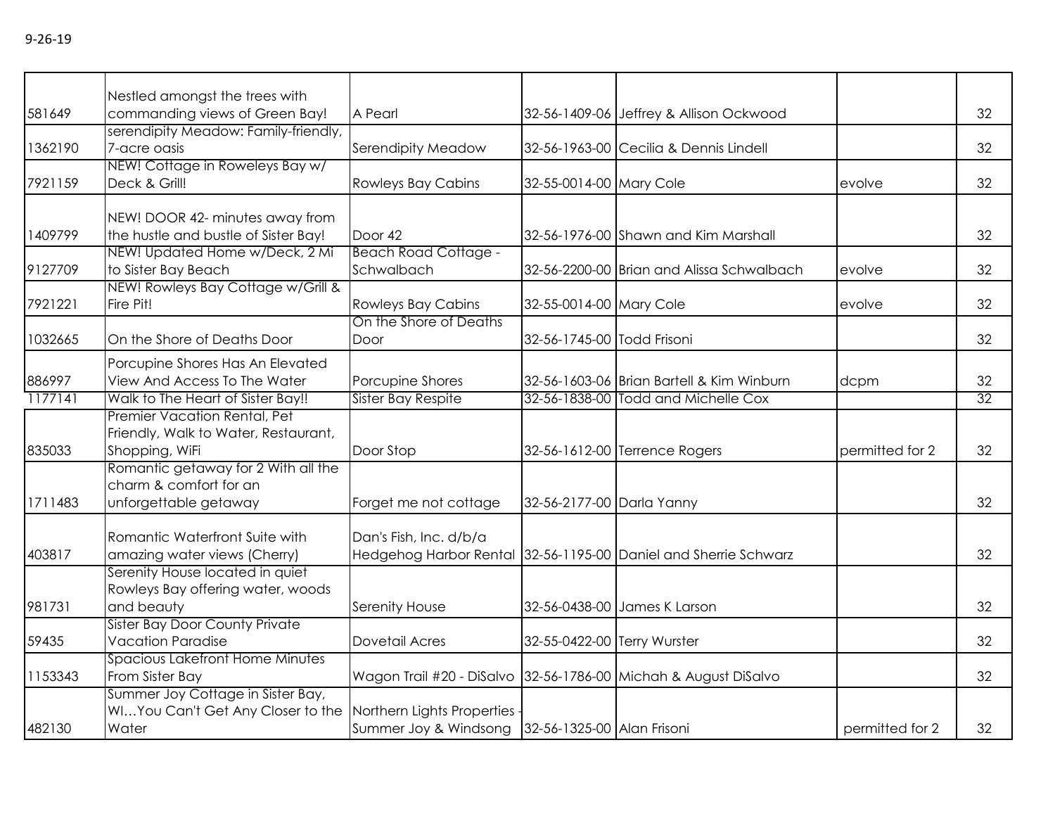9-26-19

| | | | | | | |
|---|---|---|---|---|---|---|
| 581649 | Nestled amongst the trees with commanding views of Green Bay! | A Pearl | 32-56-1409-06 | Jeffrey & Allison Ockwood | | 32 |
| 1362190 | serendipity Meadow: Family-friendly, 7-acre oasis | Serendipity Meadow | 32-56-1963-00 | Cecilia & Dennis Lindell | | 32 |
| 7921159 | NEW! Cottage in Roweleys Bay w/ Deck & Grill! | Rowlys Bay Cabins | 32-55-0014-00 | Mary Cole | evolve | 32 |
| 1409799 | NEW! DOOR 42- minutes away from the hustle and bustle of Sister Bay! | Door 42 | 32-56-1976-00 | Shawn and Kim Marshall | | 32 |
| 9127709 | NEW! Updated Home w/Deck, 2 Mi to Sister Bay Beach | Beach Road Cottage - Schwalbach | 32-56-2200-00 | Brian and Alissa Schwalbach | evolve | 32 |
| 7921221 | NEW! Rowleys Bay Cottage w/Grill & Fire Pit! | Rowleys Bay Cabins | 32-55-0014-00 | Mary Cole | evolve | 32 |
| 1032665 | On the Shore of Deaths Door | On the Shore of Deaths Door | 32-56-1745-00 | Todd Frisoni | | 32 |
| 886997 | Porcupine Shores Has An Elevated View And Access To The Water | Porcupine Shores | 32-56-1603-06 | Brian Bartell & Kim Winburn | dcpm | 32 |
| 1177141 | Walk to The Heart of Sister Bay!! | Sister Bay Respite | 32-56-1838-00 | Todd and Michelle Cox | | 32 |
| 835033 | Premier Vacation Rental, Pet Friendly, Walk to Water, Restaurant, Shopping, WiFi | Door Stop | 32-56-1612-00 | Terrence Rogers | permitted for 2 | 32 |
| 1711483 | Romantic getaway for 2 With all the charm & comfort for an unforgettable getaway | Forget me not cottage | 32-56-2177-00 | Darla Yanny | | 32 |
| 403817 | Romantic Waterfront Suite with amazing water views (Cherry) | Dan's Fish, Inc. d/b/a Hedgehog Harbor Rental | 32-56-1195-00 | Daniel and Sherrie Schwarz | | 32 |
| 981731 | Serenity House located in quiet Rowleys Bay offering water, woods and beauty | Serenity House | 32-56-0438-00 | James K Larson | | 32 |
| 59435 | Sister Bay Door County Private Vacation Paradise | Dovetail Acres | 32-55-0422-00 | Terry Wurster | | 32 |
| 1153343 | Spacious Lakefront Home Minutes From Sister Bay | Wagon Trail #20 - DiSalvo | 32-56-1786-00 | Michah & August DiSalvo | | 32 |
| 482130 | Summer Joy Cottage in Sister Bay, WI…You Can't Get Any Closer to the Water | Northern Lights Properties - Summer Joy & Windsong | 32-56-1325-00 | Alan Frisoni | permitted for 2 | 32 |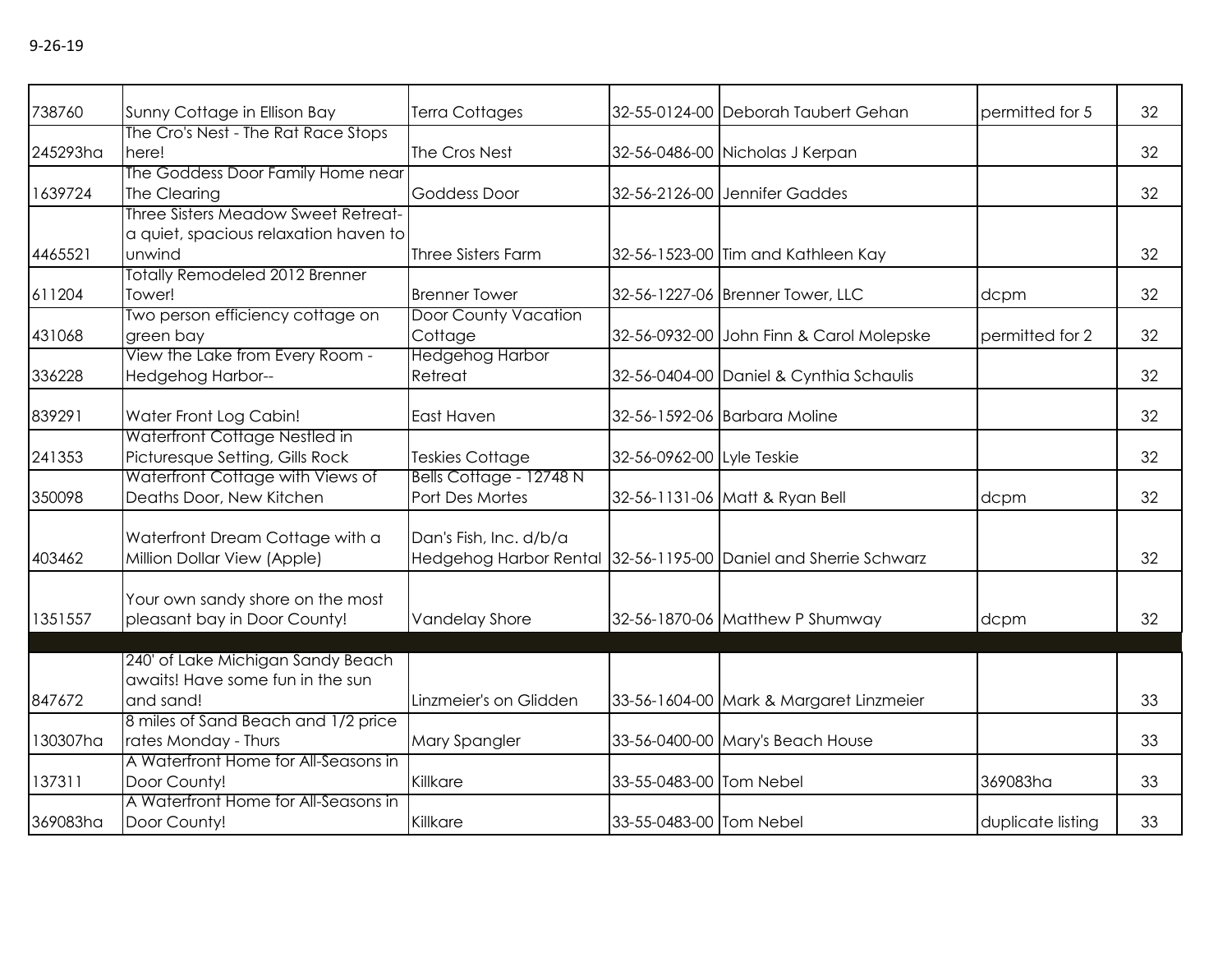9-26-19

| | | | | | | |
|---|---|---|---|---|---|---|
| 738760 | Sunny Cottage in Ellison Bay | Terra Cottages | 32-55-0124-00 | Deborah Taubert Gehan | permitted for 5 | 32 |
| 245293ha | The Cro's Nest - The Rat Race Stops here! | The Cros Nest | 32-56-0486-00 | Nicholas J Kerpan | | 32 |
| 1639724 | The Goddess Door Family Home near The Clearing | Goddess Door | 32-56-2126-00 | Jennifer Gaddes | | 32 |
| 4465521 | Three Sisters Meadow Sweet Retreat- a quiet, spacious relaxation haven to unwind | Three Sisters Farm | 32-56-1523-00 | Tim and Kathleen Kay | | 32 |
| 611204 | Totally Remodeled 2012 Brenner Tower! | Brenner Tower | 32-56-1227-06 | Brenner Tower, LLC | dcpm | 32 |
| 431068 | Two person efficiency cottage on green bay | Door County Vacation Cottage | 32-56-0932-00 | John Finn & Carol Molepske | permitted for 2 | 32 |
| 336228 | View the Lake from Every Room - Hedgehog Harbor-- | Hedgehog Harbor Retreat | 32-56-0404-00 | Daniel & Cynthia Schaulis | | 32 |
| 839291 | Water Front Log Cabin! | East Haven | 32-56-1592-06 | Barbara Moline | | 32 |
| 241353 | Waterfront Cottage Nestled in Picturesque Setting, Gills Rock | Teskies Cottage | 32-56-0962-00 | Lyle Teskie | | 32 |
| 350098 | Waterfront Cottage with Views of Deaths Door, New Kitchen | Bells Cottage - 12748 N Port Des Mortes | 32-56-1131-06 | Matt & Ryan Bell | dcpm | 32 |
| 403462 | Waterfront Dream Cottage with a Million Dollar View (Apple) | Dan's Fish, Inc. d/b/a Hedgehog Harbor Rental | 32-56-1195-00 | Daniel and Sherrie Schwarz | | 32 |
| 1351557 | Your own sandy shore on the most pleasant bay in Door County! | Vandelay Shore | 32-56-1870-06 | Matthew P Shumway | dcpm | 32 |
| | | | | | | |
| 847672 | 240' of Lake Michigan Sandy Beach awaits! Have some fun in the sun and sand! | Linzmeier's on Glidden | 33-56-1604-00 | Mark & Margaret Linzmeier | | 33 |
| 130307ha | 8 miles of Sand Beach and 1/2 price rates Monday - Thurs | Mary Spangler | 33-56-0400-00 | Mary's Beach House | | 33 |
| 137311 | A Waterfront Home for All-Seasons in Door County! | Killkare | 33-55-0483-00 | Tom Nebel | 369083ha | 33 |
| 369083ha | A Waterfront Home for All-Seasons in Door County! | Killkare | 33-55-0483-00 | Tom Nebel | duplicate listing | 33 |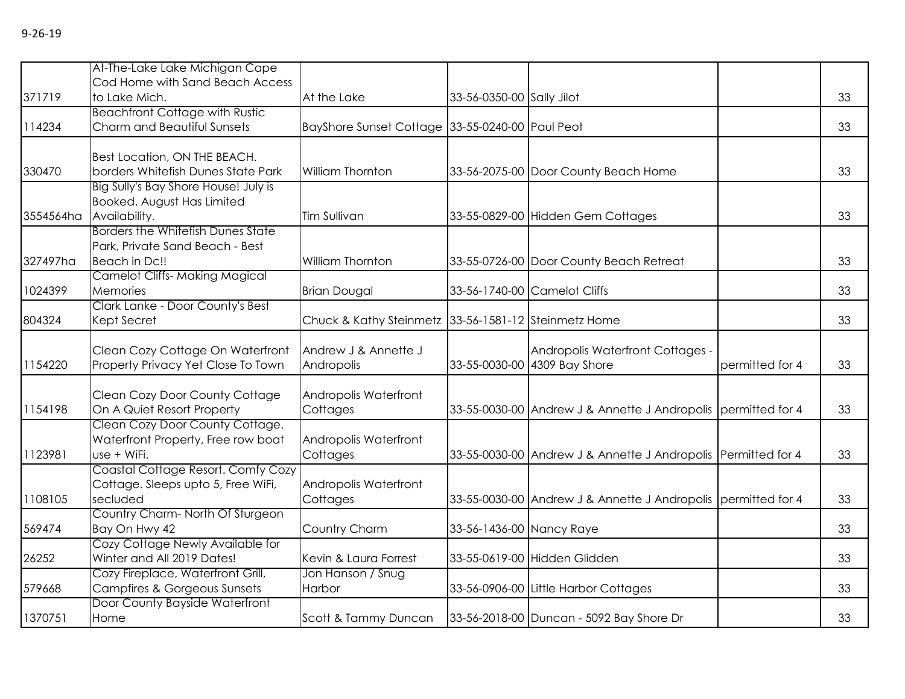9-26-19

| | | | | | | |
|---|---|---|---|---|---|---|
| 371719 | At-The-Lake Lake Michigan Cape Cod Home with Sand Beach Access to Lake Mich. | At the Lake | 33-56-0350-00 | Sally Jilot | | 33 |
| 114234 | Beachfront Cottage with Rustic Charm and Beautiful Sunsets | BayShore Sunset Cottage | 33-55-0240-00 | Paul Peot | | 33 |
| 330470 | Best Location, ON THE BEACH. borders Whitefish Dunes State Park | William Thornton | 33-56-2075-00 | Door County Beach Home | | 33 |
| 3554564ha | Big Sully's Bay Shore House! July is Booked. August Has Limited Availability. | Tim Sullivan | 33-55-0829-00 | Hidden Gem Cottages | | 33 |
| 327497ha | Borders the Whitefish Dunes State Park, Private Sand Beach - Best Beach in Dc!! | William Thornton | 33-55-0726-00 | Door County Beach Retreat | | 33 |
| 1024399 | Camelot Cliffs- Making Magical Memories | Brian Dougal | 33-56-1740-00 | Camelot Cliffs | | 33 |
| 804324 | Clark Lanke - Door County's Best Kept Secret | Chuck & Kathy Steinmetz | 33-56-1581-12 | Steinmetz Home | | 33 |
| 1154220 | Clean Cozy Cottage On Waterfront Property Privacy Yet Close To Town | Andrew J & Annette J Andropolis | 33-55-0030-00 | Andropolis Waterfront Cottages - 4309 Bay Shore | permitted for 4 | 33 |
| 1154198 | Clean Cozy Door County Cottage On A Quiet Resort Property | Andropolis Waterfront Cottages | 33-55-0030-00 | Andrew J & Annette J Andropolis | permitted for 4 | 33 |
| 1123981 | Clean Cozy Door County Cottage. Waterfront Property, Free row boat use + WiFi. | Andropolis Waterfront Cottages | 33-55-0030-00 | Andrew J & Annette J Andropolis | Permitted for 4 | 33 |
| 1108105 | Coastal Cottage Resort. Comfy Cozy Cottage. Sleeps upto 5, Free WiFi, secluded | Andropolis Waterfront Cottages | 33-55-0030-00 | Andrew J & Annette J Andropolis | permitted for 4 | 33 |
| 569474 | Country Charm- North Of Sturgeon Bay On Hwy 42 | Country Charm | 33-56-1436-00 | Nancy Raye | | 33 |
| 26252 | Cozy Cottage Newly Available for Winter and All 2019 Dates! | Kevin & Laura Forrest | 33-55-0619-00 | Hidden Glidden | | 33 |
| 579668 | Cozy Fireplace, Waterfront Grill, Campfires & Gorgeous Sunsets | Jon Hanson / Snug Harbor | 33-56-0906-00 | Little Harbor Cottages | | 33 |
| 1370751 | Door County Bayside Waterfront Home | Scott & Tammy Duncan | 33-56-2018-00 | Duncan - 5092 Bay Shore Dr | | 33 |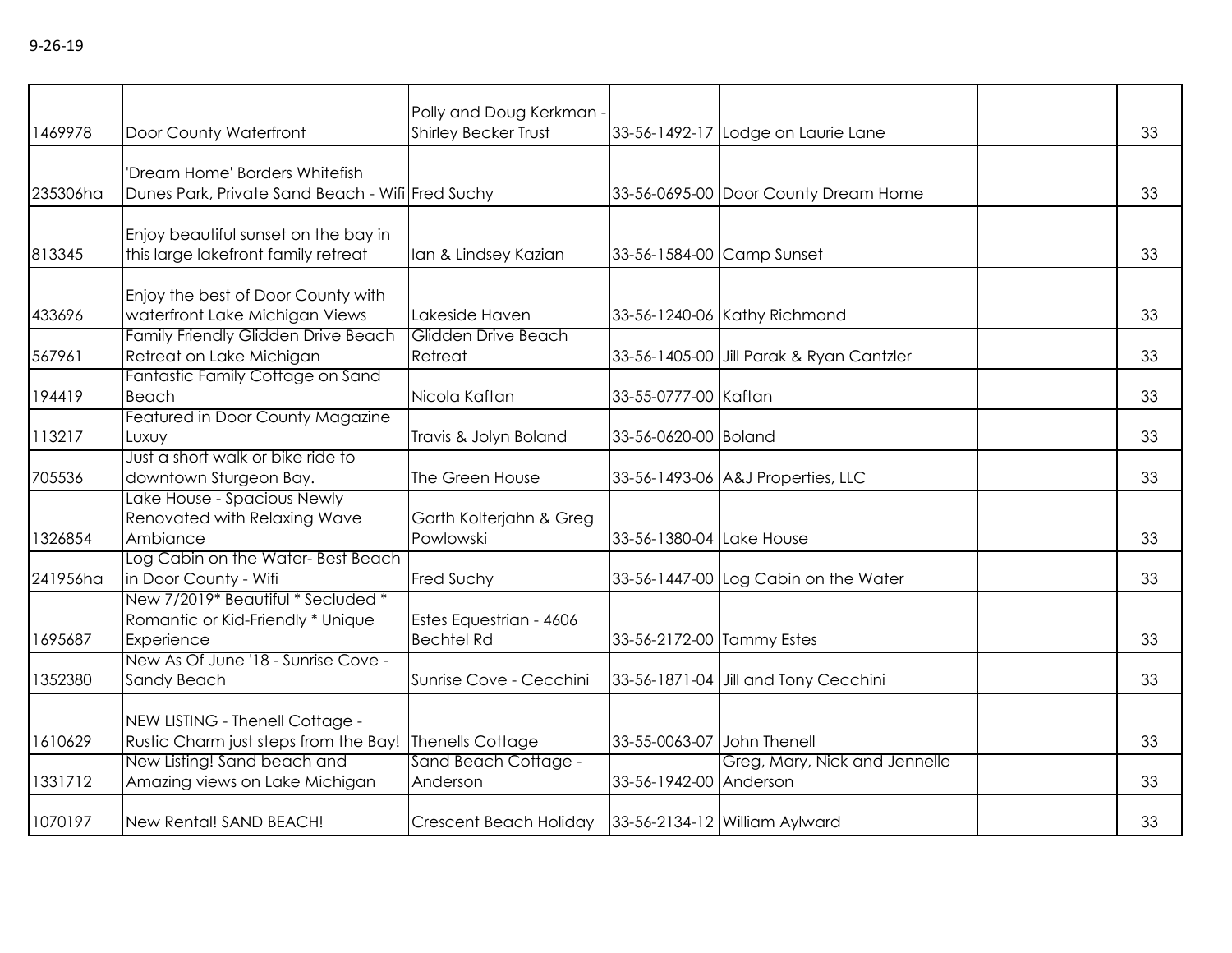9-26-19

| | | | | | | |
|---|---|---|---|---|---|---|
| 1469978 | Door County Waterfront | Polly and Doug Kerkman - Shirley Becker Trust | 33-56-1492-17 | Lodge on Laurie Lane | | 33 |
| 235306ha | 'Dream Home' Borders Whitefish Dunes Park, Private Sand Beach - Wifi | Fred Suchy | 33-56-0695-00 | Door County Dream Home | | 33 |
| 813345 | Enjoy beautiful sunset on the bay in this large lakefront family retreat | Ian & Lindsey Kazian | 33-56-1584-00 | Camp Sunset | | 33 |
| 433696 | Enjoy the best of Door County with waterfront Lake Michigan Views | Lakeside Haven | 33-56-1240-06 | Kathy Richmond | | 33 |
| 567961 | Family Friendly Glidden Drive Beach Retreat on Lake Michigan | Glidden Drive Beach Retreat | 33-56-1405-00 | Jill Parak & Ryan Cantzler | | 33 |
| 194419 | Fantastic Family Cottage on Sand Beach | Nicola Kaftan | 33-55-0777-00 | Kaftan | | 33 |
| 113217 | Featured in Door County Magazine Luxuy | Travis & Jolyn Boland | 33-56-0620-00 | Boland | | 33 |
| 705536 | Just a short walk or bike ride to downtown Sturgeon Bay. | The Green House | 33-56-1493-06 | A&J Properties, LLC | | 33 |
| 1326854 | Lake House - Spacious Newly Renovated with Relaxing Wave Ambiance | Garth Kolterjahn & Greg Powlowski | 33-56-1380-04 | Lake House | | 33 |
| 241956ha | Log Cabin on the Water- Best Beach in Door County - Wifi | Fred Suchy | 33-56-1447-00 | Log Cabin on the Water | | 33 |
| 1695687 | New 7/2019* Beautiful * Secluded * Romantic or Kid-Friendly * Unique Experience | Estes Equestrian - 4606 Bechtel Rd | 33-56-2172-00 | Tammy Estes | | 33 |
| 1352380 | New As Of June '18 - Sunrise Cove - Sandy Beach | Sunrise Cove - Cecchini | 33-56-1871-04 | Jill and Tony Cecchini | | 33 |
| 1610629 | NEW LISTING - Thenell Cottage - Rustic Charm just steps from the Bay! | Thenells Cottage | 33-55-0063-07 | John Thenell | | 33 |
| 1331712 | New Listing! Sand beach and Amazing views on Lake Michigan | Sand Beach Cottage - Anderson | 33-56-1942-00 | Greg, Mary, Nick and Jennelle Anderson | | 33 |
| 1070197 | New Rental! SAND BEACH! | Crescent Beach Holiday | 33-56-2134-12 | William Aylward | | 33 |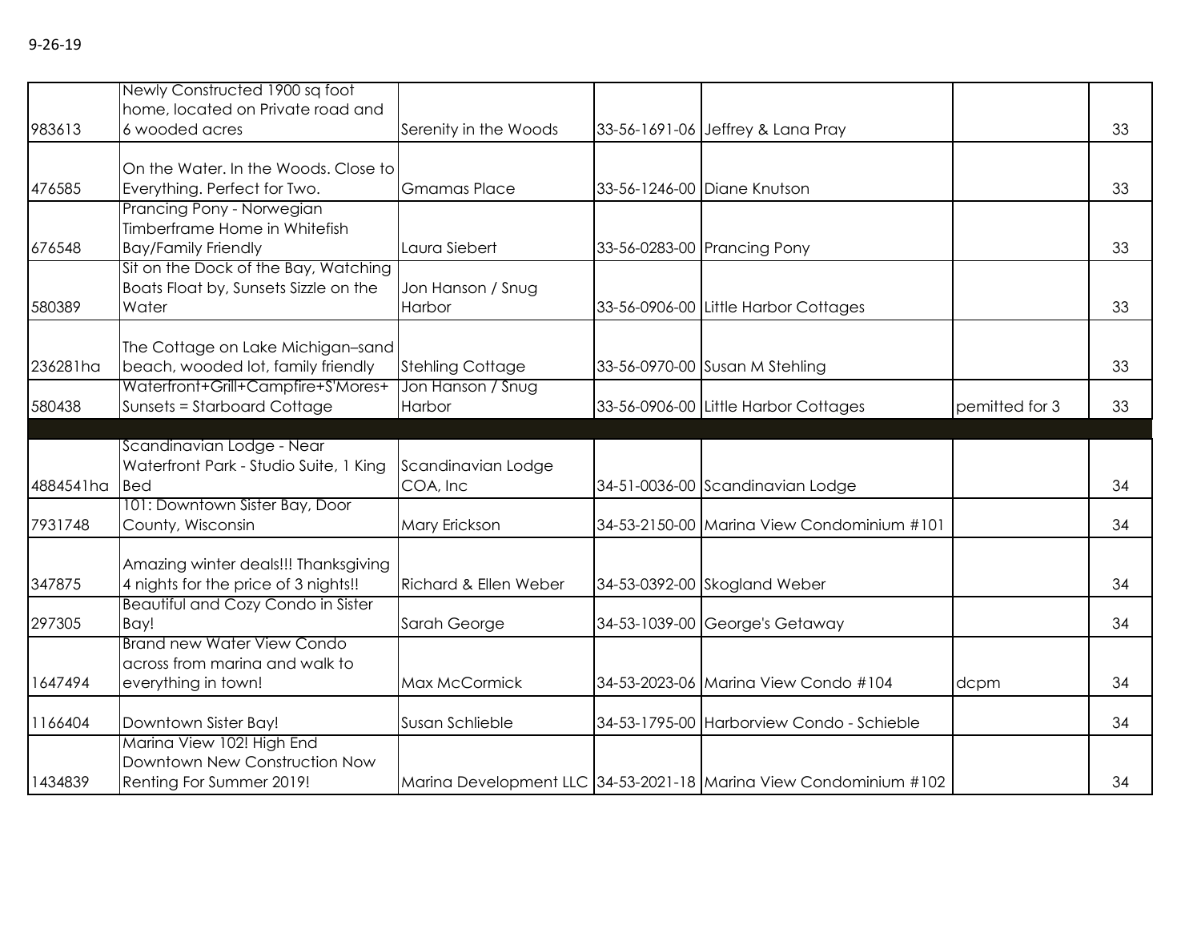9-26-19

| | | | | | | |
|---|---|---|---|---|---|---|
| 983613 | Newly Constructed 1900 sq foot home, located on Private road and 6 wooded acres | Serenity in the Woods | 33-56-1691-06 | Jeffrey & Lana Pray | | 33 |
| 476585 | On the Water. In the Woods. Close to Everything. Perfect for Two. | Gmamas Place | 33-56-1246-00 | Diane Knutson | | 33 |
| 676548 | Prancing Pony - Norwegian Timberframe Home in Whitefish Bay/Family Friendly | Laura Siebert | 33-56-0283-00 | Prancing Pony | | 33 |
| 580389 | Sit on the Dock of the Bay, Watching Boats Float by, Sunsets Sizzle on the Water | Jon Hanson / Snug Harbor | 33-56-0906-00 | Little Harbor Cottages | | 33 |
| 236281ha | The Cottage on Lake Michigan–sand beach, wooded lot, family friendly | Stehling Cottage | 33-56-0970-00 | Susan M Stehling | | 33 |
| 580438 | Waterfront+Grill+Campfire+S'Mores+ Sunsets = Starboard Cottage | Jon Hanson / Snug Harbor | 33-56-0906-00 | Little Harbor Cottages | pemitted for 3 | 33 |
| | | | | | | |
| 4884541ha | Scandinavian Lodge - Near Waterfront Park - Studio Suite, 1 King Bed | Scandinavian Lodge COA, Inc | 34-51-0036-00 | Scandinavian Lodge | | 34 |
| 7931748 | 101: Downtown Sister Bay, Door County, Wisconsin | Mary Erickson | 34-53-2150-00 | Marina View Condominium #101 | | 34 |
| 347875 | Amazing winter deals!!! Thanksgiving 4 nights for the price of 3 nights!! | Richard & Ellen Weber | 34-53-0392-00 | Skogland Weber | | 34 |
| 297305 | Beautiful and Cozy Condo in Sister Bay! | Sarah George | 34-53-1039-00 | George's Getaway | | 34 |
| 1647494 | Brand new Water View Condo across from marina and walk to everything in town! | Max McCormick | 34-53-2023-06 | Marina View Condo #104 | dcpm | 34 |
| 1166404 | Downtown Sister Bay! | Susan Schlieble | 34-53-1795-00 | Harborview Condo - Schieble | | 34 |
| 1434839 | Marina View 102! High End Downtown New Construction Now Renting For Summer 2019! | Marina Development LLC | 34-53-2021-18 | Marina View Condominium #102 | | 34 |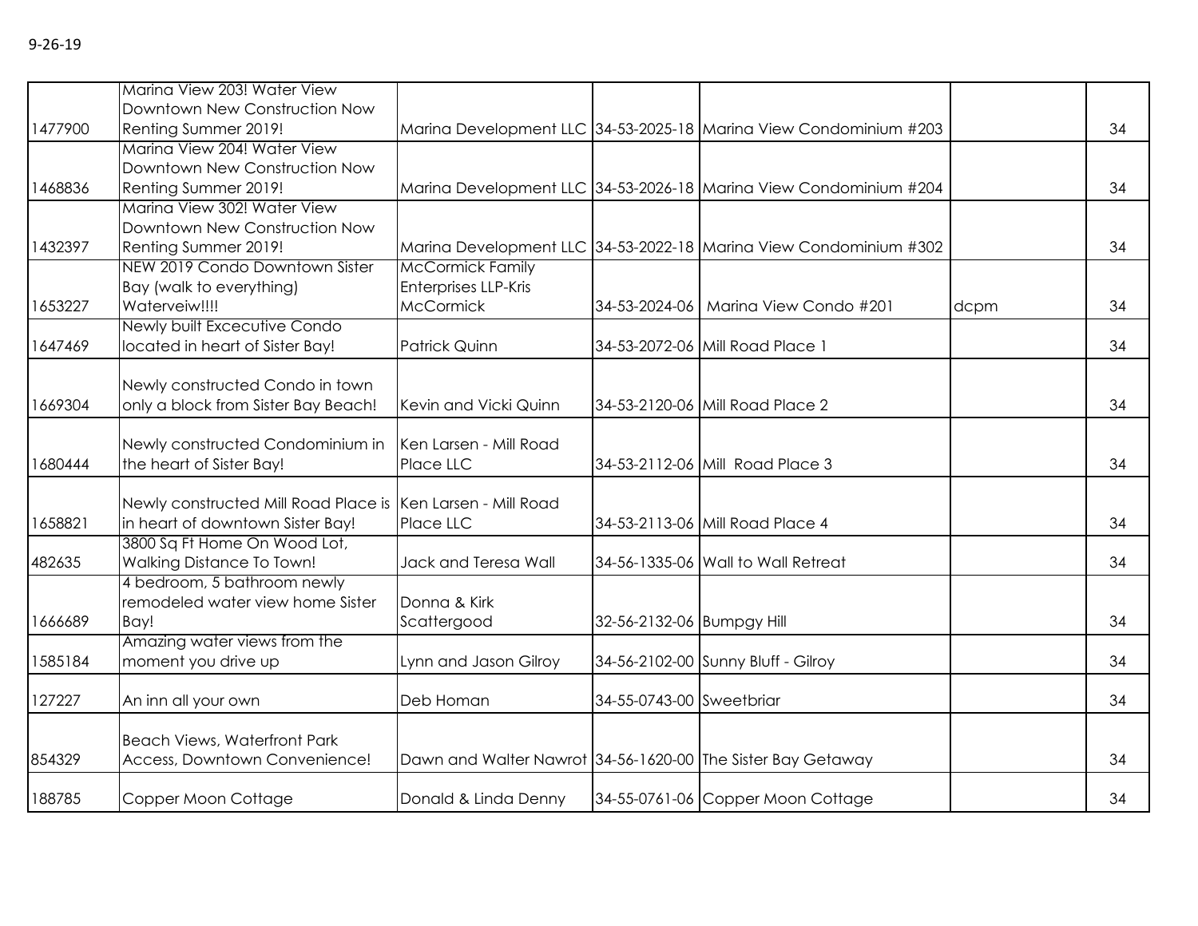9-26-19

| | | | | | | |
|---|---|---|---|---|---|---|
| 1477900 | Marina View 203! Water View Downtown New Construction Now Renting Summer 2019! | Marina Development LLC | 34-53-2025-18 | Marina View Condominium #203 | | 34 |
| 1468836 | Marina View 204! Water View Downtown New Construction Now Renting Summer 2019! | Marina Development LLC | 34-53-2026-18 | Marina View Condominium #204 | | 34 |
| 1432397 | Marina View 302! Water View Downtown New Construction Now Renting Summer 2019! | Marina Development LLC | 34-53-2022-18 | Marina View Condominium #302 | | 34 |
| 1653227 | NEW 2019 Condo Downtown Sister Bay (walk to everything) Waterveiw!!!! | McCormick Family Enterprises LLP-Kris McCormick | 34-53-2024-06 | Marina View Condo #201 | dcpm | 34 |
| 1647469 | Newly built Excecutive Condo located in heart of Sister Bay! | Patrick Quinn | 34-53-2072-06 | Mill Road Place 1 | | 34 |
| 1669304 | Newly constructed Condo in town only a block from Sister Bay Beach! | Kevin and Vicki Quinn | 34-53-2120-06 | Mill Road Place 2 | | 34 |
| 1680444 | Newly constructed Condominium in the heart of Sister Bay! | Ken Larsen - Mill Road Place LLC | 34-53-2112-06 | Mill Road Place 3 | | 34 |
| 1658821 | Newly constructed Mill Road Place is in heart of downtown Sister Bay! | Ken Larsen - Mill Road Place LLC | 34-53-2113-06 | Mill Road Place 4 | | 34 |
| 482635 | 3800 Sq Ft Home On Wood Lot, Walking Distance To Town! | Jack and Teresa Wall | 34-56-1335-06 | Wall to Wall Retreat | | 34 |
| 1666689 | 4 bedroom, 5 bathroom newly remodeled water view home Sister Bay! | Donna & Kirk Scattergood | 32-56-2132-06 | Bumpgy Hill | | 34 |
| 1585184 | Amazing water views from the moment you drive up | Lynn and Jason Gilroy | 34-56-2102-00 | Sunny Bluff - Gilroy | | 34 |
| 127227 | An inn all your own | Deb Homan | 34-55-0743-00 | Sweetbriar | | 34 |
| 854329 | Beach Views, Waterfront Park Access, Downtown Convenience! | Dawn and Walter Nawrot | 34-56-1620-00 | The Sister Bay Getaway | | 34 |
| 188785 | Copper Moon Cottage | Donald & Linda Denny | 34-55-0761-06 | Copper Moon Cottage | | 34 |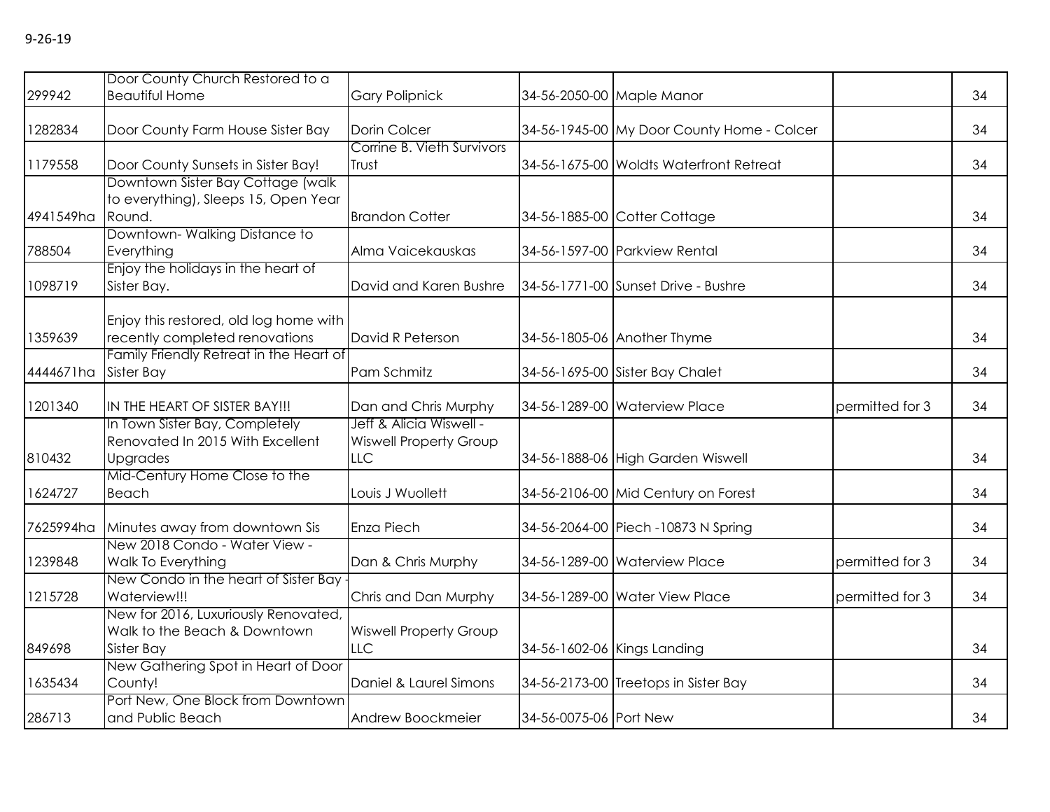9-26-19

| | | | | | | |
|---|---|---|---|---|---|---|
| 299942 | Door County Church Restored to a Beautiful Home | Gary Polipnick | 34-56-2050-00 | Maple Manor | | 34 |
| 1282834 | Door County Farm House Sister Bay | Dorin Colcer | 34-56-1945-00 | My Door County Home - Colcer | | 34 |
| 1179558 | Door County Sunsets in Sister Bay! | Corrine B. Vieth Survivors Trust | 34-56-1675-00 | Woldts Waterfront Retreat | | 34 |
| 4941549ha | Downtown Sister Bay Cottage (walk to everything), Sleeps 15, Open Year Round. | Brandon Cotter | 34-56-1885-00 | Cotter Cottage | | 34 |
| 788504 | Downtown- Walking Distance to Everything | Alma Vaicekauskas | 34-56-1597-00 | Parkview Rental | | 34 |
| 1098719 | Enjoy the holidays in the heart of Sister Bay. | David and Karen Bushre | 34-56-1771-00 | Sunset Drive - Bushre | | 34 |
| 1359639 | Enjoy this restored, old log home with recently completed renovations | David R Peterson | 34-56-1805-06 | Another Thyme | | 34 |
| 4444671ha | Family Friendly Retreat in the Heart of Sister Bay | Pam Schmitz | 34-56-1695-00 | Sister Bay Chalet | | 34 |
| 1201340 | IN THE HEART OF SISTER BAY!!! | Dan and Chris Murphy | 34-56-1289-00 | Waterview Place | permitted for 3 | 34 |
| 810432 | In Town Sister Bay, Completely Renovated In 2015 With Excellent Upgrades | Jeff & Alicia Wiswell - Wiswell Property Group LLC | 34-56-1888-06 | High Garden Wiswell | | 34 |
| 1624727 | Mid-Century Home Close to the Beach | Louis J Wuollett | 34-56-2106-00 | Mid Century on Forest | | 34 |
| 7625994ha | Minutes away from downtown Sis | Enza Piech | 34-56-2064-00 | Piech -10873 N Spring | | 34 |
| 1239848 | New 2018 Condo - Water View - Walk To Everything | Dan & Chris Murphy | 34-56-1289-00 | Waterview Place | permitted for 3 | 34 |
| 1215728 | New Condo in the heart of Sister Bay - Waterview!!! | Chris and Dan Murphy | 34-56-1289-00 | Water View Place | permitted for 3 | 34 |
| 849698 | New for 2016, Luxuriously Renovated, Walk to the Beach & Downtown Sister Bay | Wiswell Property Group LLC | 34-56-1602-06 | Kings Landing | | 34 |
| 1635434 | New Gathering Spot in Heart of Door County! | Daniel & Laurel Simons | 34-56-2173-00 | Treetops in Sister Bay | | 34 |
| 286713 | Port New, One Block from Downtown and Public Beach | Andrew Boockmeier | 34-56-0075-06 | Port New | | 34 |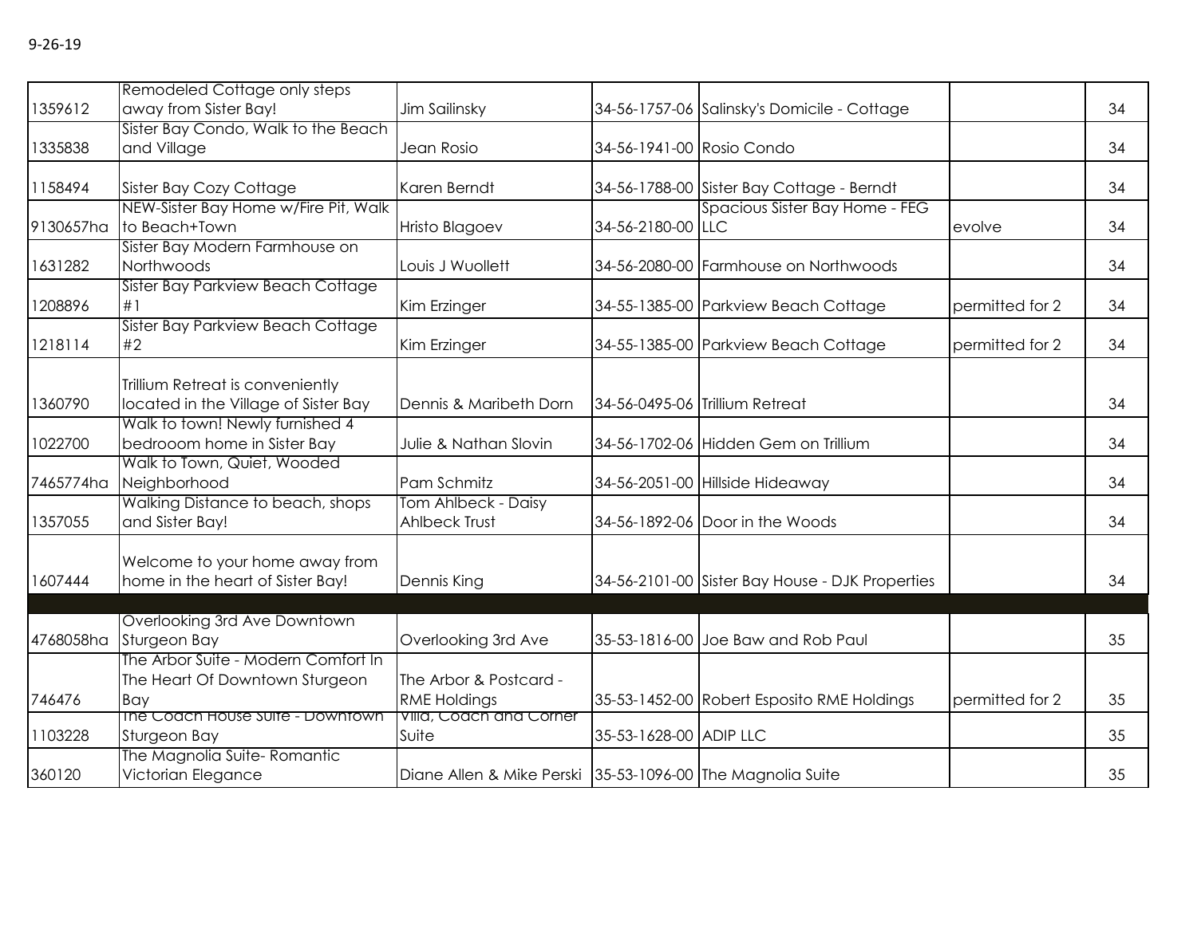9-26-19

| | | | | | | |
|---|---|---|---|---|---|---|
| 1359612 | Remodeled Cottage only steps away from Sister Bay! | Jim Sailinsky | 34-56-1757-06 | Salinsky's Domicile - Cottage | | 34 |
| 1335838 | Sister Bay Condo, Walk to the Beach and Village | Jean Rosio | 34-56-1941-00 | Rosio Condo | | 34 |
| 1158494 | Sister Bay Cozy Cottage | Karen Berndt | 34-56-1788-00 | Sister Bay Cottage - Berndt | | 34 |
| 9130657ha | NEW-Sister Bay Home w/Fire Pit, Walk to Beach+Town | Hristo Blagoev | 34-56-2180-00 | Spacious Sister Bay Home - FEG LLC | evolve | 34 |
| 1631282 | Sister Bay Modern Farmhouse on Northwoods | Louis J Wuollett | 34-56-2080-00 | Farmhouse on Northwoods | | 34 |
| 1208896 | Sister Bay Parkview Beach Cottage #1 | Kim Erzinger | 34-55-1385-00 | Parkview Beach Cottage | permitted for 2 | 34 |
| 1218114 | Sister Bay Parkview Beach Cottage #2 | Kim Erzinger | 34-55-1385-00 | Parkview Beach Cottage | permitted for 2 | 34 |
| 1360790 | Trillium Retreat is conveniently located in the Village of Sister Bay | Dennis & Maribeth Dorn | 34-56-0495-06 | Trillium Retreat | | 34 |
| 1022700 | Walk to town! Newly furnished 4 bedrooom home in Sister Bay | Julie & Nathan Slovin | 34-56-1702-06 | Hidden Gem on Trillium | | 34 |
| 7465774ha | Walk to Town, Quiet, Wooded Neighborhood | Pam Schmitz | 34-56-2051-00 | Hillside Hideaway | | 34 |
| 1357055 | Walking Distance to beach, shops and Sister Bay! | Tom Ahlbeck - Daisy Ahlbeck Trust | 34-56-1892-06 | Door in the Woods | | 34 |
| 1607444 | Welcome to your home away from home in the heart of Sister Bay! | Dennis King | 34-56-2101-00 | Sister Bay House - DJK Properties | | 34 |
| | | | | | | |
| 4768058ha | Overlooking 3rd Ave Downtown Sturgeon Bay | Overlooking 3rd Ave | 35-53-1816-00 | Joe Baw and Rob Paul | | 35 |
| 746476 | The Arbor Suite - Modern Comfort In The Heart Of Downtown Sturgeon Bay | The Arbor & Postcard - RME Holdings | 35-53-1452-00 | Robert Esposito RME Holdings | permitted for 2 | 35 |
| 1103228 | The Coach House Suite - Downtown Sturgeon Bay | Villa, Coach and Corner Suite | 35-53-1628-00 | ADIP LLC | | 35 |
| 360120 | The Magnolia Suite- Romantic Victorian Elegance | Diane Allen & Mike Perski | 35-53-1096-00 | The Magnolia Suite | | 35 |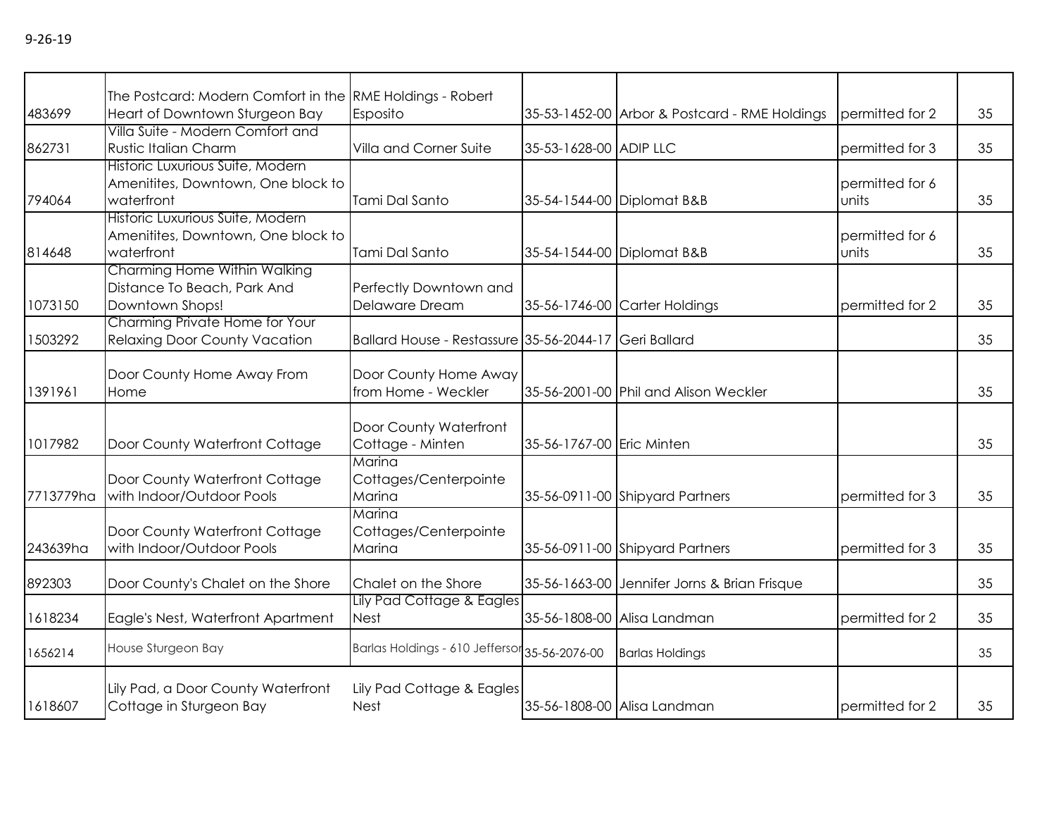9-26-19

| | | | | | | |
|---|---|---|---|---|---|---|
| 483699 | The Postcard: Modern Comfort in the Heart of Downtown Sturgeon Bay | RME Holdings - Robert Esposito | 35-53-1452-00 | Arbor & Postcard - RME Holdings | permitted for 2 | 35 |
| 862731 | Villa Suite - Modern Comfort and Rustic Italian Charm | Villa and Corner Suite | 35-53-1628-00 | ADIP LLC | permitted for 3 | 35 |
| 794064 | Historic Luxurious Suite, Modern Amenitites, Downtown, One block to waterfront | Tami Dal Santo | 35-54-1544-00 | Diplomat B&B | permitted for 6 units | 35 |
| 814648 | Historic Luxurious Suite, Modern Amenitites, Downtown, One block to waterfront | Tami Dal Santo | 35-54-1544-00 | Diplomat B&B | permitted for 6 units | 35 |
| 1073150 | Charming Home Within Walking Distance To Beach, Park And Downtown Shops! | Perfectly Downtown and Delaware Dream | 35-56-1746-00 | Carter Holdings | permitted for 2 | 35 |
| 1503292 | Charming Private Home for Your Relaxing Door County Vacation | Ballard House - Restassure | 35-56-2044-17 | Geri Ballard | | 35 |
| 1391961 | Door County Home Away From Home | Door County Home Away from Home - Weckler | 35-56-2001-00 | Phil and Alison Weckler | | 35 |
| 1017982 | Door County Waterfront Cottage | Door County Waterfront Cottage - Minten | 35-56-1767-00 | Eric Minten | | 35 |
| 7713779ha | Door County Waterfront Cottage with Indoor/Outdoor Pools | Marina Cottages/Centerpointe Marina | 35-56-0911-00 | Shipyard Partners | permitted for 3 | 35 |
| 243639ha | Door County Waterfront Cottage with Indoor/Outdoor Pools | Marina Cottages/Centerpointe Marina | 35-56-0911-00 | Shipyard Partners | permitted for 3 | 35 |
| 892303 | Door County's Chalet on the Shore | Chalet on the Shore | 35-56-1663-00 | Jennifer Jorns & Brian Frisque | | 35 |
| 1618234 | Eagle's Nest, Waterfront Apartment | Lily Pad Cottage & Eagles Nest | 35-56-1808-00 | Alisa Landman | permitted for 2 | 35 |
| 1656214 | House Sturgeon Bay | Barlas Holdings - 610 Jefferson | 35-56-2076-00 | Barlas Holdings | | 35 |
| 1618607 | Lily Pad, a Door County Waterfront Cottage in Sturgeon Bay | Lily Pad Cottage & Eagles Nest | 35-56-1808-00 | Alisa Landman | permitted for 2 | 35 |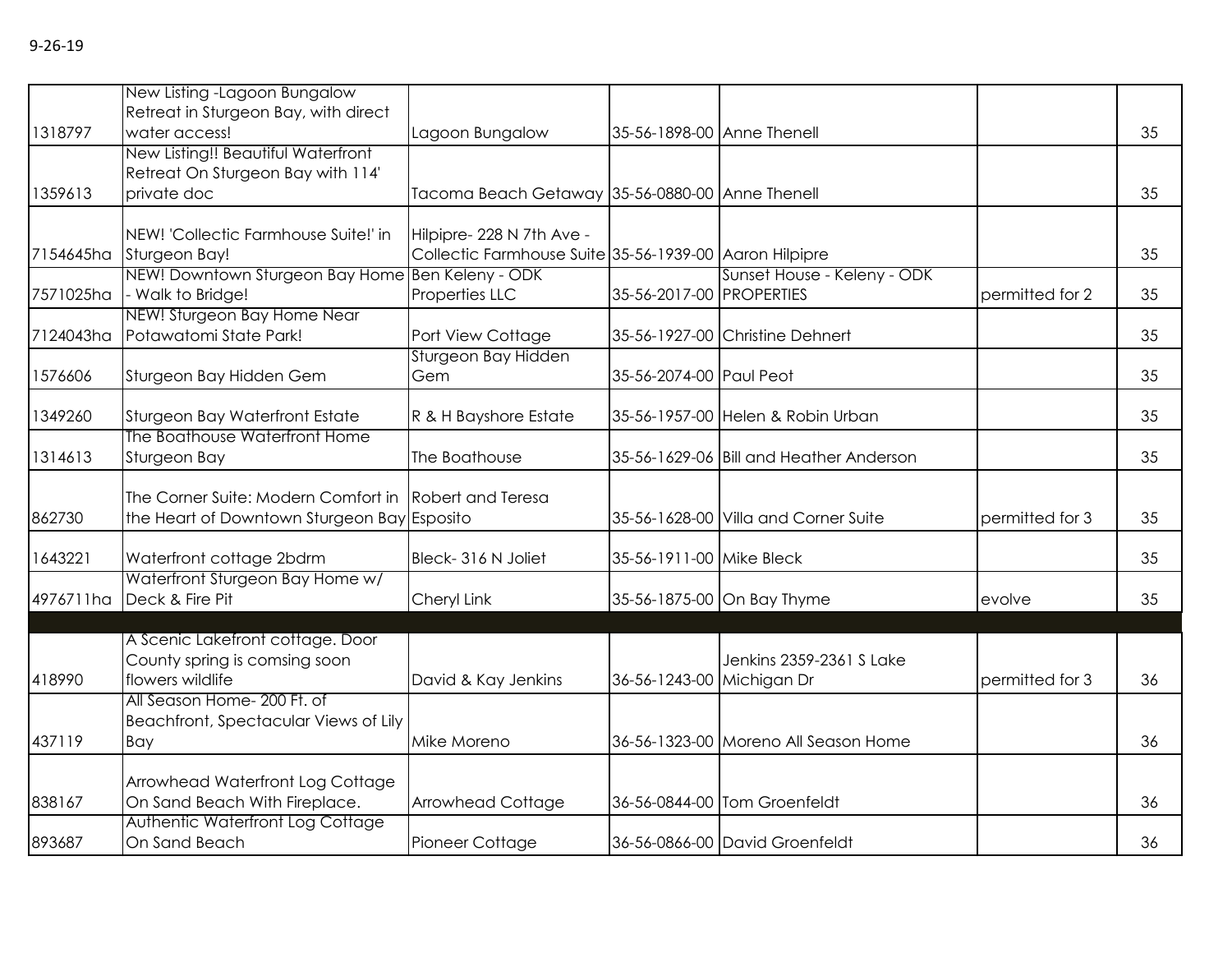9-26-19

| | | | | | | |
|---|---|---|---|---|---|---|
| 1318797 | New Listing -Lagoon Bungalow Retreat in Sturgeon Bay, with direct water access! | Lagoon Bungalow | 35-56-1898-00 | Anne Thenell | | 35 |
| 1359613 | New Listing!! Beautiful Waterfront Retreat On Sturgeon Bay with 114' private doc | Tacoma Beach Getaway | 35-56-0880-00 | Anne Thenell | | 35 |
| 7154645ha | NEW! 'Collectic Farmhouse Suite!' in Sturgeon Bay! | Hilpipre- 228 N 7th Ave - Collectic Farmhouse Suite | 35-56-1939-00 | Aaron Hilpipre | | 35 |
| 7571025ha | NEW! Downtown Sturgeon Bay Home - Walk to Bridge! | Ben Keleny - ODK Properties LLC | 35-56-2017-00 | Sunset House - Keleny - ODK PROPERTIES | permitted for 2 | 35 |
| 7124043ha | NEW! Sturgeon Bay Home Near Potawatomi State Park! | Port View Cottage | 35-56-1927-00 | Christine Dehnert | | 35 |
| 1576606 | Sturgeon Bay Hidden Gem | Sturgeon Bay Hidden Gem | 35-56-2074-00 | Paul Peot | | 35 |
| 1349260 | Sturgeon Bay Waterfront Estate | R & H Bayshore Estate | 35-56-1957-00 | Helen & Robin Urban | | 35 |
| 1314613 | The Boathouse Waterfront Home Sturgeon Bay | The Boathouse | 35-56-1629-06 | Bill and Heather Anderson | | 35 |
| 862730 | The Corner Suite: Modern Comfort in the Heart of Downtown Sturgeon Bay | Robert and Teresa Esposito | 35-56-1628-00 | Villa and Corner Suite | permitted for 3 | 35 |
| 1643221 | Waterfront cottage 2bdrm | Bleck- 316 N Joliet | 35-56-1911-00 | Mike Bleck | | 35 |
| 4976711ha | Waterfront Sturgeon Bay Home w/ Deck & Fire Pit | Cheryl Link | 35-56-1875-00 | On Bay Thyme | evolve | 35 |
| | | | | | | |
| 418990 | A Scenic Lakefront cottage. Door County spring is comsing soon flowers wildlife | David & Kay Jenkins | 36-56-1243-00 | Jenkins 2359-2361 S Lake Michigan Dr | permitted for 3 | 36 |
| 437119 | All Season Home- 200 Ft. of Beachfront, Spectacular Views of Lily Bay | Mike Moreno | 36-56-1323-00 | Moreno All Season Home | | 36 |
| 838167 | Arrowhead Waterfront Log Cottage On Sand Beach With Fireplace. | Arrowhead Cottage | 36-56-0844-00 | Tom Groenfeldt | | 36 |
| 893687 | Authentic Waterfront Log Cottage On Sand Beach | Pioneer Cottage | 36-56-0866-00 | David Groenfeldt | | 36 |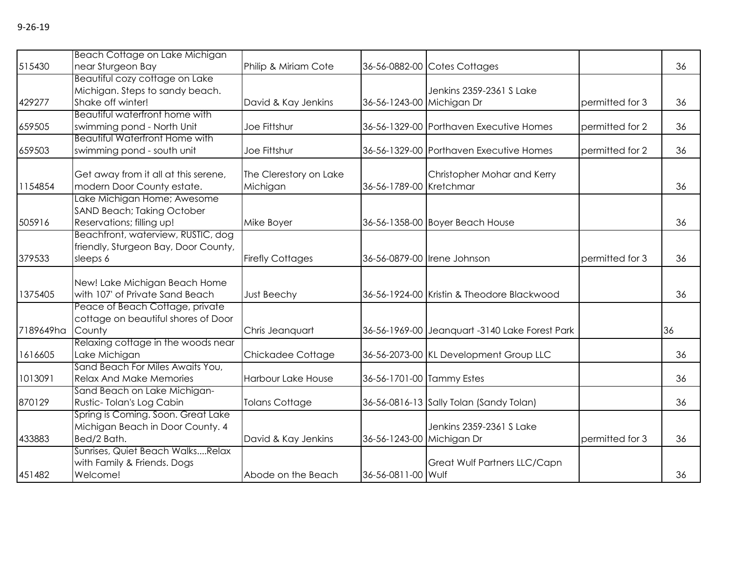9-26-19

| | | | | | | |
|---|---|---|---|---|---|---|
| 515430 | Beach Cottage on Lake Michigan near Sturgeon Bay | Philip & Miriam Cote | 36-56-0882-00 | Cotes Cottages | | 36 |
| 429277 | Beautiful cozy cottage on Lake Michigan. Steps to sandy beach. Shake off winter! | David & Kay Jenkins | 36-56-1243-00 | Jenkins 2359-2361 S Lake Michigan Dr | permitted for 3 | 36 |
| 659505 | Beautiful waterfront home with swimming pond - North Unit | Joe Fittshur | 36-56-1329-00 | Porthaven Executive Homes | permitted for 2 | 36 |
| 659503 | Beautiful Waterfront Home with swimming pond - south unit | Joe Fittshur | 36-56-1329-00 | Porthaven Executive Homes | permitted for 2 | 36 |
| 1154854 | Get away from it all at this serene, modern Door County estate. | The Clerestory on Lake Michigan | 36-56-1789-00 | Christopher Mohar and Kerry Kretchmar | | 36 |
| 505916 | Lake Michigan Home; Awesome SAND Beach; Taking October Reservations; filling up! | Mike Boyer | 36-56-1358-00 | Boyer Beach House | | 36 |
| 379533 | Beachfront, waterview, RUSTIC, dog friendly, Sturgeon Bay, Door County, sleeps 6 | Firefly Cottages | 36-56-0879-00 | Irene Johnson | permitted for 3 | 36 |
| 1375405 | New! Lake Michigan Beach Home with 107' of Private Sand Beach | Just Beechy | 36-56-1924-00 | Kristin & Theodore Blackwood | | 36 |
| 7189649ha | Peace of Beach Cottage, private cottage on beautiful shores of Door County | Chris Jeanquart | 36-56-1969-00 | Jeanquart -3140 Lake Forest Park | | 36 |
| 1616605 | Relaxing cottage in the woods near Lake Michigan | Chickadee Cottage | 36-56-2073-00 | KL Development Group LLC | | 36 |
| 1013091 | Sand Beach For Miles Awaits You, Relax And Make Memories | Harbour Lake House | 36-56-1701-00 | Tammy Estes | | 36 |
| 870129 | Sand Beach on Lake Michigan- Rustic- Tolan's Log Cabin | Tolans Cottage | 36-56-0816-13 | Sally Tolan (Sandy Tolan) | | 36 |
| 433883 | Spring is Coming. Soon. Great Lake Michigan Beach in Door County. 4 Bed/2 Bath. | David & Kay Jenkins | 36-56-1243-00 | Jenkins 2359-2361 S Lake Michigan Dr | permitted for 3 | 36 |
| 451482 | Sunrises, Quiet Beach Walks....Relax with Family & Friends. Dogs Welcome! | Abode on the Beach | 36-56-0811-00 | Great Wulf Partners LLC/Capn Wulf | | 36 |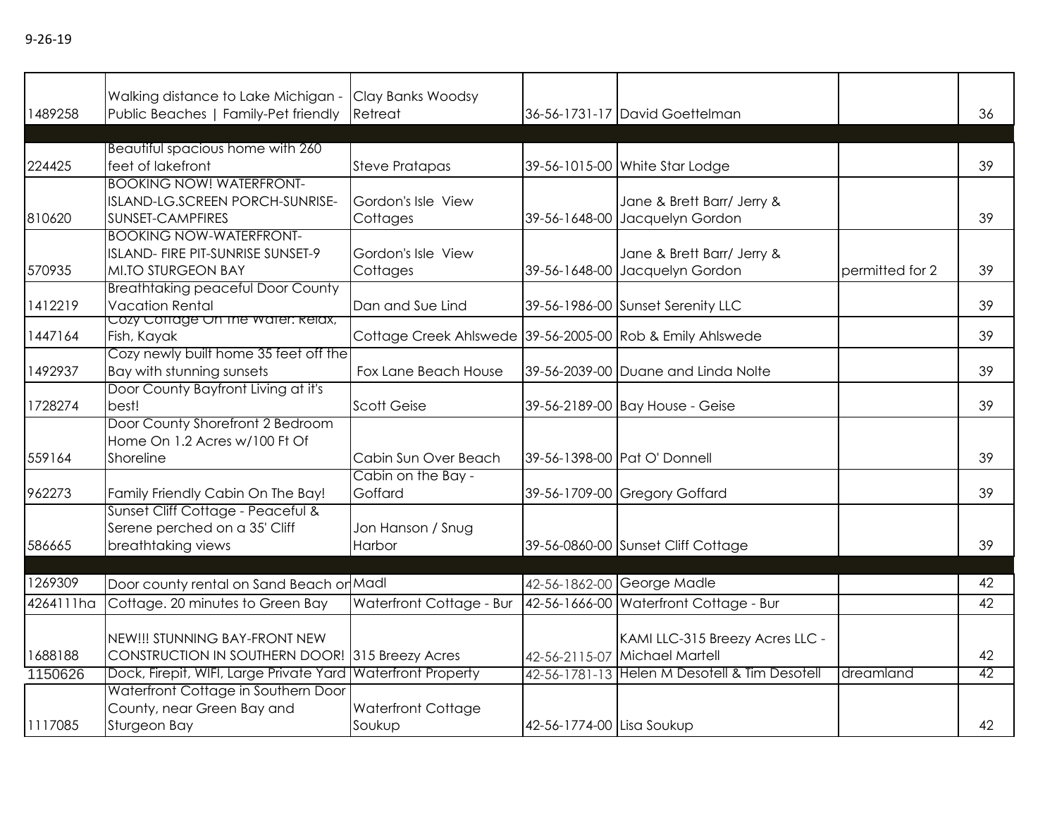9-26-19

| | | | | | | |
|---|---|---|---|---|---|---|
| 1489258 | Walking distance to Lake Michigan - Public Beaches \| Family-Pet friendly | Clay Banks Woodsy Retreat | 36-56-1731-17 | David Goettelman | | 36 |
| | | | | | | |
| 224425 | Beautiful spacious home with 260 feet of lakefront | Steve Pratapas | 39-56-1015-00 | White Star Lodge | | 39 |
| 810620 | BOOKING NOW! WATERFRONT-ISLAND-LG.SCREEN PORCH-SUNRISE-SUNSET-CAMPFIRES | Gordon's Isle View Cottages | 39-56-1648-00 | Jane & Brett Barr/ Jerry & Jacquelyn Gordon | | 39 |
| 570935 | BOOKING NOW-WATERFRONT-ISLAND- FIRE PIT-SUNRISE SUNSET-9 MI.TO STURGEON BAY | Gordon's Isle View Cottages | 39-56-1648-00 | Jane & Brett Barr/ Jerry & Jacquelyn Gordon | permitted for 2 | 39 |
| 1412219 | Breathtaking peaceful Door County Vacation Rental | Dan and Sue Lind | 39-56-1986-00 | Sunset Serenity LLC | | 39 |
| 1447164 | Cozy Cottage On The Water: Relax, Fish, Kayak | Cottage Creek Ahlswede | 39-56-2005-00 | Rob & Emily Ahlswede | | 39 |
| 1492937 | Cozy newly built home 35 feet off the Bay with stunning sunsets | Fox Lane Beach House | 39-56-2039-00 | Duane and Linda Nolte | | 39 |
| 1728274 | Door County Bayfront Living at it's best! | Scott Geise | 39-56-2189-00 | Bay House - Geise | | 39 |
| 559164 | Door County Shorefront 2 Bedroom Home On 1.2 Acres w/100 Ft Of Shoreline | Cabin Sun Over Beach | 39-56-1398-00 | Pat O' Donnell | | 39 |
| 962273 | Family Friendly Cabin On The Bay! | Cabin on the Bay - Goffard | 39-56-1709-00 | Gregory Goffard | | 39 |
| 586665 | Sunset Cliff Cottage - Peaceful & Serene perched on a 35' Cliff breathtaking views | Jon Hanson / Snug Harbor | 39-56-0860-00 | Sunset Cliff Cottage | | 39 |
| | | | | | | |
| 1269309 | Door county rental on Sand Beach on | Madl | 42-56-1862-00 | George Madle | | 42 |
| 4264111ha | Cottage. 20 minutes to Green Bay | Waterfront Cottage - Bur | 42-56-1666-00 | Waterfront Cottage - Bur | | 42 |
| 1688188 | NEW!!! STUNNING BAY-FRONT NEW CONSTRUCTION IN SOUTHERN DOOR! | 315 Breezy Acres | 42-56-2115-07 | KAMI LLC-315 Breezy Acres LLC - Michael Martell | | 42 |
| 1150626 | Dock, Firepit, WIFI, Large Private Yard | Waterfront Property | 42-56-1781-13 | Helen M Desotell & Tim Desotell | dreamland | 42 |
| 1117085 | Waterfront Cottage in Southern Door County, near Green Bay and Sturgeon Bay | Waterfront Cottage Soukup | 42-56-1774-00 | Lisa Soukup | | 42 |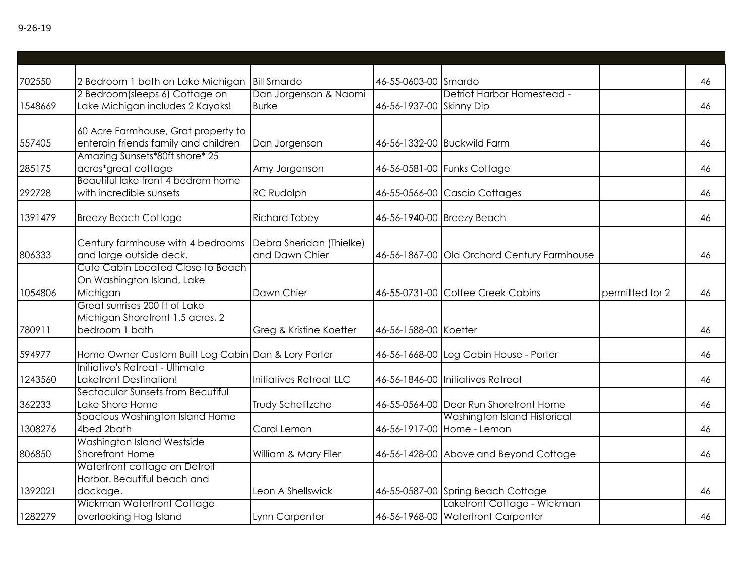9-26-19

| | | | | | | |
|---|---|---|---|---|---|---|
| 702550 | 2 Bedroom 1 bath on Lake Michigan | Bill Smardo | 46-55-0603-00 | Smardo | | 46 |
| 1548669 | 2 Bedroom(sleeps 6) Cottage on Lake Michigan includes 2 Kayaks! | Dan Jorgenson & Naomi Burke | 46-56-1937-00 | Detriot Harbor Homestead - Skinny Dip | | 46 |
| 557405 | 60 Acre Farmhouse, Grat property to enterain friends family and children | Dan Jorgenson | 46-56-1332-00 | Buckwild Farm | | 46 |
| 285175 | Amazing Sunsets*80ft shore* 25 acres*great cottage | Amy Jorgenson | 46-56-0581-00 | Funks Cottage | | 46 |
| 292728 | Beautiful lake front 4 bedrom home with incredible sunsets | RC Rudolph | 46-55-0566-00 | Cascio Cottages | | 46 |
| 1391479 | Breezy Beach Cottage | Richard Tobey | 46-56-1940-00 | Breezy Beach | | 46 |
| 806333 | Century farmhouse with 4 bedrooms and large outside deck. | Debra Sheridan (Thielke) and Dawn Chier | 46-56-1867-00 | Old Orchard Century Farmhouse | | 46 |
| 1054806 | Cute Cabin Located Close to Beach On Washington Island, Lake Michigan | Dawn Chier | 46-55-0731-00 | Coffee Creek Cabins | permitted for 2 | 46 |
| 780911 | Great sunrises 200 ft of Lake Michigan Shorefront 1.5 acres, 2 bedroom 1 bath | Greg & Kristine Koetter | 46-56-1588-00 | Koetter | | 46 |
| 594977 | Home Owner Custom Built Log Cabin | Dan & Lory Porter | 46-56-1668-00 | Log Cabin House - Porter | | 46 |
| 1243560 | Initiative's Retreat - Ultimate Lakefront Destination! | Initiatives Retreat LLC | 46-56-1846-00 | Initiatives Retreat | | 46 |
| 362233 | Sectacular Sunsets from Becutiful Lake Shore Home | Trudy Schelitzche | 46-55-0564-00 | Deer Run Shorefront Home | | 46 |
| 1308276 | Spacious Washington Island Home 4bed 2bath | Carol Lemon | 46-56-1917-00 | Washington Island Historical Home - Lemon | | 46 |
| 806850 | Washington Island Westside Shorefront Home | William & Mary Filer | 46-56-1428-00 | Above and Beyond Cottage | | 46 |
| 1392021 | Waterfront cottage on Detroit Harbor. Beautiful beach and dockage. | Leon A Shellswick | 46-55-0587-00 | Spring Beach Cottage | | 46 |
| 1282279 | Wickman Waterfront Cottage overlooking Hog Island | Lynn Carpenter | 46-56-1968-00 | Lakefront Cottage - Wickman Waterfront Carpenter | | 46 |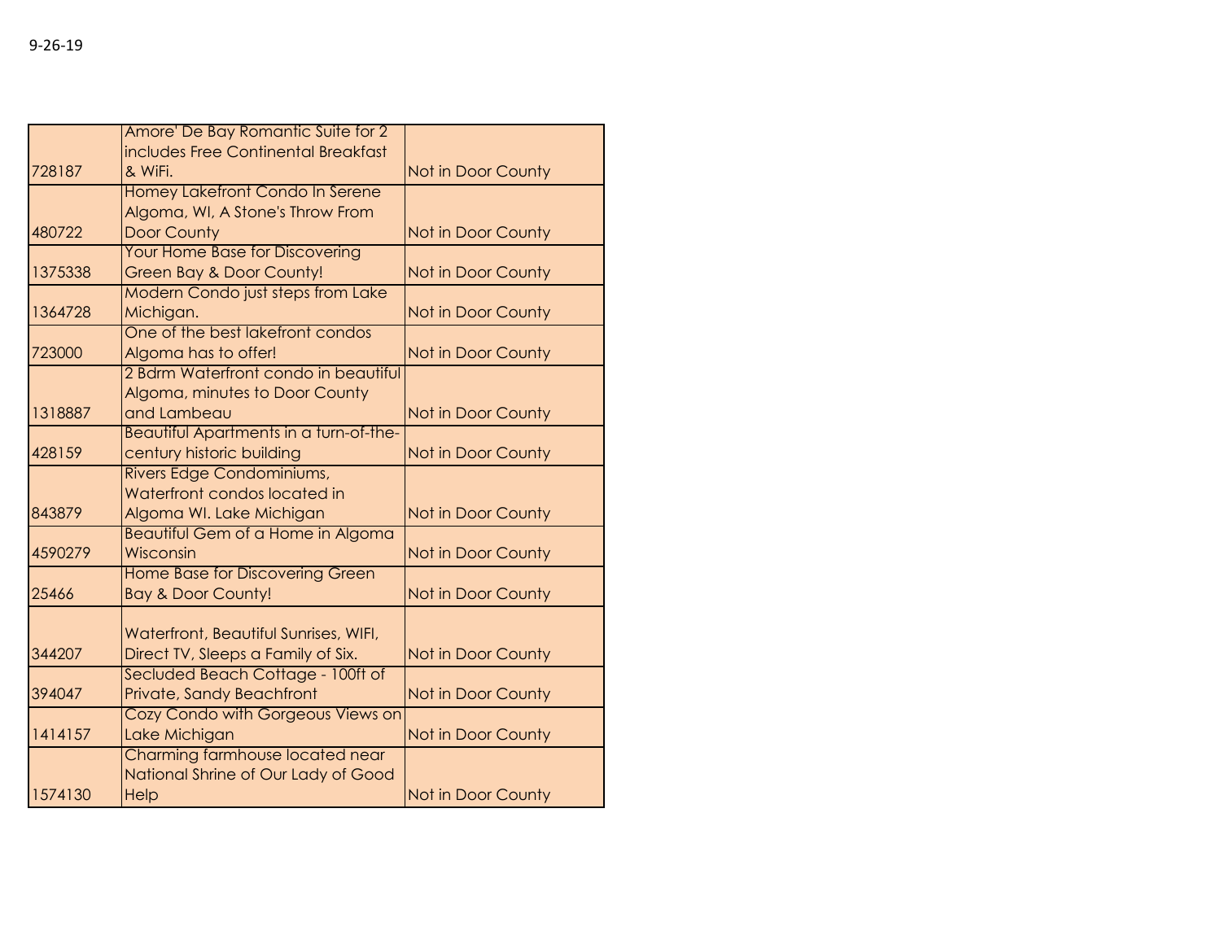9-26-19

| | | |
|---|---|---|
| 728187 | Amore' De Bay Romantic Suite for 2 includes Free Continental Breakfast & WiFi. | Not in Door County |
| 480722 | Homey Lakefront Condo In Serene Algoma, WI, A Stone's Throw From Door County | Not in Door County |
| 1375338 | Your Home Base for Discovering Green Bay & Door County! | Not in Door County |
| 1364728 | Modern Condo just steps from Lake Michigan. | Not in Door County |
| 723000 | One of the best lakefront condos Algoma has to offer! | Not in Door County |
| 1318887 | 2 Bdrm Waterfront condo in beautiful Algoma, minutes to Door County and Lambeau | Not in Door County |
| 428159 | Beautiful Apartments in a turn-of-the-century historic building | Not in Door County |
| 843879 | Rivers Edge Condominiums, Waterfront condos located in Algoma WI. Lake Michigan | Not in Door County |
| 4590279 | Beautiful Gem of a Home in Algoma Wisconsin | Not in Door County |
| 25466 | Home Base for Discovering Green Bay & Door County! | Not in Door County |
| 344207 | Waterfront, Beautiful Sunrises, WIFI, Direct TV, Sleeps a Family of Six. | Not in Door County |
| 394047 | Secluded Beach Cottage - 100ft of Private, Sandy Beachfront | Not in Door County |
| 1414157 | Cozy Condo with Gorgeous Views on Lake Michigan | Not in Door County |
| 1574130 | Charming farmhouse located near National Shrine of Our Lady of Good Help | Not in Door County |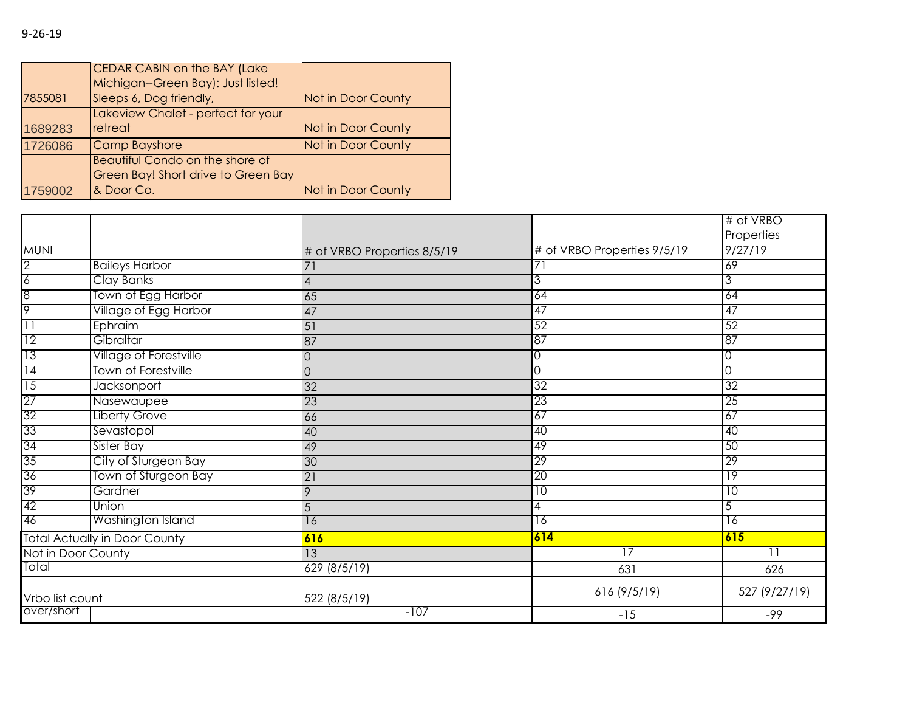9-26-19

| | | |
|---|---|---|
| 7855081 | CEDAR CABIN on the BAY (Lake Michigan--Green Bay): Just listed! Sleeps 6, Dog friendly, | Not in Door County |
| 1689283 | Lakeview Chalet - perfect for your retreat | Not in Door County |
| 1726086 | Camp Bayshore | Not in Door County |
| 1759002 | Beautiful Condo on the shore of Green Bay! Short drive to Green Bay & Door Co. | Not in Door County |

| MUNI | | # of VRBO Properties 8/5/19 | # of VRBO Properties 9/5/19 | # of VRBO Properties 9/27/19 |
|---|---|---|---|---|
| 2 | Baileys Harbor | 71 | 71 | 69 |
| 6 | Clay Banks | 4 | 3 | 3 |
| 8 | Town of Egg Harbor | 65 | 64 | 64 |
| 9 | Village of Egg Harbor | 47 | 47 | 47 |
| 11 | Ephraim | 51 | 52 | 52 |
| 12 | Gibraltar | 87 | 87 | 87 |
| 13 | Village of Forestville | 0 | 0 | 0 |
| 14 | Town of Forestville | 0 | 0 | 0 |
| 15 | Jacksonport | 32 | 32 | 32 |
| 27 | Nasewaupee | 23 | 23 | 25 |
| 32 | Liberty Grove | 66 | 67 | 67 |
| 33 | Sevastopol | 40 | 40 | 40 |
| 34 | Sister Bay | 49 | 49 | 50 |
| 35 | City of Sturgeon Bay | 30 | 29 | 29 |
| 36 | Town of Sturgeon Bay | 21 | 20 | 19 |
| 39 | Gardner | 9 | 10 | 10 |
| 42 | Union | 5 | 4 | 5 |
| 46 | Washington Island | 16 | 16 | 16 |
| Total Actually in Door County | | **616** | **614** | **615** |
| Not in Door County | | 13 | 17 | 11 |
| Total | | 629 (8/5/19) | 631 | 626 |
| Vrbo list count | | 522 (8/5/19) | 616 (9/5/19) | 527 (9/27/19) |
| over/short | | -107 | -15 | -99 |